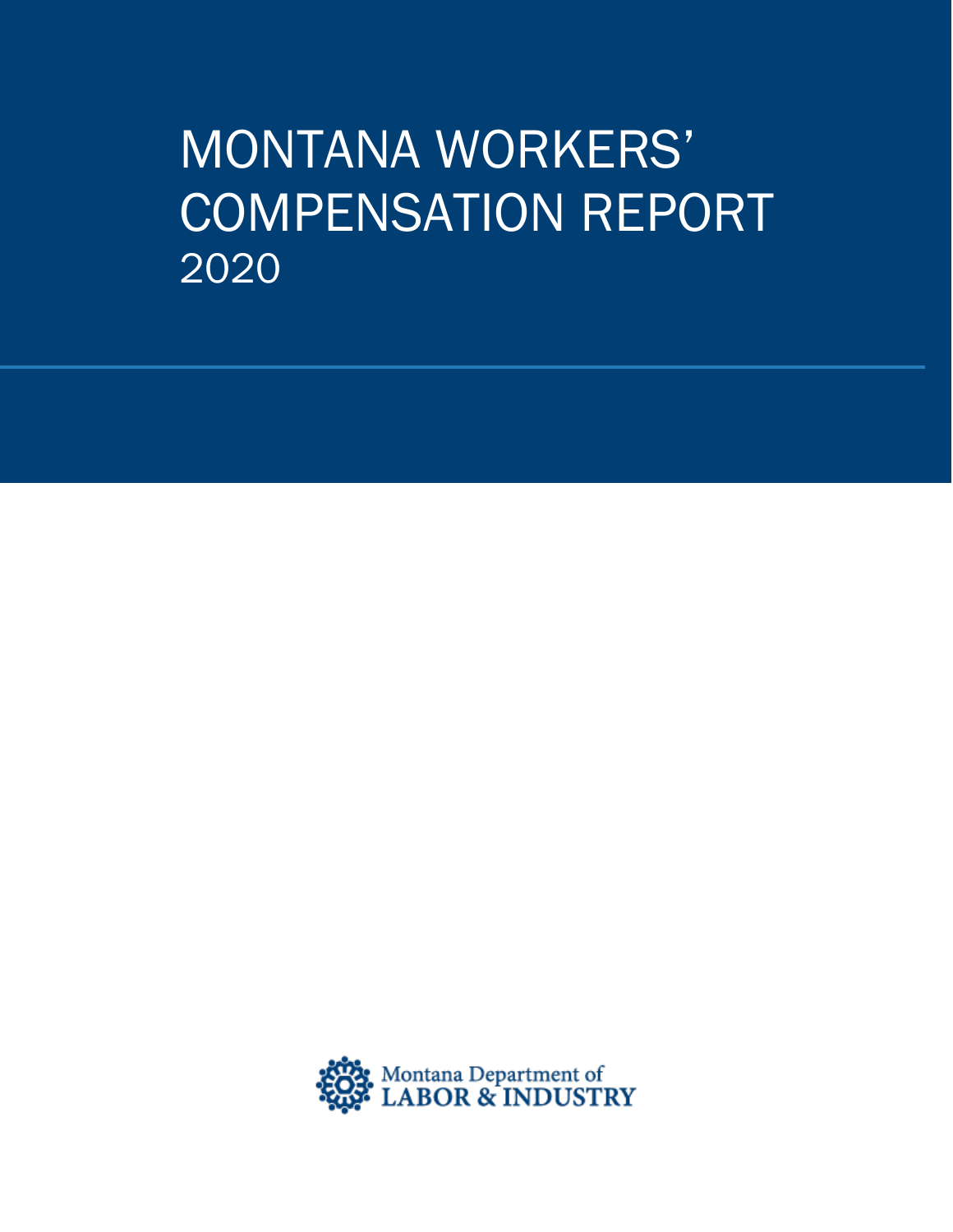# MONTANA WORKERS' COMPENSATION REPORT

2020

Montana Department of
LABOR & INDUSTRY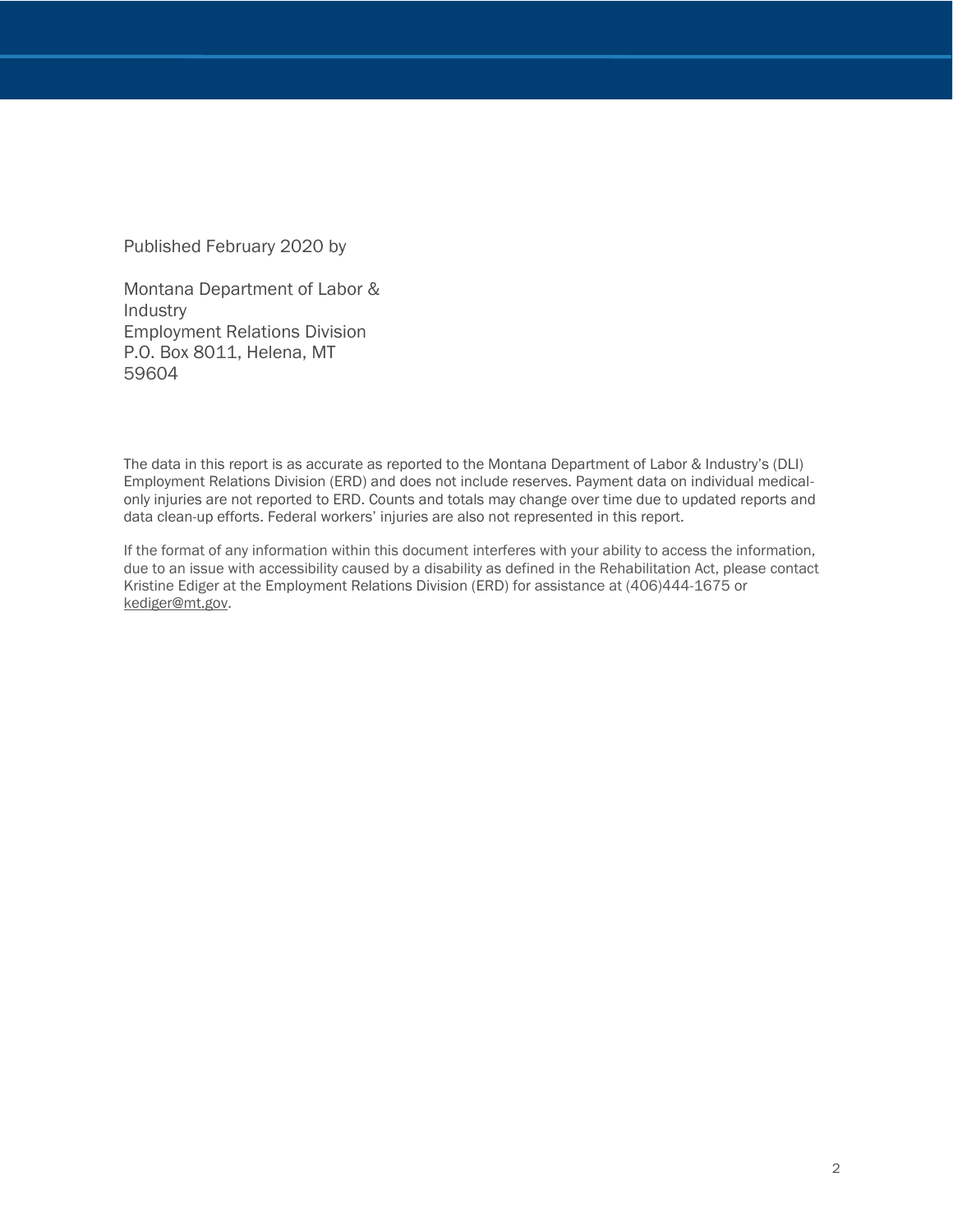Published February 2020 by

Montana Department of Labor & Industry
Employment Relations Division
P.O. Box 8011, Helena, MT 59604

The data in this report is as accurate as reported to the Montana Department of Labor & Industry's (DLI) Employment Relations Division (ERD) and does not include reserves. Payment data on individual medical-only injuries are not reported to ERD. Counts and totals may change over time due to updated reports and data clean-up efforts. Federal workers' injuries are also not represented in this report.

If the format of any information within this document interferes with your ability to access the information, due to an issue with accessibility caused by a disability as defined in the Rehabilitation Act, please contact Kristine Ediger at the Employment Relations Division (ERD) for assistance at (406)444-1675 or kediger@mt.gov.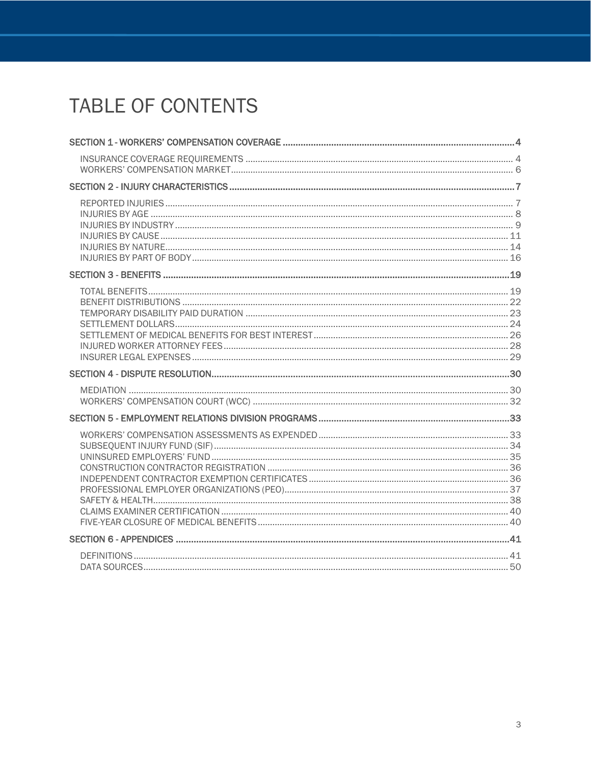# TABLE OF CONTENTS

**SECTION 1 - WORKERS' COMPENSATION COVERAGE ..... 4**

- INSURANCE COVERAGE REQUIREMENTS ..... 4
- WORKERS' COMPENSATION MARKET ..... 6

**SECTION 2 - INJURY CHARACTERISTICS ..... 7**

- REPORTED INJURIES ..... 7
- INJURIES BY AGE ..... 8
- INJURIES BY INDUSTRY ..... 9
- INJURIES BY CAUSE ..... 11
- INJURIES BY NATURE ..... 14
- INJURIES BY PART OF BODY ..... 16

**SECTION 3 - BENEFITS ..... 19**

- TOTAL BENEFITS ..... 19
- BENEFIT DISTRIBUTIONS ..... 22
- TEMPORARY DISABILITY PAID DURATION ..... 23
- SETTLEMENT DOLLARS ..... 24
- SETTLEMENT OF MEDICAL BENEFITS FOR BEST INTEREST ..... 26
- INJURED WORKER ATTORNEY FEES ..... 28
- INSURER LEGAL EXPENSES ..... 29

**SECTION 4 - DISPUTE RESOLUTION ..... 30**

- MEDIATION ..... 30
- WORKERS' COMPENSATION COURT (WCC) ..... 32

**SECTION 5 - EMPLOYMENT RELATIONS DIVISION PROGRAMS ..... 33**

- WORKERS' COMPENSATION ASSESSMENTS AS EXPENDED ..... 33
- SUBSEQUENT INJURY FUND (SIF) ..... 34
- UNINSURED EMPLOYERS' FUND ..... 35
- CONSTRUCTION CONTRACTOR REGISTRATION ..... 36
- INDEPENDENT CONTRACTOR EXEMPTION CERTIFICATES ..... 36
- PROFESSIONAL EMPLOYER ORGANIZATIONS (PEO) ..... 37
- SAFETY & HEALTH ..... 38
- CLAIMS EXAMINER CERTIFICATION ..... 40
- FIVE-YEAR CLOSURE OF MEDICAL BENEFITS ..... 40

**SECTION 6 - APPENDICES ..... 41**

- DEFINITIONS ..... 41
- DATA SOURCES ..... 50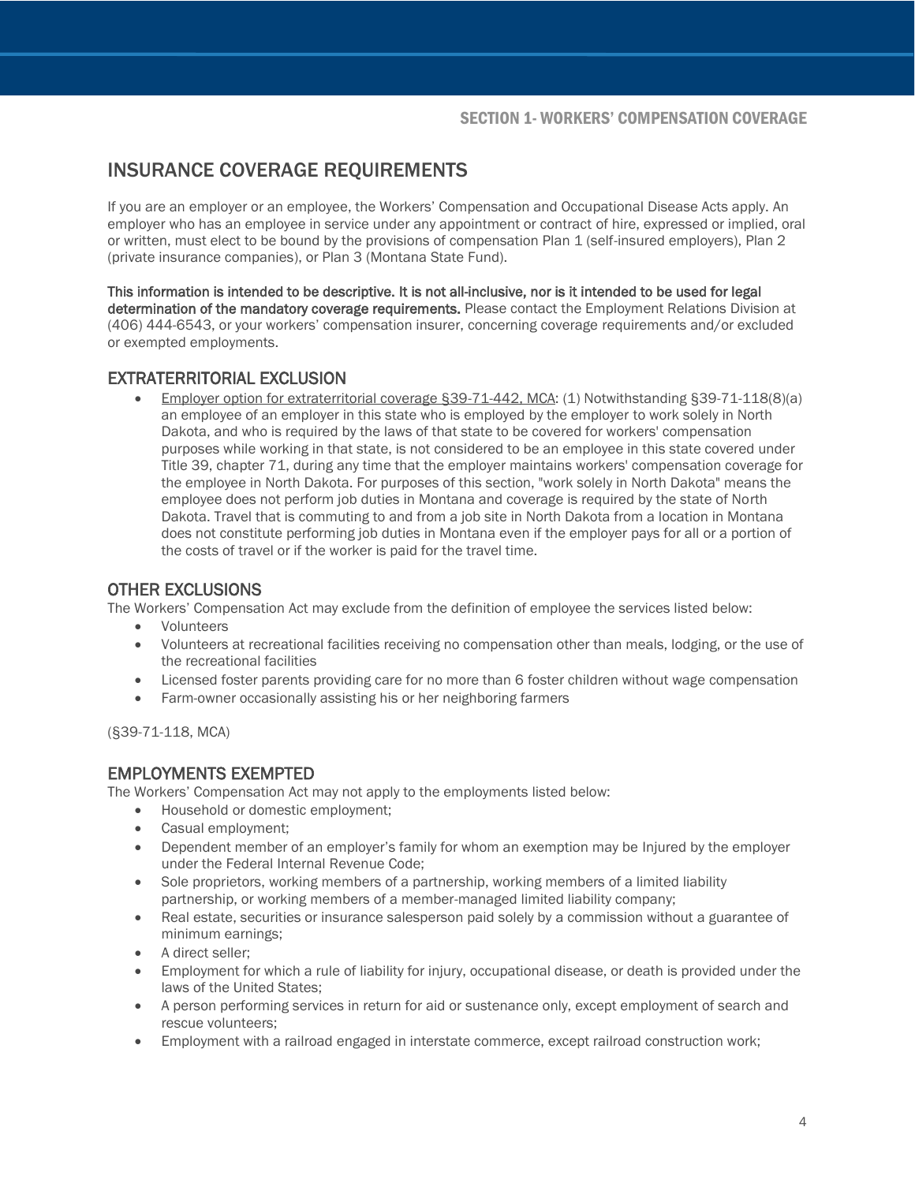# INSURANCE COVERAGE REQUIREMENTS

If you are an employer or an employee, the Workers' Compensation and Occupational Disease Acts apply. An employer who has an employee in service under any appointment or contract of hire, expressed or implied, oral or written, must elect to be bound by the provisions of compensation Plan 1 (self-insured employers), Plan 2 (private insurance companies), or Plan 3 (Montana State Fund).

**This information is intended to be descriptive. It is not all-inclusive, nor is it intended to be used for legal determination of the mandatory coverage requirements.** Please contact the Employment Relations Division at (406) 444-6543, or your workers' compensation insurer, concerning coverage requirements and/or excluded or exempted employments.

## EXTRATERRITORIAL EXCLUSION

- Employer option for extraterritorial coverage §39-71-442, MCA: (1) Notwithstanding §39-71-118(8)(a) an employee of an employer in this state who is employed by the employer to work solely in North Dakota, and who is required by the laws of that state to be covered for workers' compensation purposes while working in that state, is not considered to be an employee in this state covered under Title 39, chapter 71, during any time that the employer maintains workers' compensation coverage for the employee in North Dakota. For purposes of this section, "work solely in North Dakota" means the employee does not perform job duties in Montana and coverage is required by the state of North Dakota. Travel that is commuting to and from a job site in North Dakota from a location in Montana does not constitute performing job duties in Montana even if the employer pays for all or a portion of the costs of travel or if the worker is paid for the travel time.

## OTHER EXCLUSIONS

The Workers' Compensation Act may exclude from the definition of employee the services listed below:

- Volunteers
- Volunteers at recreational facilities receiving no compensation other than meals, lodging, or the use of the recreational facilities
- Licensed foster parents providing care for no more than 6 foster children without wage compensation
- Farm-owner occasionally assisting his or her neighboring farmers

(§39-71-118, MCA)

## EMPLOYMENTS EXEMPTED

The Workers' Compensation Act may not apply to the employments listed below:

- Household or domestic employment;
- Casual employment;
- Dependent member of an employer's family for whom an exemption may be Injured by the employer under the Federal Internal Revenue Code;
- Sole proprietors, working members of a partnership, working members of a limited liability partnership, or working members of a member-managed limited liability company;
- Real estate, securities or insurance salesperson paid solely by a commission without a guarantee of minimum earnings;
- A direct seller;
- Employment for which a rule of liability for injury, occupational disease, or death is provided under the laws of the United States;
- A person performing services in return for aid or sustenance only, except employment of search and rescue volunteers;
- Employment with a railroad engaged in interstate commerce, except railroad construction work;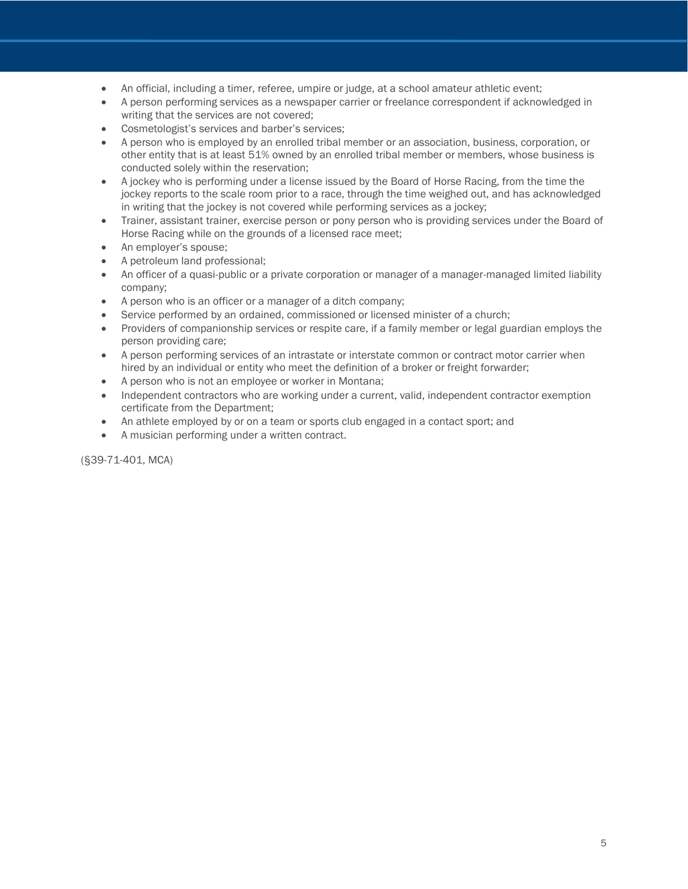- An official, including a timer, referee, umpire or judge, at a school amateur athletic event;
- A person performing services as a newspaper carrier or freelance correspondent if acknowledged in writing that the services are not covered;
- Cosmetologist's services and barber's services;
- A person who is employed by an enrolled tribal member or an association, business, corporation, or other entity that is at least 51% owned by an enrolled tribal member or members, whose business is conducted solely within the reservation;
- A jockey who is performing under a license issued by the Board of Horse Racing, from the time the jockey reports to the scale room prior to a race, through the time weighed out, and has acknowledged in writing that the jockey is not covered while performing services as a jockey;
- Trainer, assistant trainer, exercise person or pony person who is providing services under the Board of Horse Racing while on the grounds of a licensed race meet;
- An employer's spouse;
- A petroleum land professional;
- An officer of a quasi-public or a private corporation or manager of a manager-managed limited liability company;
- A person who is an officer or a manager of a ditch company;
- Service performed by an ordained, commissioned or licensed minister of a church;
- Providers of companionship services or respite care, if a family member or legal guardian employs the person providing care;
- A person performing services of an intrastate or interstate common or contract motor carrier when hired by an individual or entity who meet the definition of a broker or freight forwarder;
- A person who is not an employee or worker in Montana;
- Independent contractors who are working under a current, valid, independent contractor exemption certificate from the Department;
- An athlete employed by or on a team or sports club engaged in a contact sport; and
- A musician performing under a written contract.

(§39-71-401, MCA)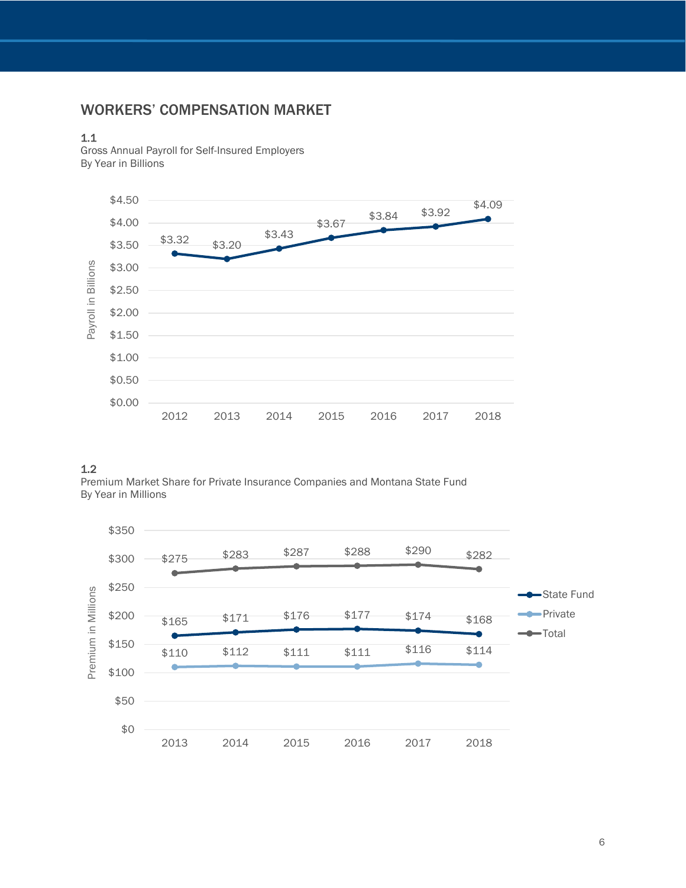## WORKERS' COMPENSATION MARKET

**1.1**
Gross Annual Payroll for Self-Insured Employers
By Year in Billions

| Year | Payroll in Billions |
| --- | --- |
| 2012 | $3.32 |
| 2013 | $3.20 |
| 2014 | $3.43 |
| 2015 | $3.67 |
| 2016 | $3.84 |
| 2017 | $3.92 |
| 2018 | $4.09 |

**1.2**
Premium Market Share for Private Insurance Companies and Montana State Fund
By Year in Millions

| Year | State Fund | Private | Total |
| --- | --- | --- | --- |
| 2013 | $165 | $110 | $275 |
| 2014 | $171 | $112 | $283 |
| 2015 | $176 | $111 | $287 |
| 2016 | $177 | $111 | $288 |
| 2017 | $174 | $116 | $290 |
| 2018 | $168 | $114 | $282 |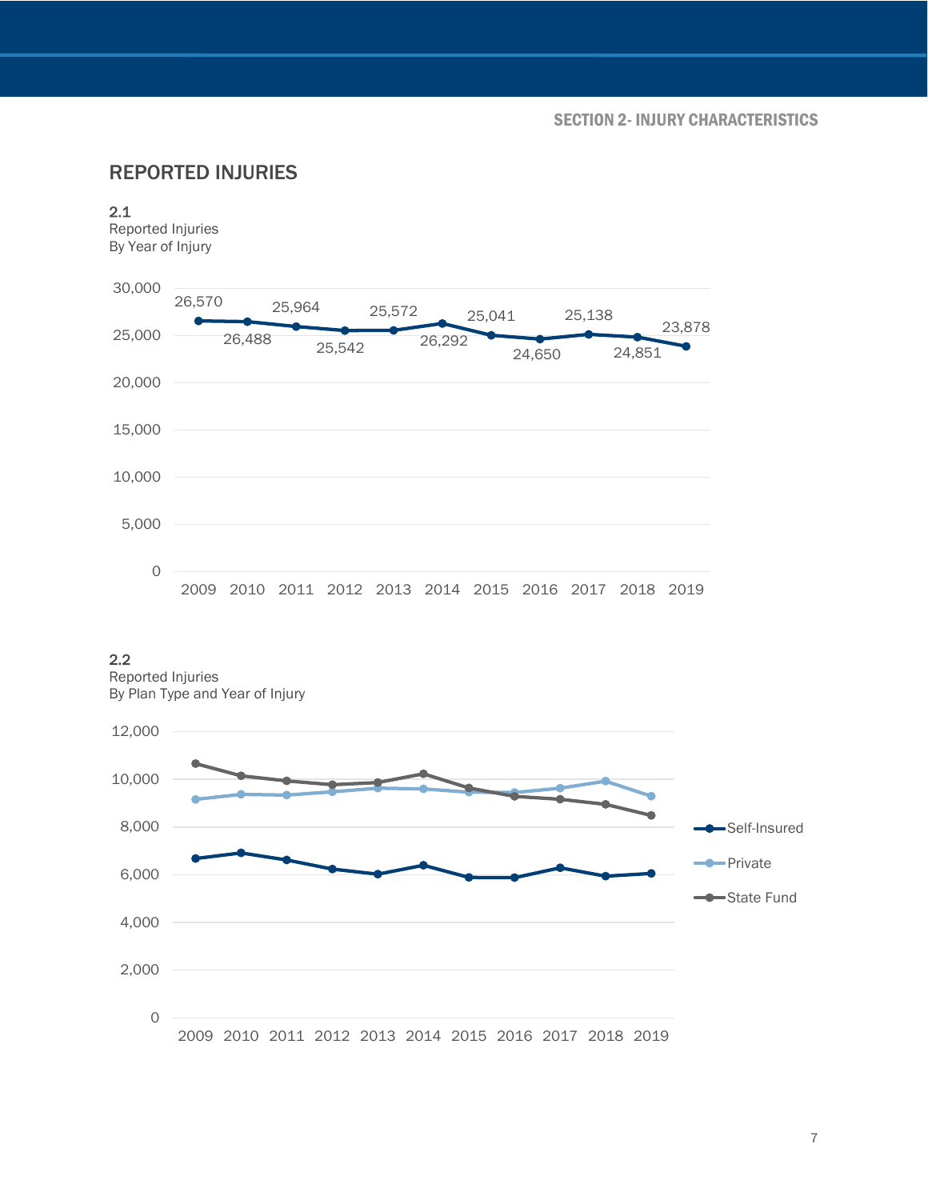# REPORTED INJURIES

**2.1**
Reported Injuries
By Year of Injury

| Year | Reported Injuries |
|---|---|
| 2009 | 26,570 |
| 2010 | 26,488 |
| 2011 | 25,964 |
| 2012 | 25,542 |
| 2013 | 25,572 |
| 2014 | 26,292 |
| 2015 | 25,041 |
| 2016 | 24,650 |
| 2017 | 25,138 |
| 2018 | 24,851 |
| 2019 | 23,878 |

**2.2**
Reported Injuries
By Plan Type and Year of Injury

Self-Insured | Private | State Fund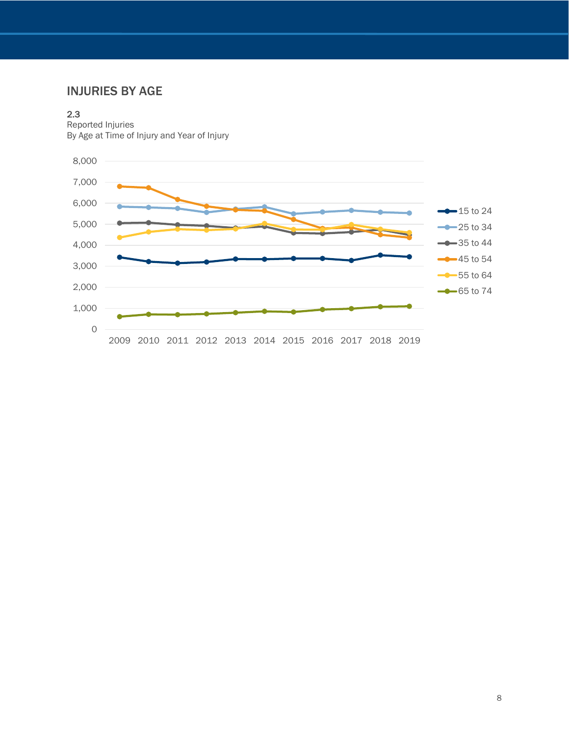## INJURIES BY AGE

**2.3**
Reported Injuries
By Age at Time of Injury and Year of Injury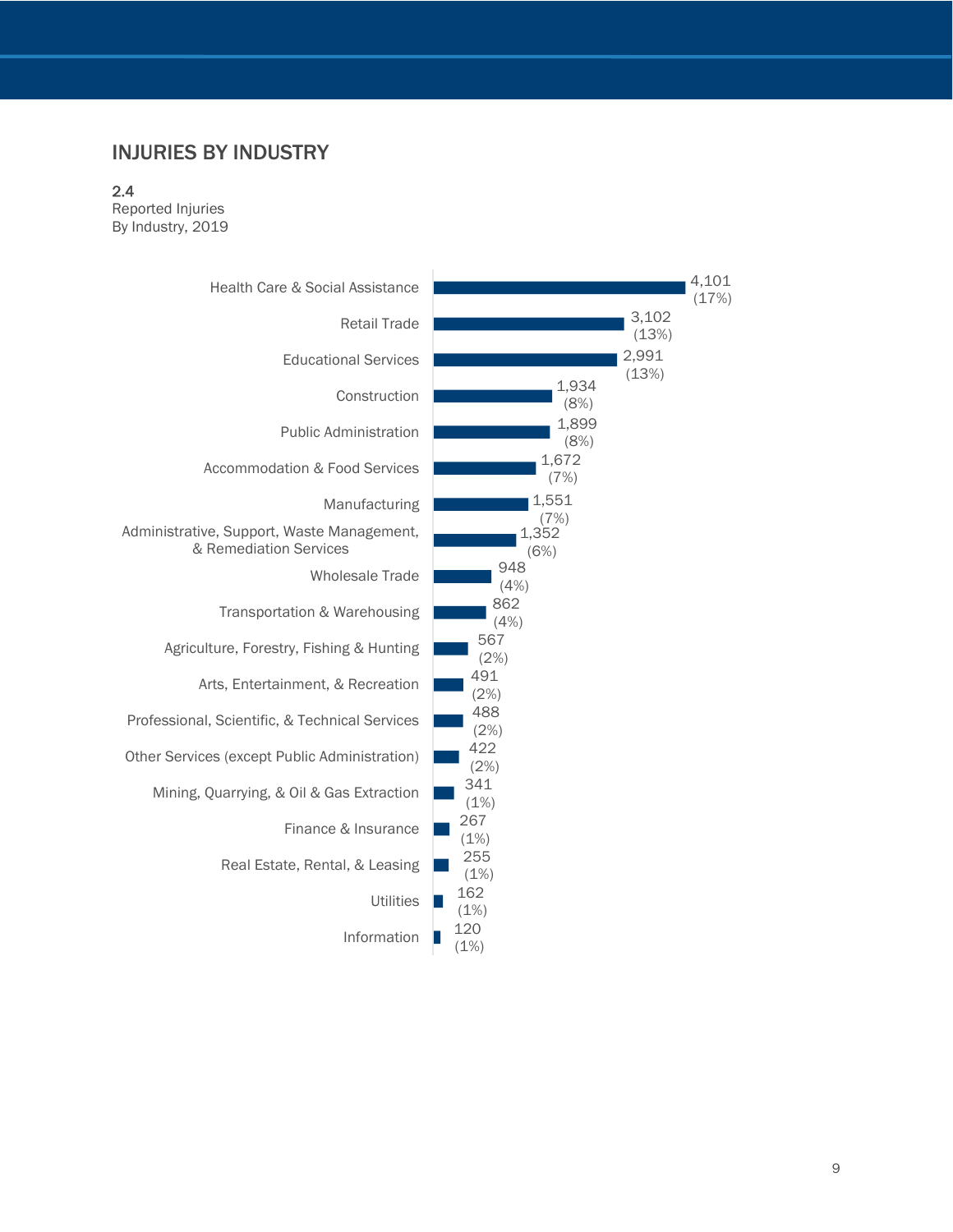## INJURIES BY INDUSTRY

2.4
Reported Injuries
By Industry, 2019

| Industry | Reported Injuries | Percent |
| --- | --- | --- |
| Health Care & Social Assistance | 4,101 | (17%) |
| Retail Trade | 3,102 | (13%) |
| Educational Services | 2,991 | (13%) |
| Construction | 1,934 | (8%) |
| Public Administration | 1,899 | (8%) |
| Accommodation & Food Services | 1,672 | (7%) |
| Manufacturing | 1,551 | (7%) |
| Administrative, Support, Waste Management, & Remediation Services | 1,352 | (6%) |
| Wholesale Trade | 948 | (4%) |
| Transportation & Warehousing | 862 | (4%) |
| Agriculture, Forestry, Fishing & Hunting | 567 | (2%) |
| Arts, Entertainment, & Recreation | 491 | (2%) |
| Professional, Scientific, & Technical Services | 488 | (2%) |
| Other Services (except Public Administration) | 422 | (2%) |
| Mining, Quarrying, & Oil & Gas Extraction | 341 | (1%) |
| Finance & Insurance | 267 | (1%) |
| Real Estate, Rental, & Leasing | 255 | (1%) |
| Utilities | 162 | (1%) |
| Information | 120 | (1%) |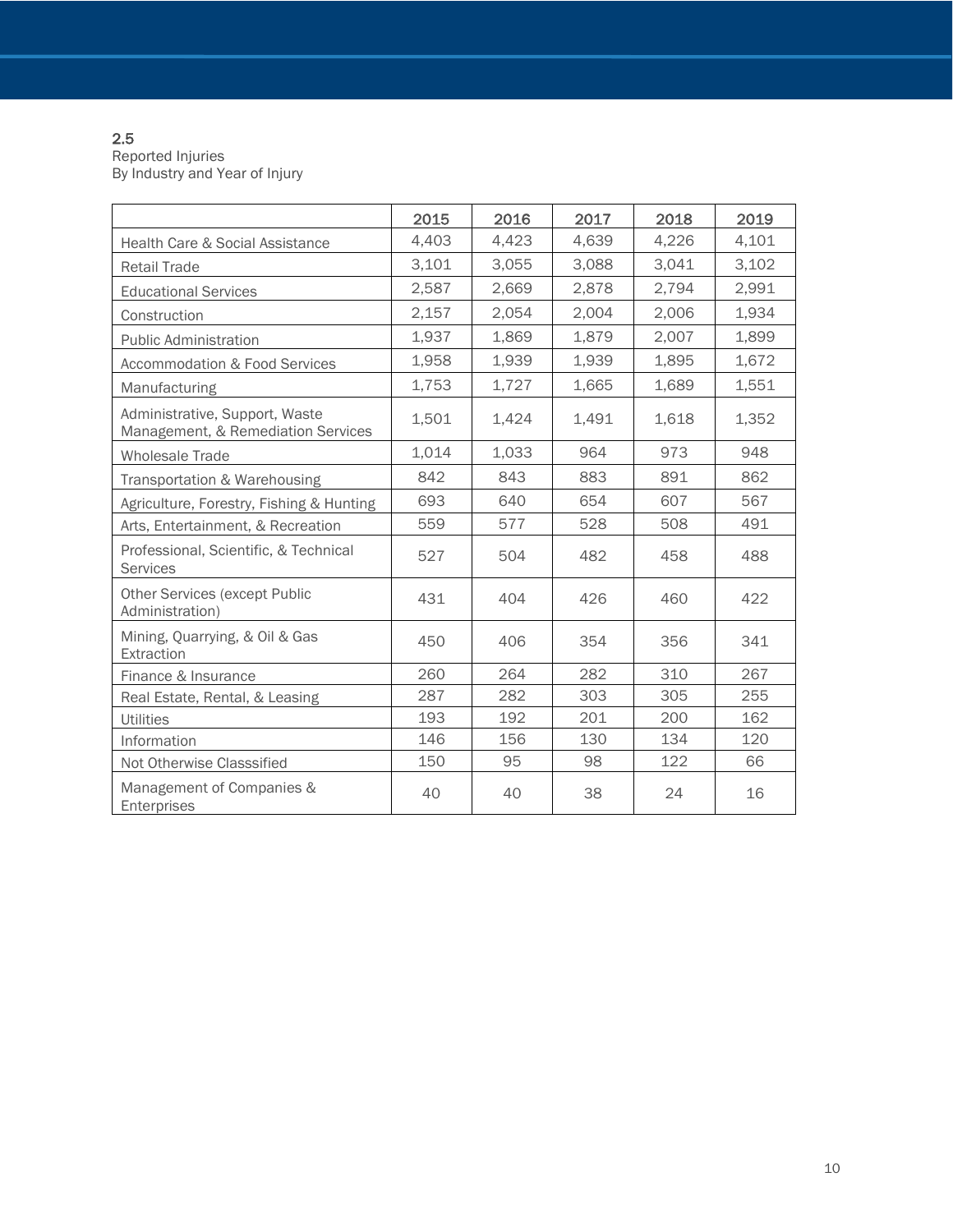2.5
Reported Injuries
By Industry and Year of Injury

| | 2015 | 2016 | 2017 | 2018 | 2019 |
|---|---|---|---|---|---|
| Health Care & Social Assistance | 4,403 | 4,423 | 4,639 | 4,226 | 4,101 |
| Retail Trade | 3,101 | 3,055 | 3,088 | 3,041 | 3,102 |
| Educational Services | 2,587 | 2,669 | 2,878 | 2,794 | 2,991 |
| Construction | 2,157 | 2,054 | 2,004 | 2,006 | 1,934 |
| Public Administration | 1,937 | 1,869 | 1,879 | 2,007 | 1,899 |
| Accommodation & Food Services | 1,958 | 1,939 | 1,939 | 1,895 | 1,672 |
| Manufacturing | 1,753 | 1,727 | 1,665 | 1,689 | 1,551 |
| Administrative, Support, Waste Management, & Remediation Services | 1,501 | 1,424 | 1,491 | 1,618 | 1,352 |
| Wholesale Trade | 1,014 | 1,033 | 964 | 973 | 948 |
| Transportation & Warehousing | 842 | 843 | 883 | 891 | 862 |
| Agriculture, Forestry, Fishing & Hunting | 693 | 640 | 654 | 607 | 567 |
| Arts, Entertainment, & Recreation | 559 | 577 | 528 | 508 | 491 |
| Professional, Scientific, & Technical Services | 527 | 504 | 482 | 458 | 488 |
| Other Services (except Public Administration) | 431 | 404 | 426 | 460 | 422 |
| Mining, Quarrying, & Oil & Gas Extraction | 450 | 406 | 354 | 356 | 341 |
| Finance & Insurance | 260 | 264 | 282 | 310 | 267 |
| Real Estate, Rental, & Leasing | 287 | 282 | 303 | 305 | 255 |
| Utilities | 193 | 192 | 201 | 200 | 162 |
| Information | 146 | 156 | 130 | 134 | 120 |
| Not Otherwise Classsified | 150 | 95 | 98 | 122 | 66 |
| Management of Companies & Enterprises | 40 | 40 | 38 | 24 | 16 |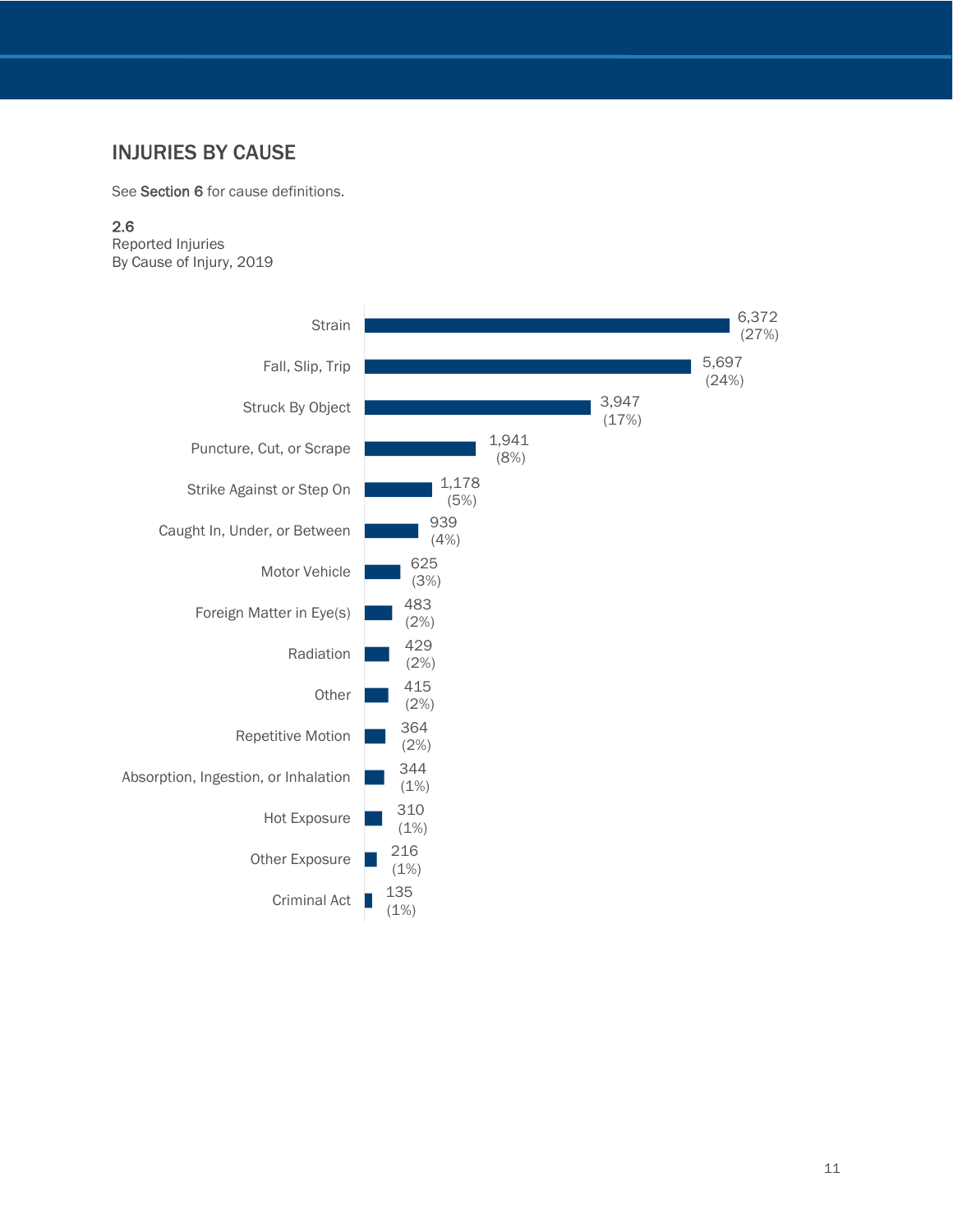## INJURIES BY CAUSE

See **Section 6** for cause definitions.

**2.6**
Reported Injuries
By Cause of Injury, 2019

| Cause of Injury | Reported Injuries | Percent |
|---|---|---|
| Strain | 6,372 | (27%) |
| Fall, Slip, Trip | 5,697 | (24%) |
| Struck By Object | 3,947 | (17%) |
| Puncture, Cut, or Scrape | 1,941 | (8%) |
| Strike Against or Step On | 1,178 | (5%) |
| Caught In, Under, or Between | 939 | (4%) |
| Motor Vehicle | 625 | (3%) |
| Foreign Matter in Eye(s) | 483 | (2%) |
| Radiation | 429 | (2%) |
| Other | 415 | (2%) |
| Repetitive Motion | 364 | (2%) |
| Absorption, Ingestion, or Inhalation | 344 | (1%) |
| Hot Exposure | 310 | (1%) |
| Other Exposure | 216 | (1%) |
| Criminal Act | 135 | (1%) |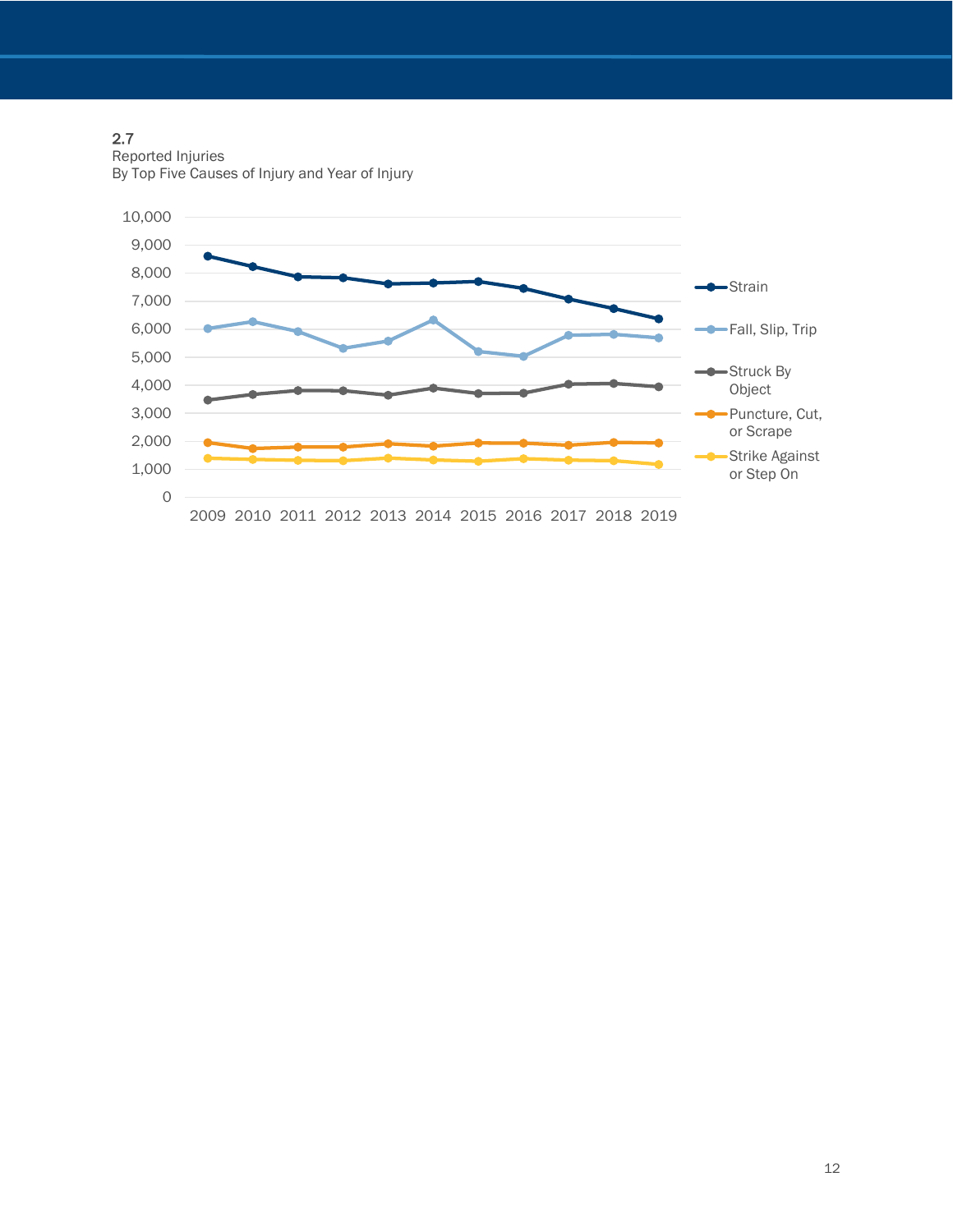2.7
Reported Injuries
By Top Five Causes of Injury and Year of Injury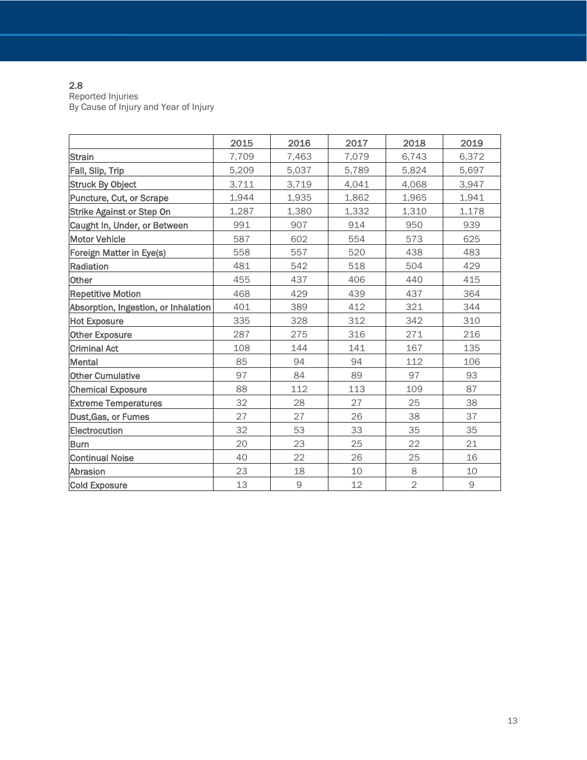## 2.8
Reported Injuries
By Cause of Injury and Year of Injury

| | 2015 | 2016 | 2017 | 2018 | 2019 |
|---|---|---|---|---|---|
| Strain | 7,709 | 7,463 | 7,079 | 6,743 | 6,372 |
| Fall, Slip, Trip | 5,209 | 5,037 | 5,789 | 5,824 | 5,697 |
| Struck By Object | 3,711 | 3,719 | 4,041 | 4,068 | 3,947 |
| Puncture, Cut, or Scrape | 1,944 | 1,935 | 1,862 | 1,965 | 1,941 |
| Strike Against or Step On | 1,287 | 1,380 | 1,332 | 1,310 | 1,178 |
| Caught In, Under, or Between | 991 | 907 | 914 | 950 | 939 |
| Motor Vehicle | 587 | 602 | 554 | 573 | 625 |
| Foreign Matter in Eye(s) | 558 | 557 | 520 | 438 | 483 |
| Radiation | 481 | 542 | 518 | 504 | 429 |
| Other | 455 | 437 | 406 | 440 | 415 |
| Repetitive Motion | 468 | 429 | 439 | 437 | 364 |
| Absorption, Ingestion, or Inhalation | 401 | 389 | 412 | 321 | 344 |
| Hot Exposure | 335 | 328 | 312 | 342 | 310 |
| Other Exposure | 287 | 275 | 316 | 271 | 216 |
| Criminal Act | 108 | 144 | 141 | 167 | 135 |
| Mental | 85 | 94 | 94 | 112 | 106 |
| Other Cumulative | 97 | 84 | 89 | 97 | 93 |
| Chemical Exposure | 88 | 112 | 113 | 109 | 87 |
| Extreme Temperatures | 32 | 28 | 27 | 25 | 38 |
| Dust,Gas, or Fumes | 27 | 27 | 26 | 38 | 37 |
| Electrocution | 32 | 53 | 33 | 35 | 35 |
| Burn | 20 | 23 | 25 | 22 | 21 |
| Continual Noise | 40 | 22 | 26 | 25 | 16 |
| Abrasion | 23 | 18 | 10 | 8 | 10 |
| Cold Exposure | 13 | 9 | 12 | 2 | 9 |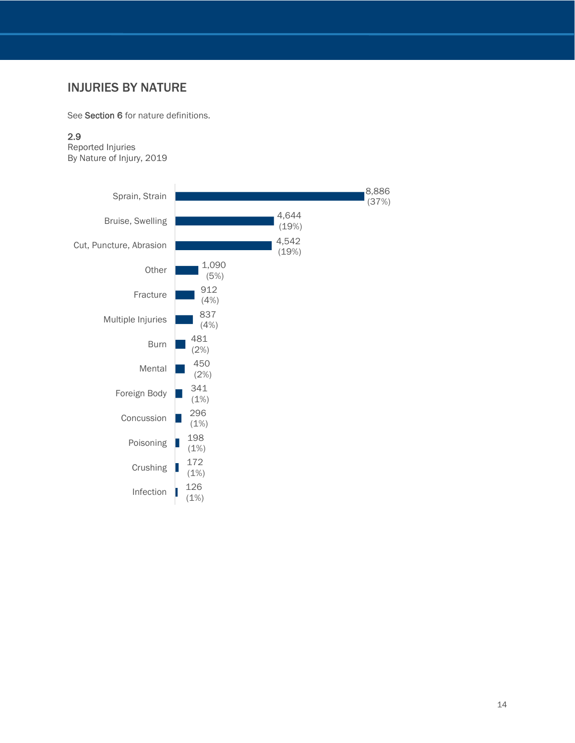## INJURIES BY NATURE

See **Section 6** for nature definitions.

**2.9**
Reported Injuries
By Nature of Injury, 2019

| Nature of Injury | Count | Percent |
|---|---|---|
| Sprain, Strain | 8,886 | (37%) |
| Bruise, Swelling | 4,644 | (19%) |
| Cut, Puncture, Abrasion | 4,542 | (19%) |
| Other | 1,090 | (5%) |
| Fracture | 912 | (4%) |
| Multiple Injuries | 837 | (4%) |
| Burn | 481 | (2%) |
| Mental | 450 | (2%) |
| Foreign Body | 341 | (1%) |
| Concussion | 296 | (1%) |
| Poisoning | 198 | (1%) |
| Crushing | 172 | (1%) |
| Infection | 126 | (1%) |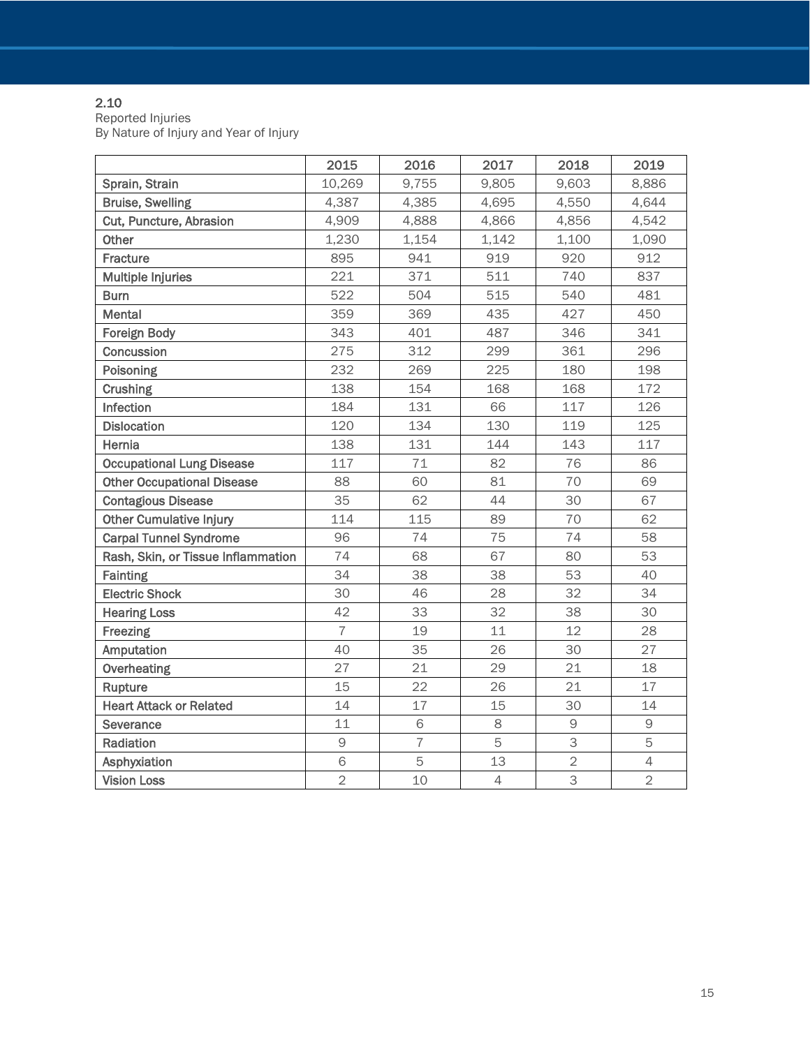2.10

Reported Injuries

By Nature of Injury and Year of Injury

| | 2015 | 2016 | 2017 | 2018 | 2019 |
|---|---|---|---|---|---|
| Sprain, Strain | 10,269 | 9,755 | 9,805 | 9,603 | 8,886 |
| Bruise, Swelling | 4,387 | 4,385 | 4,695 | 4,550 | 4,644 |
| Cut, Puncture, Abrasion | 4,909 | 4,888 | 4,866 | 4,856 | 4,542 |
| Other | 1,230 | 1,154 | 1,142 | 1,100 | 1,090 |
| Fracture | 895 | 941 | 919 | 920 | 912 |
| Multiple Injuries | 221 | 371 | 511 | 740 | 837 |
| Burn | 522 | 504 | 515 | 540 | 481 |
| Mental | 359 | 369 | 435 | 427 | 450 |
| Foreign Body | 343 | 401 | 487 | 346 | 341 |
| Concussion | 275 | 312 | 299 | 361 | 296 |
| Poisoning | 232 | 269 | 225 | 180 | 198 |
| Crushing | 138 | 154 | 168 | 168 | 172 |
| Infection | 184 | 131 | 66 | 117 | 126 |
| Dislocation | 120 | 134 | 130 | 119 | 125 |
| Hernia | 138 | 131 | 144 | 143 | 117 |
| Occupational Lung Disease | 117 | 71 | 82 | 76 | 86 |
| Other Occupational Disease | 88 | 60 | 81 | 70 | 69 |
| Contagious Disease | 35 | 62 | 44 | 30 | 67 |
| Other Cumulative Injury | 114 | 115 | 89 | 70 | 62 |
| Carpal Tunnel Syndrome | 96 | 74 | 75 | 74 | 58 |
| Rash, Skin, or Tissue Inflammation | 74 | 68 | 67 | 80 | 53 |
| Fainting | 34 | 38 | 38 | 53 | 40 |
| Electric Shock | 30 | 46 | 28 | 32 | 34 |
| Hearing Loss | 42 | 33 | 32 | 38 | 30 |
| Freezing | 7 | 19 | 11 | 12 | 28 |
| Amputation | 40 | 35 | 26 | 30 | 27 |
| Overheating | 27 | 21 | 29 | 21 | 18 |
| Rupture | 15 | 22 | 26 | 21 | 17 |
| Heart Attack or Related | 14 | 17 | 15 | 30 | 14 |
| Severance | 11 | 6 | 8 | 9 | 9 |
| Radiation | 9 | 7 | 5 | 3 | 5 |
| Asphyxiation | 6 | 5 | 13 | 2 | 4 |
| Vision Loss | 2 | 10 | 4 | 3 | 2 |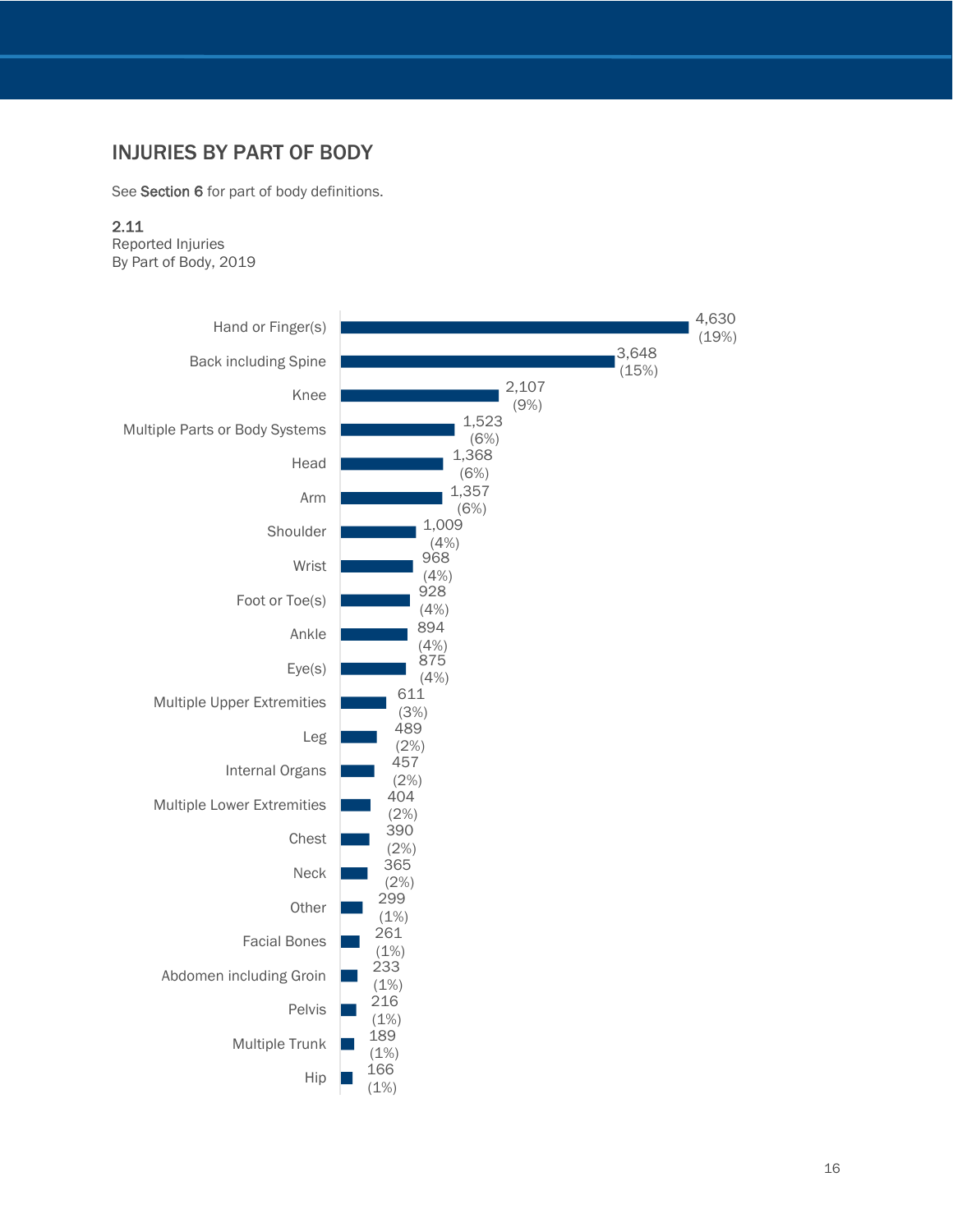## INJURIES BY PART OF BODY

See **Section 6** for part of body definitions.

**2.11**
Reported Injuries
By Part of Body, 2019

| Part of Body | Injuries | Percent |
|---|---|---|
| Hand or Finger(s) | 4,630 | (19%) |
| Back including Spine | 3,648 | (15%) |
| Knee | 2,107 | (9%) |
| Multiple Parts or Body Systems | 1,523 | (6%) |
| Head | 1,368 | (6%) |
| Arm | 1,357 | (6%) |
| Shoulder | 1,009 | (4%) |
| Wrist | 968 | (4%) |
| Foot or Toe(s) | 928 | (4%) |
| Ankle | 894 | (4%) |
| Eye(s) | 875 | (4%) |
| Multiple Upper Extremities | 611 | (3%) |
| Leg | 489 | (2%) |
| Internal Organs | 457 | (2%) |
| Multiple Lower Extremities | 404 | (2%) |
| Chest | 390 | (2%) |
| Neck | 365 | (2%) |
| Other | 299 | (1%) |
| Facial Bones | 261 | (1%) |
| Abdomen including Groin | 233 | (1%) |
| Pelvis | 216 | (1%) |
| Multiple Trunk | 189 | (1%) |
| Hip | 166 | (1%) |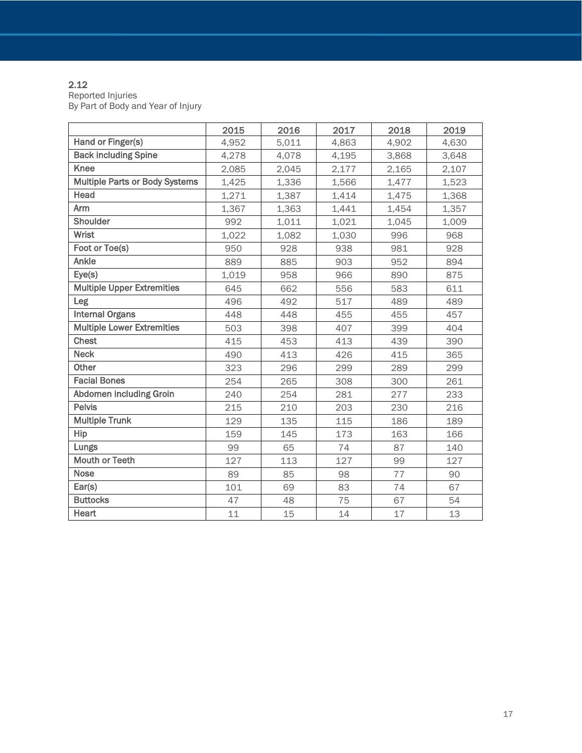## 2.12

Reported Injuries
By Part of Body and Year of Injury

| | 2015 | 2016 | 2017 | 2018 | 2019 |
|---|---|---|---|---|---|
| Hand or Finger(s) | 4,952 | 5,011 | 4,863 | 4,902 | 4,630 |
| Back including Spine | 4,278 | 4,078 | 4,195 | 3,868 | 3,648 |
| Knee | 2,085 | 2,045 | 2,177 | 2,165 | 2,107 |
| Multiple Parts or Body Systems | 1,425 | 1,336 | 1,566 | 1,477 | 1,523 |
| Head | 1,271 | 1,387 | 1,414 | 1,475 | 1,368 |
| Arm | 1,367 | 1,363 | 1,441 | 1,454 | 1,357 |
| Shoulder | 992 | 1,011 | 1,021 | 1,045 | 1,009 |
| Wrist | 1,022 | 1,082 | 1,030 | 996 | 968 |
| Foot or Toe(s) | 950 | 928 | 938 | 981 | 928 |
| Ankle | 889 | 885 | 903 | 952 | 894 |
| Eye(s) | 1,019 | 958 | 966 | 890 | 875 |
| Multiple Upper Extremities | 645 | 662 | 556 | 583 | 611 |
| Leg | 496 | 492 | 517 | 489 | 489 |
| Internal Organs | 448 | 448 | 455 | 455 | 457 |
| Multiple Lower Extremities | 503 | 398 | 407 | 399 | 404 |
| Chest | 415 | 453 | 413 | 439 | 390 |
| Neck | 490 | 413 | 426 | 415 | 365 |
| Other | 323 | 296 | 299 | 289 | 299 |
| Facial Bones | 254 | 265 | 308 | 300 | 261 |
| Abdomen including Groin | 240 | 254 | 281 | 277 | 233 |
| Pelvis | 215 | 210 | 203 | 230 | 216 |
| Multiple Trunk | 129 | 135 | 115 | 186 | 189 |
| Hip | 159 | 145 | 173 | 163 | 166 |
| Lungs | 99 | 65 | 74 | 87 | 140 |
| Mouth or Teeth | 127 | 113 | 127 | 99 | 127 |
| Nose | 89 | 85 | 98 | 77 | 90 |
| Ear(s) | 101 | 69 | 83 | 74 | 67 |
| Buttocks | 47 | 48 | 75 | 67 | 54 |
| Heart | 11 | 15 | 14 | 17 | 13 |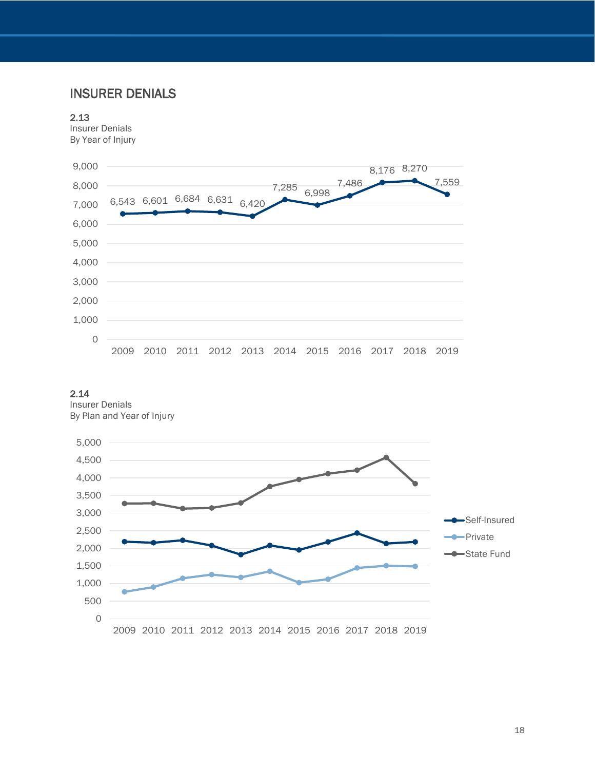## INSURER DENIALS

**2.13**
Insurer Denials
By Year of Injury

| Year | Insurer Denials |
|---|---|
| 2009 | 6,543 |
| 2010 | 6,601 |
| 2011 | 6,684 |
| 2012 | 6,631 |
| 2013 | 6,420 |
| 2014 | 7,285 |
| 2015 | 6,998 |
| 2016 | 7,486 |
| 2017 | 8,176 |
| 2018 | 8,270 |
| 2019 | 7,559 |

**2.14**
Insurer Denials
By Plan and Year of Injury

Legend: Self-Insured, Private, State Fund

Years: 2009 2010 2011 2012 2013 2014 2015 2016 2017 2018 2019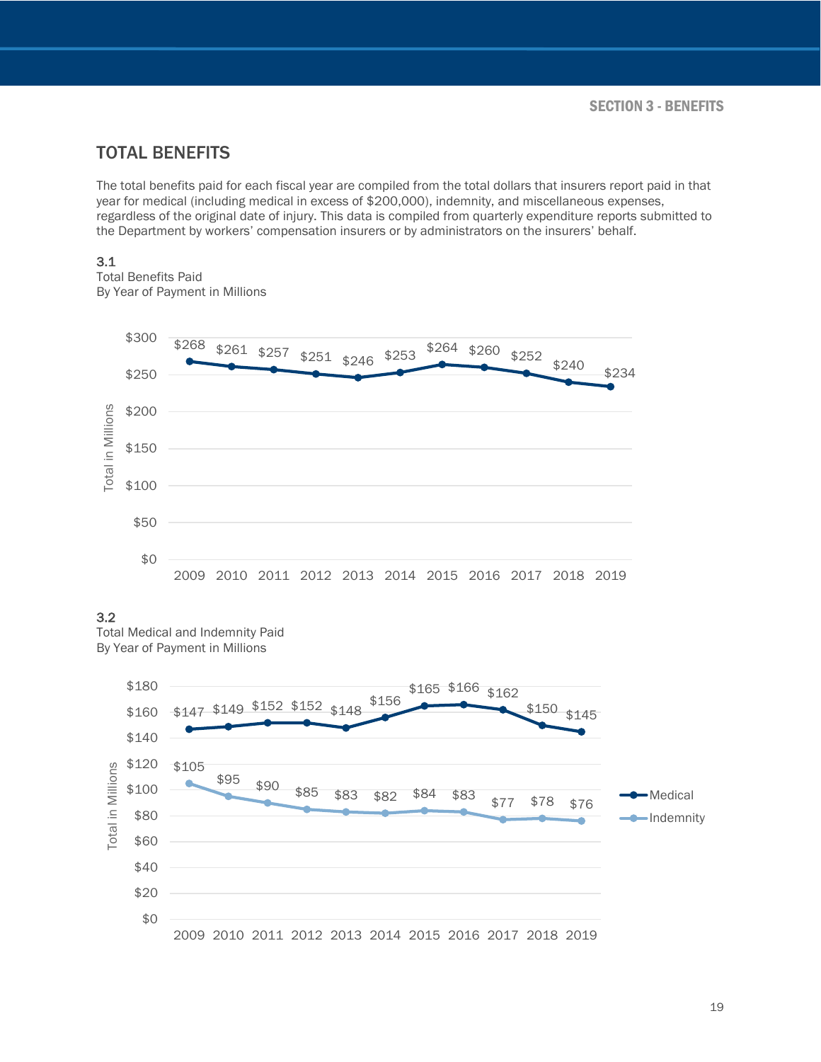## TOTAL BENEFITS

The total benefits paid for each fiscal year are compiled from the total dollars that insurers report paid in that year for medical (including medical in excess of $200,000), indemnity, and miscellaneous expenses, regardless of the original date of injury. This data is compiled from quarterly expenditure reports submitted to the Department by workers' compensation insurers or by administrators on the insurers' behalf.

**3.1**
Total Benefits Paid
By Year of Payment in Millions

| Year | Total in Millions |
|---|---|
| 2009 | $268 |
| 2010 | $261 |
| 2011 | $257 |
| 2012 | $251 |
| 2013 | $246 |
| 2014 | $253 |
| 2015 | $264 |
| 2016 | $260 |
| 2017 | $252 |
| 2018 | $240 |
| 2019 | $234 |

**3.2**
Total Medical and Indemnity Paid
By Year of Payment in Millions

| Year | Medical | Indemnity |
|---|---|---|
| 2009 | $147 | $105 |
| 2010 | $149 | $95 |
| 2011 | $152 | $90 |
| 2012 | $152 | $85 |
| 2013 | $148 | $83 |
| 2014 | $156 | $82 |
| 2015 | $165 | $84 |
| 2016 | $166 | $83 |
| 2017 | $162 | $77 |
| 2018 | $150 | $78 |
| 2019 | $145 | $76 |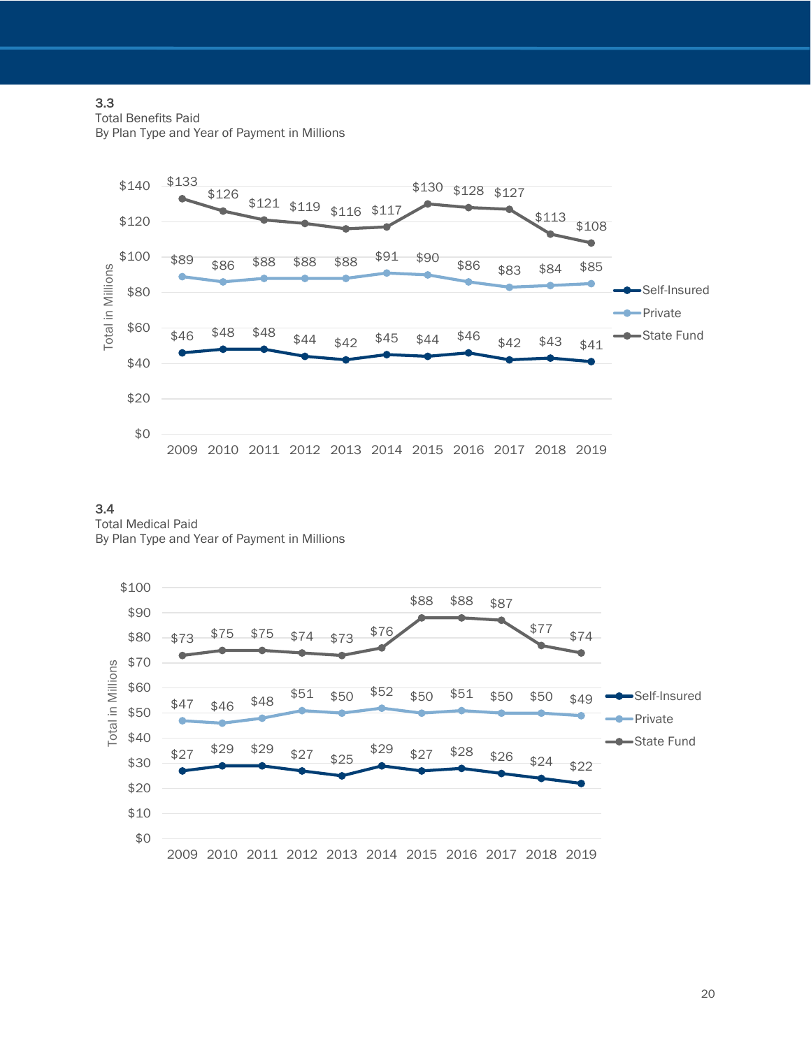### 3.3
Total Benefits Paid
By Plan Type and Year of Payment in Millions

| Plan Type | 2009 | 2010 | 2011 | 2012 | 2013 | 2014 | 2015 | 2016 | 2017 | 2018 | 2019 |
|---|---|---|---|---|---|---|---|---|---|---|---|
| Self-Insured | $46 | $48 | $48 | $44 | $42 | $45 | $44 | $46 | $42 | $43 | $41 |
| Private | $89 | $86 | $88 | $88 | $88 | $91 | $90 | $86 | $83 | $84 | $85 |
| State Fund | $133 | $126 | $121 | $119 | $116 | $117 | $130 | $128 | $127 | $113 | $108 |

### 3.4
Total Medical Paid
By Plan Type and Year of Payment in Millions

| Plan Type | 2009 | 2010 | 2011 | 2012 | 2013 | 2014 | 2015 | 2016 | 2017 | 2018 | 2019 |
|---|---|---|---|---|---|---|---|---|---|---|---|
| Self-Insured | $27 | $29 | $29 | $27 | $25 | $29 | $27 | $28 | $26 | $24 | $22 |
| Private | $47 | $46 | $48 | $51 | $50 | $52 | $50 | $51 | $50 | $50 | $49 |
| State Fund | $73 | $75 | $75 | $74 | $73 | $76 | $88 | $88 | $87 | $77 | $74 |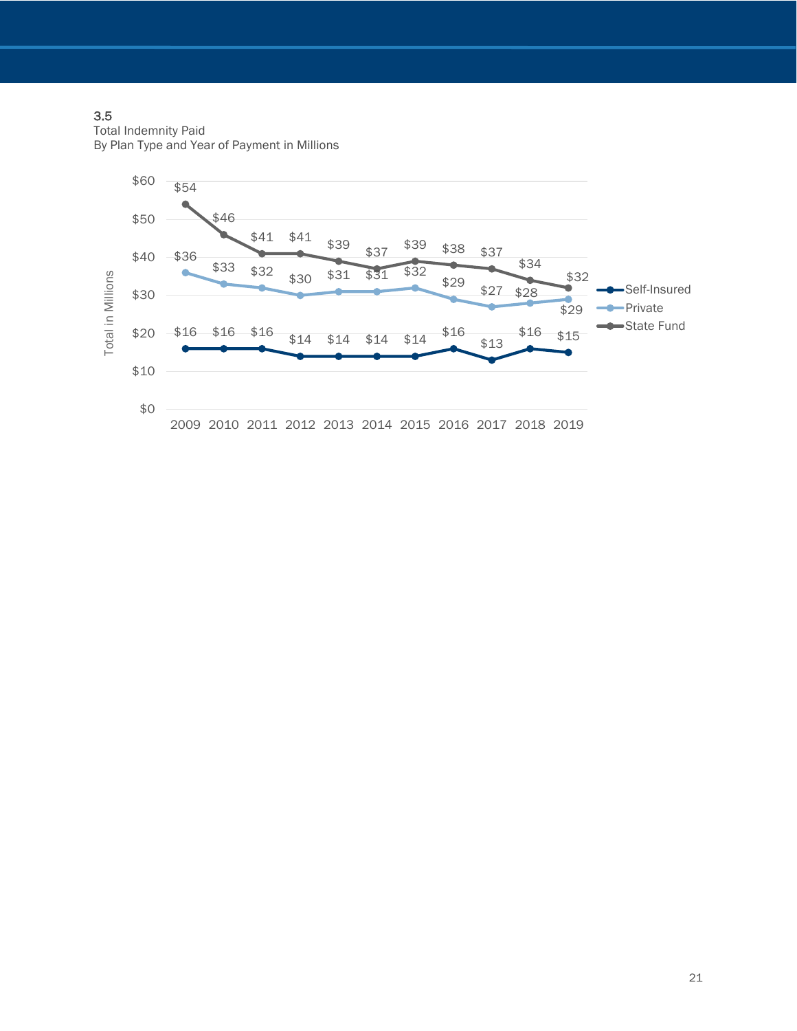3.5
Total Indemnity Paid
By Plan Type and Year of Payment in Millions

| Plan Type | 2009 | 2010 | 2011 | 2012 | 2013 | 2014 | 2015 | 2016 | 2017 | 2018 | 2019 |
|---|---|---|---|---|---|---|---|---|---|---|---|
| Self-Insured | $16 | $16 | $16 | $14 | $14 | $14 | $14 | $16 | $13 | $16 | $15 |
| Private | $36 | $33 | $32 | $30 | $31 | $31 | $32 | $29 | $27 | $28 | $29 |
| State Fund | $54 | $46 | $41 | $41 | $39 | $37 | $39 | $38 | $37 | $34 | $32 |

Total in Millions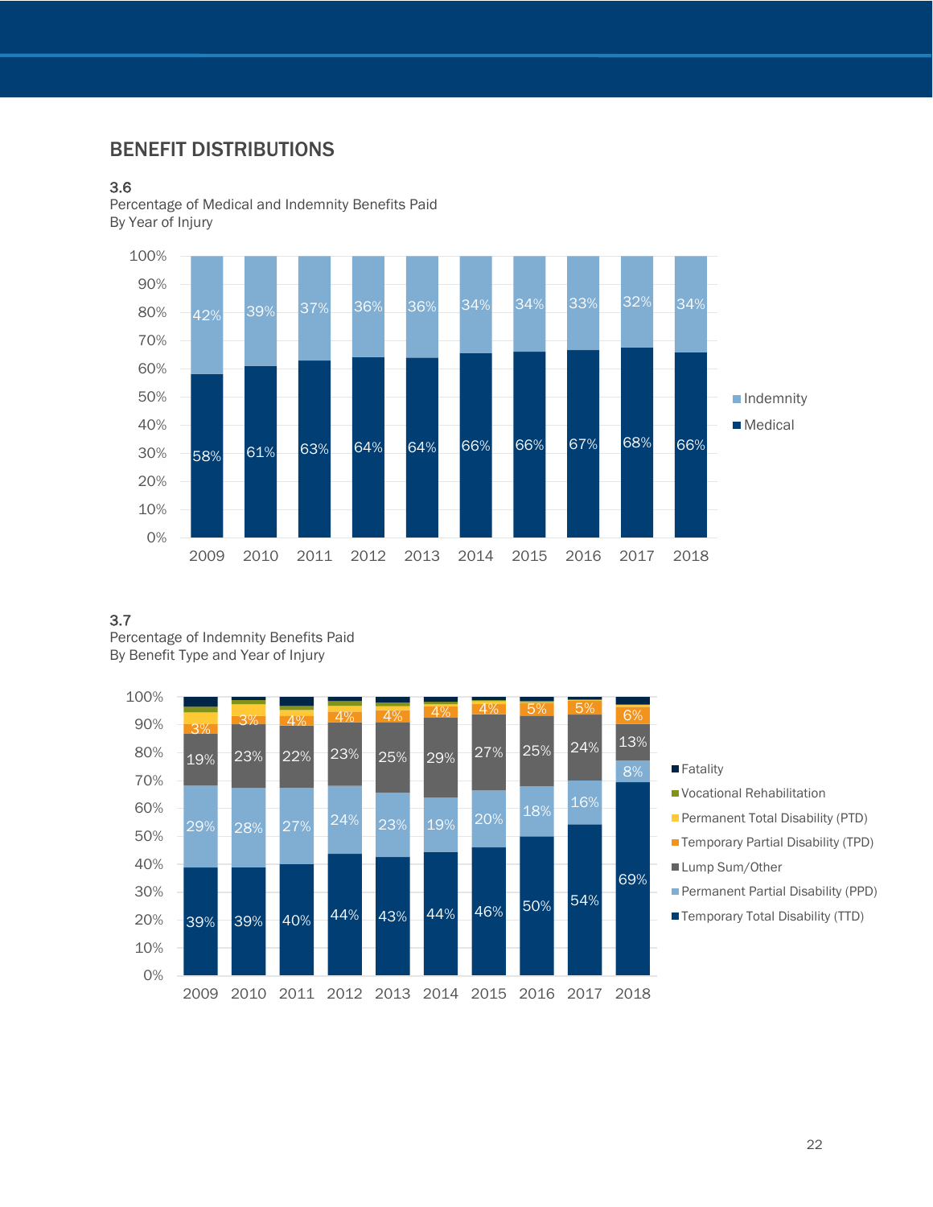## BENEFIT DISTRIBUTIONS

3.6
Percentage of Medical and Indemnity Benefits Paid
By Year of Injury

| Year | Medical | Indemnity |
|---|---|---|
| 2009 | 58% | 42% |
| 2010 | 61% | 39% |
| 2011 | 63% | 37% |
| 2012 | 64% | 36% |
| 2013 | 64% | 36% |
| 2014 | 66% | 34% |
| 2015 | 66% | 34% |
| 2016 | 67% | 33% |
| 2017 | 68% | 32% |
| 2018 | 66% | 34% |

3.7
Percentage of Indemnity Benefits Paid
By Benefit Type and Year of Injury

| Year | Temporary Total Disability (TTD) | Permanent Partial Disability (PPD) | Lump Sum/Other | Temporary Partial Disability (TPD) |
|---|---|---|---|---|
| 2009 | 39% | 29% | 19% | 3% |
| 2010 | 39% | 28% | 23% | 3% |
| 2011 | 40% | 27% | 22% | 4% |
| 2012 | 44% | 24% | 23% | 4% |
| 2013 | 43% | 23% | 25% | 4% |
| 2014 | 44% | 19% | 29% | 4% |
| 2015 | 46% | 20% | 27% | 4% |
| 2016 | 50% | 18% | 25% | 5% |
| 2017 | 54% | 16% | 24% | 5% |
| 2018 | 69% | 8% | 13% | 6% |

Legend: Fatality, Vocational Rehabilitation, Permanent Total Disability (PTD), Temporary Partial Disability (TPD), Lump Sum/Other, Permanent Partial Disability (PPD), Temporary Total Disability (TTD)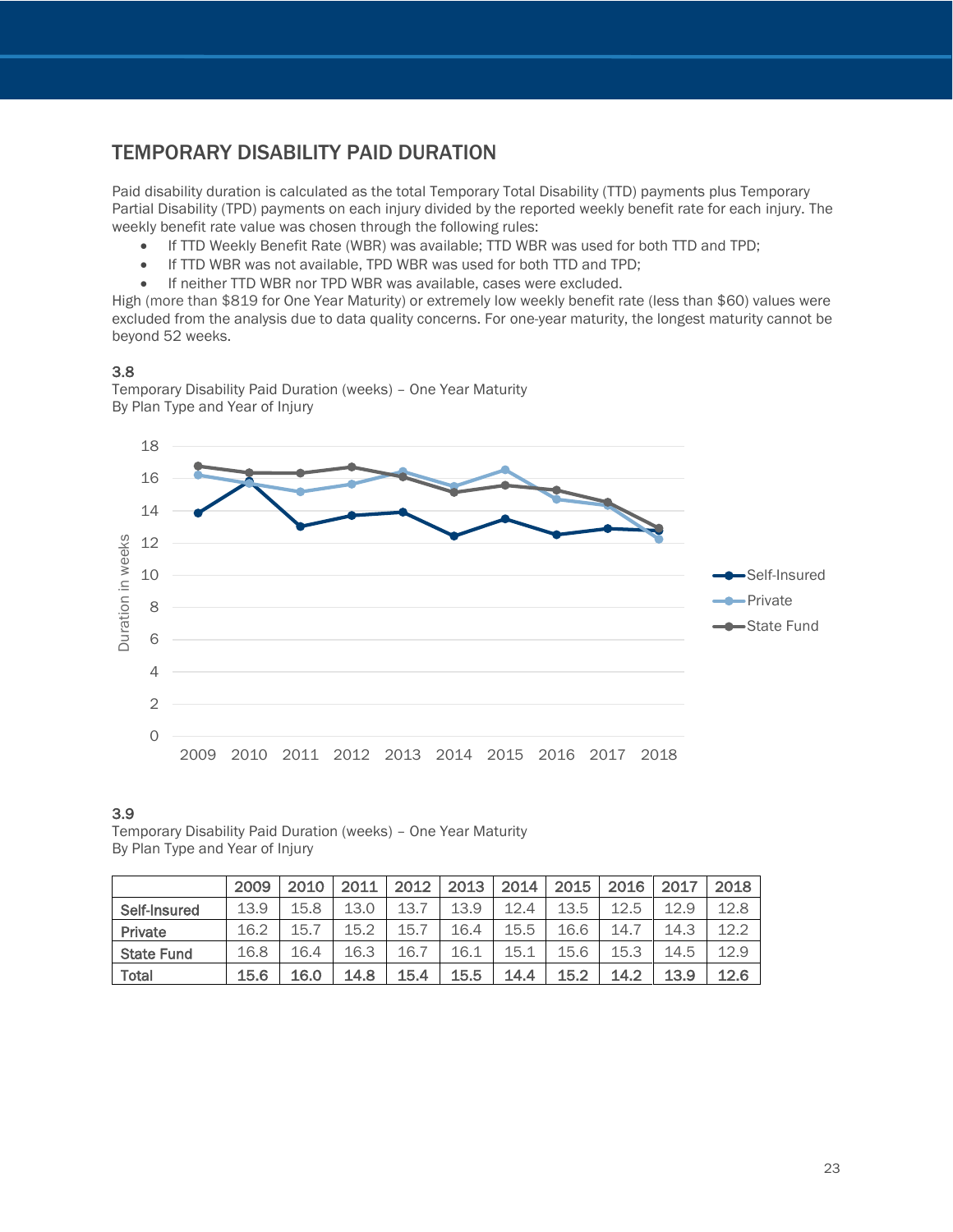## TEMPORARY DISABILITY PAID DURATION

Paid disability duration is calculated as the total Temporary Total Disability (TTD) payments plus Temporary Partial Disability (TPD) payments on each injury divided by the reported weekly benefit rate for each injury. The weekly benefit rate value was chosen through the following rules:

- If TTD Weekly Benefit Rate (WBR) was available; TTD WBR was used for both TTD and TPD;
- If TTD WBR was not available, TPD WBR was used for both TTD and TPD;
- If neither TTD WBR nor TPD WBR was available, cases were excluded.

High (more than $819 for One Year Maturity) or extremely low weekly benefit rate (less than $60) values were excluded from the analysis due to data quality concerns. For one-year maturity, the longest maturity cannot be beyond 52 weeks.

**3.8**
Temporary Disability Paid Duration (weeks) – One Year Maturity
By Plan Type and Year of Injury

**3.9**
Temporary Disability Paid Duration (weeks) – One Year Maturity
By Plan Type and Year of Injury

| | 2009 | 2010 | 2011 | 2012 | 2013 | 2014 | 2015 | 2016 | 2017 | 2018 |
|---|---|---|---|---|---|---|---|---|---|---|
| Self-Insured | 13.9 | 15.8 | 13.0 | 13.7 | 13.9 | 12.4 | 13.5 | 12.5 | 12.9 | 12.8 |
| Private | 16.2 | 15.7 | 15.2 | 15.7 | 16.4 | 15.5 | 16.6 | 14.7 | 14.3 | 12.2 |
| State Fund | 16.8 | 16.4 | 16.3 | 16.7 | 16.1 | 15.1 | 15.6 | 15.3 | 14.5 | 12.9 |
| **Total** | **15.6** | **16.0** | **14.8** | **15.4** | **15.5** | **14.4** | **15.2** | **14.2** | **13.9** | **12.6** |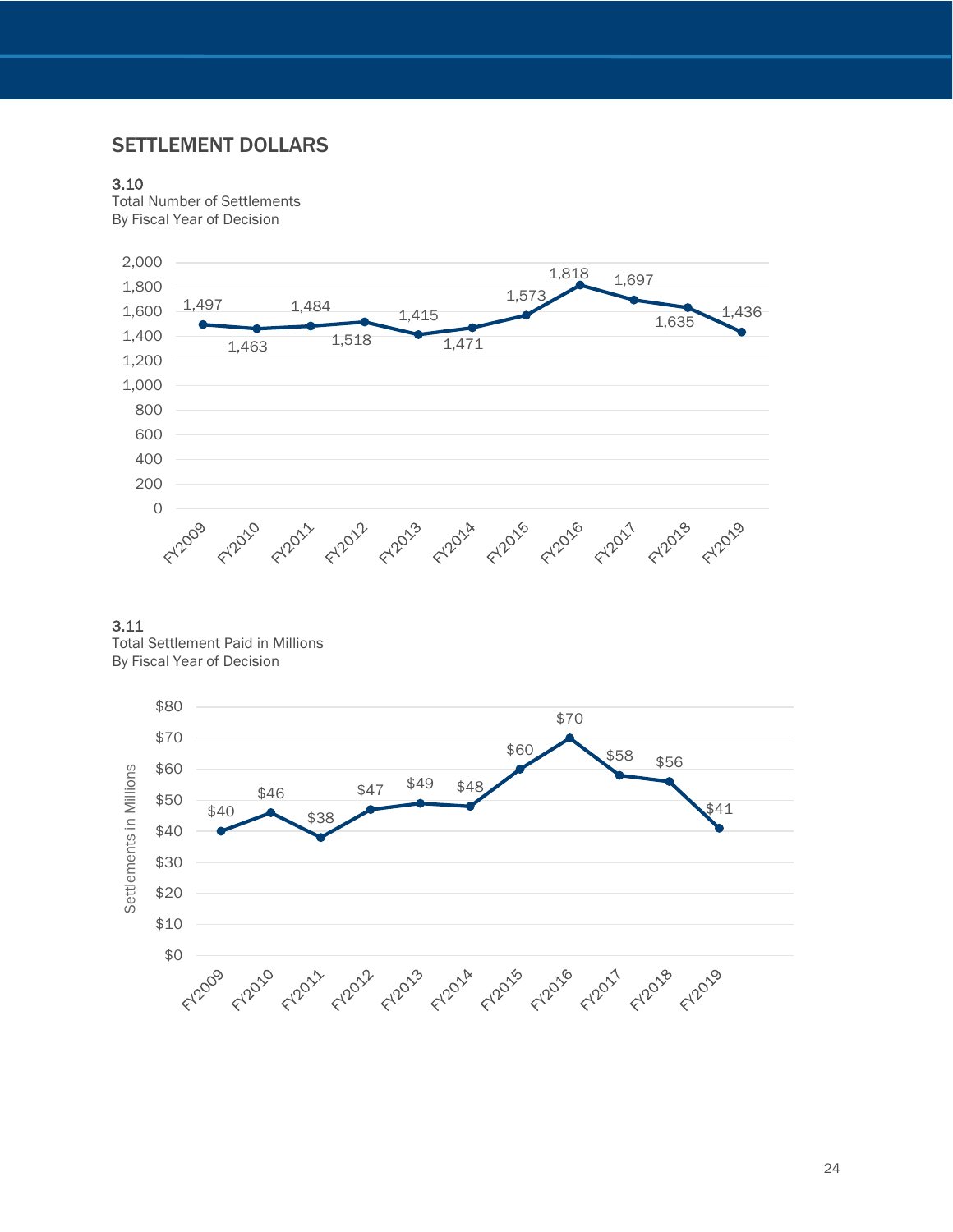## SETTLEMENT DOLLARS

**3.10**
Total Number of Settlements
By Fiscal Year of Decision

| Fiscal Year | Total Number of Settlements |
|---|---|
| FY2009 | 1,497 |
| FY2010 | 1,463 |
| FY2011 | 1,484 |
| FY2012 | 1,518 |
| FY2013 | 1,415 |
| FY2014 | 1,471 |
| FY2015 | 1,573 |
| FY2016 | 1,818 |
| FY2017 | 1,697 |
| FY2018 | 1,635 |
| FY2019 | 1,436 |

**3.11**
Total Settlement Paid in Millions
By Fiscal Year of Decision

| Fiscal Year | Settlements in Millions |
|---|---|
| FY2009 | $40 |
| FY2010 | $46 |
| FY2011 | $38 |
| FY2012 | $47 |
| FY2013 | $49 |
| FY2014 | $48 |
| FY2015 | $60 |
| FY2016 | $70 |
| FY2017 | $58 |
| FY2018 | $56 |
| FY2019 | $41 |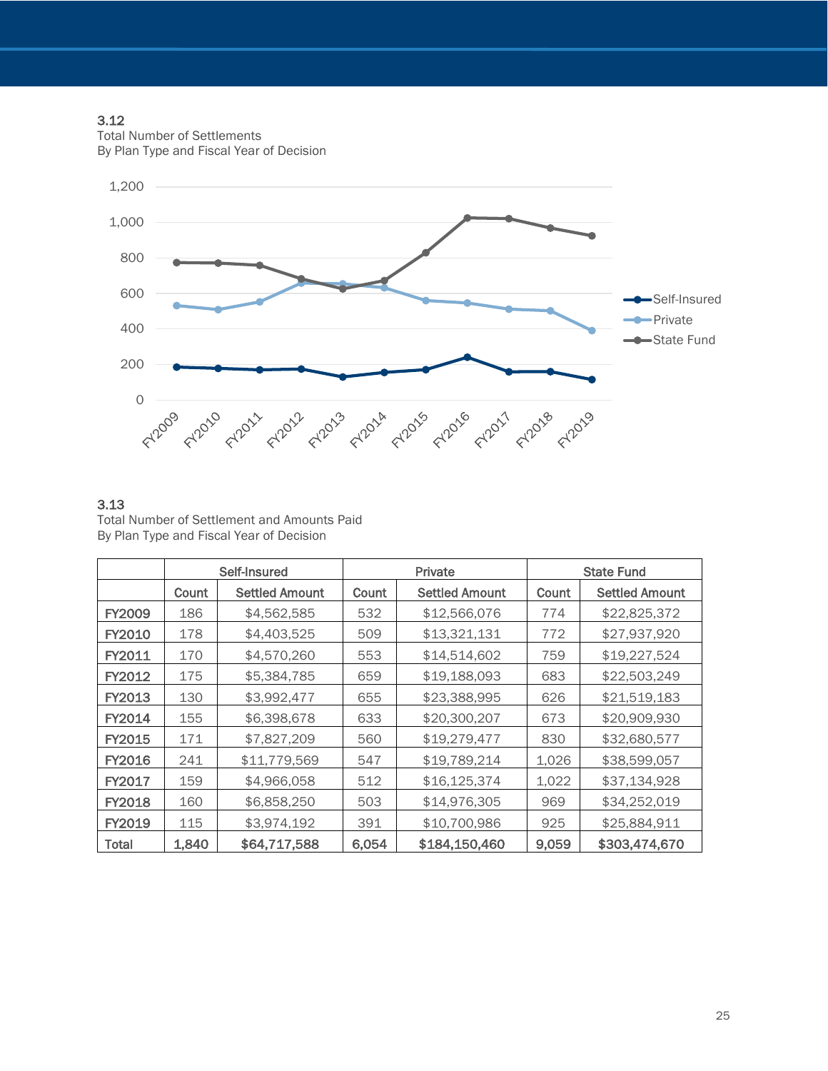3.12
Total Number of Settlements
By Plan Type and Fiscal Year of Decision

3.13
Total Number of Settlement and Amounts Paid
By Plan Type and Fiscal Year of Decision

| | Self-Insured | | Private | | State Fund | |
|---|---|---|---|---|---|---|
| | Count | Settled Amount | Count | Settled Amount | Count | Settled Amount |
| FY2009 | 186 | $4,562,585 | 532 | $12,566,076 | 774 | $22,825,372 |
| FY2010 | 178 | $4,403,525 | 509 | $13,321,131 | 772 | $27,937,920 |
| FY2011 | 170 | $4,570,260 | 553 | $14,514,602 | 759 | $19,227,524 |
| FY2012 | 175 | $5,384,785 | 659 | $19,188,093 | 683 | $22,503,249 |
| FY2013 | 130 | $3,992,477 | 655 | $23,388,995 | 626 | $21,519,183 |
| FY2014 | 155 | $6,398,678 | 633 | $20,300,207 | 673 | $20,909,930 |
| FY2015 | 171 | $7,827,209 | 560 | $19,279,477 | 830 | $32,680,577 |
| FY2016 | 241 | $11,779,569 | 547 | $19,789,214 | 1,026 | $38,599,057 |
| FY2017 | 159 | $4,966,058 | 512 | $16,125,374 | 1,022 | $37,134,928 |
| FY2018 | 160 | $6,858,250 | 503 | $14,976,305 | 969 | $34,252,019 |
| FY2019 | 115 | $3,974,192 | 391 | $10,700,986 | 925 | $25,884,911 |
| **Total** | **1,840** | **$64,717,588** | **6,054** | **$184,150,460** | **9,059** | **$303,474,670** |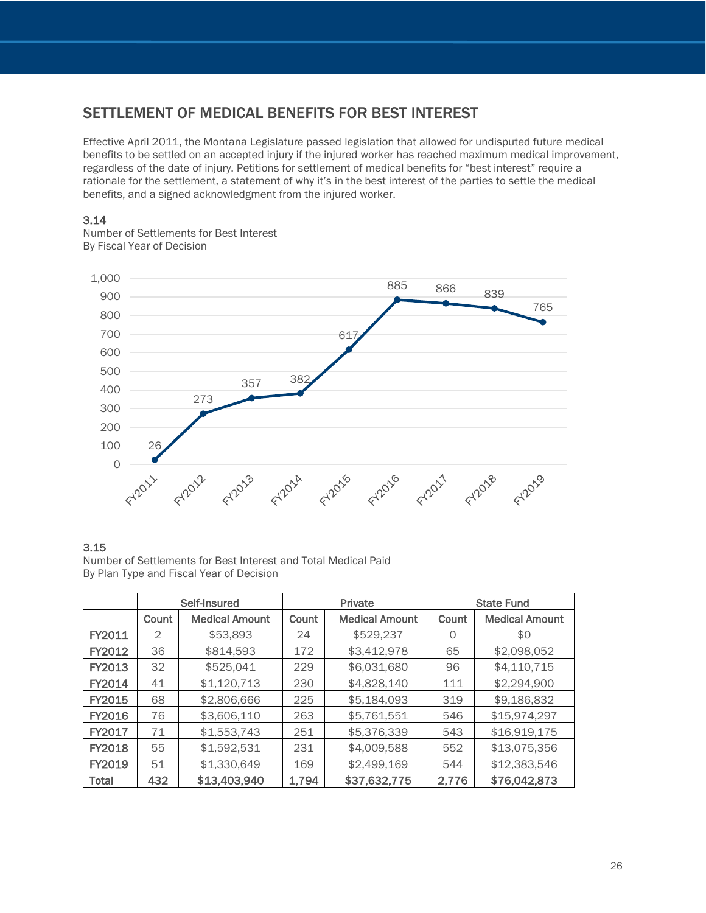## SETTLEMENT OF MEDICAL BENEFITS FOR BEST INTEREST

Effective April 2011, the Montana Legislature passed legislation that allowed for undisputed future medical benefits to be settled on an accepted injury if the injured worker has reached maximum medical improvement, regardless of the date of injury. Petitions for settlement of medical benefits for "best interest" require a rationale for the settlement, a statement of why it's in the best interest of the parties to settle the medical benefits, and a signed acknowledgment from the injured worker.

**3.14**
Number of Settlements for Best Interest
By Fiscal Year of Decision

| Fiscal Year | Number of Settlements |
|---|---|
| FY2011 | 26 |
| FY2012 | 273 |
| FY2013 | 357 |
| FY2014 | 382 |
| FY2015 | 617 |
| FY2016 | 885 |
| FY2017 | 866 |
| FY2018 | 839 |
| FY2019 | 765 |

**3.15**
Number of Settlements for Best Interest and Total Medical Paid
By Plan Type and Fiscal Year of Decision

| | Self-Insured | | Private | | State Fund | |
|---|---|---|---|---|---|---|
| | Count | Medical Amount | Count | Medical Amount | Count | Medical Amount |
| **FY2011** | 2 | $53,893 | 24 | $529,237 | 0 | $0 |
| **FY2012** | 36 | $814,593 | 172 | $3,412,978 | 65 | $2,098,052 |
| **FY2013** | 32 | $525,041 | 229 | $6,031,680 | 96 | $4,110,715 |
| **FY2014** | 41 | $1,120,713 | 230 | $4,828,140 | 111 | $2,294,900 |
| **FY2015** | 68 | $2,806,666 | 225 | $5,184,093 | 319 | $9,186,832 |
| **FY2016** | 76 | $3,606,110 | 263 | $5,761,551 | 546 | $15,974,297 |
| **FY2017** | 71 | $1,553,743 | 251 | $5,376,339 | 543 | $16,919,175 |
| **FY2018** | 55 | $1,592,531 | 231 | $4,009,588 | 552 | $13,075,356 |
| **FY2019** | 51 | $1,330,649 | 169 | $2,499,169 | 544 | $12,383,546 |
| **Total** | **432** | **$13,403,940** | **1,794** | **$37,632,775** | **2,776** | **$76,042,873** |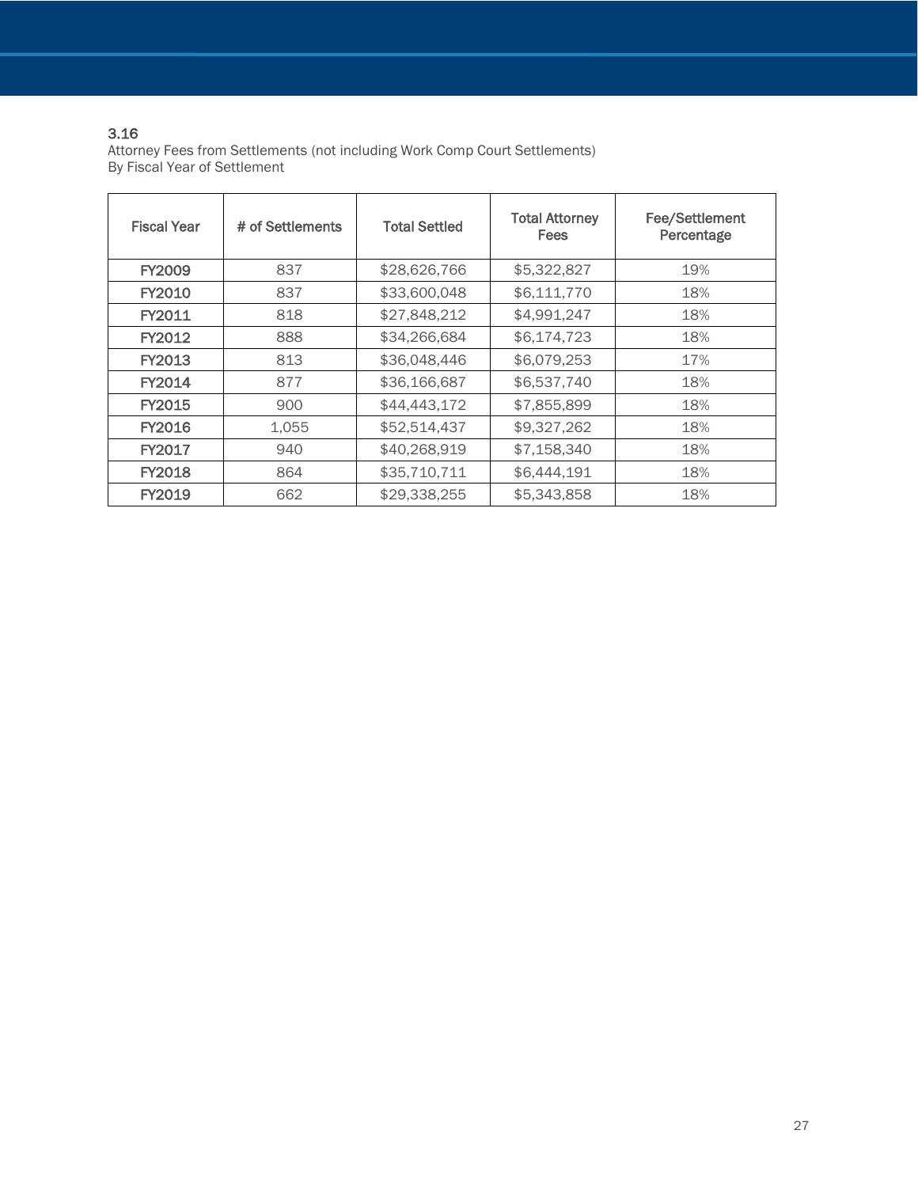### 3.16

Attorney Fees from Settlements (not including Work Comp Court Settlements)
By Fiscal Year of Settlement

| Fiscal Year | # of Settlements | Total Settled | Total Attorney Fees | Fee/Settlement Percentage |
|---|---|---|---|---|
| FY2009 | 837 | $28,626,766 | $5,322,827 | 19% |
| FY2010 | 837 | $33,600,048 | $6,111,770 | 18% |
| FY2011 | 818 | $27,848,212 | $4,991,247 | 18% |
| FY2012 | 888 | $34,266,684 | $6,174,723 | 18% |
| FY2013 | 813 | $36,048,446 | $6,079,253 | 17% |
| FY2014 | 877 | $36,166,687 | $6,537,740 | 18% |
| FY2015 | 900 | $44,443,172 | $7,855,899 | 18% |
| FY2016 | 1,055 | $52,514,437 | $9,327,262 | 18% |
| FY2017 | 940 | $40,268,919 | $7,158,340 | 18% |
| FY2018 | 864 | $35,710,711 | $6,444,191 | 18% |
| FY2019 | 662 | $29,338,255 | $5,343,858 | 18% |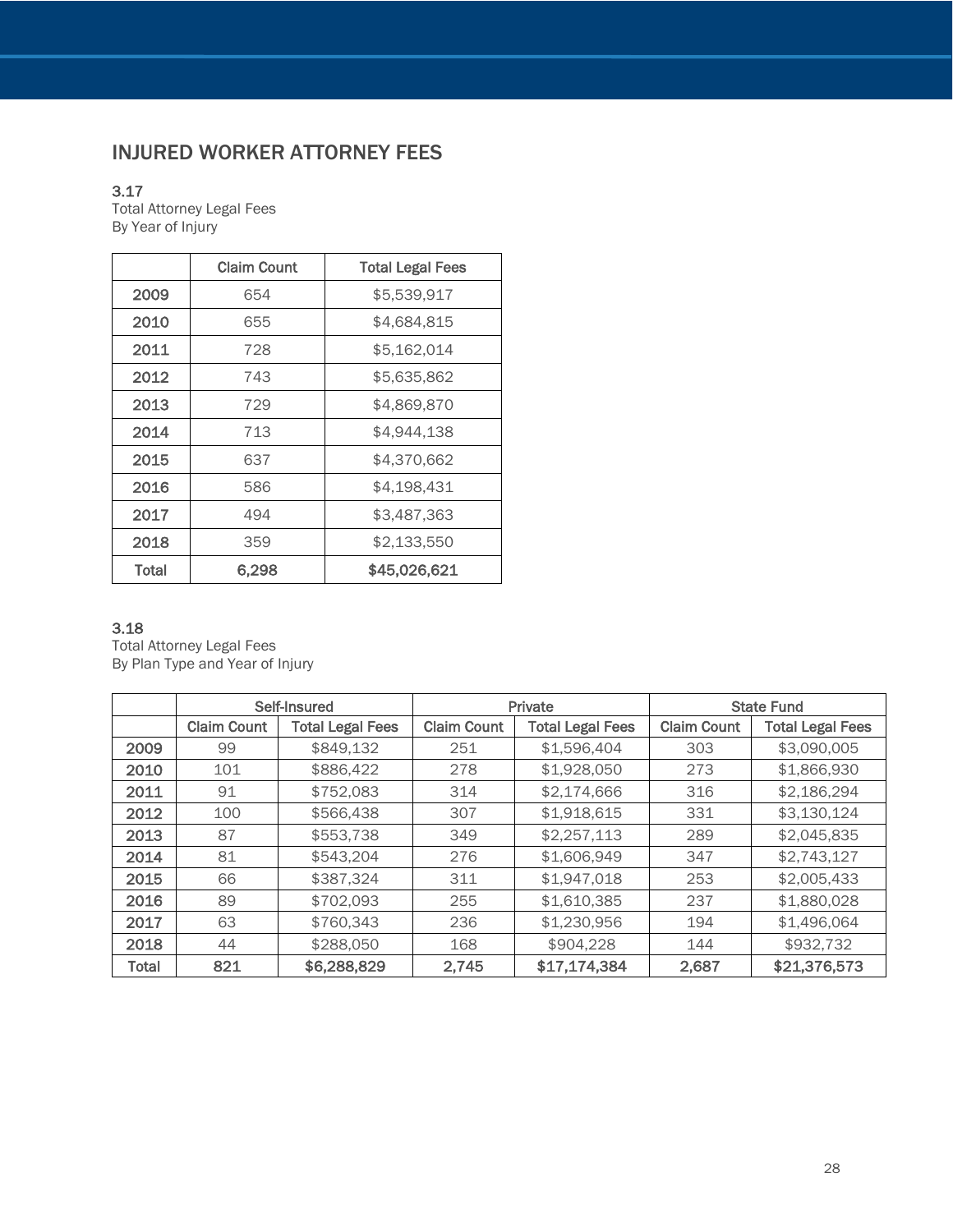## INJURED WORKER ATTORNEY FEES

3.17
Total Attorney Legal Fees
By Year of Injury

| | Claim Count | Total Legal Fees |
|---|---|---|
| **2009** | 654 | $5,539,917 |
| **2010** | 655 | $4,684,815 |
| **2011** | 728 | $5,162,014 |
| **2012** | 743 | $5,635,862 |
| **2013** | 729 | $4,869,870 |
| **2014** | 713 | $4,944,138 |
| **2015** | 637 | $4,370,662 |
| **2016** | 586 | $4,198,431 |
| **2017** | 494 | $3,487,363 |
| **2018** | 359 | $2,133,550 |
| **Total** | **6,298** | **$45,026,621** |

3.18
Total Attorney Legal Fees
By Plan Type and Year of Injury

| | Self-Insured | | Private | | State Fund | |
|---|---|---|---|---|---|---|
| | Claim Count | Total Legal Fees | Claim Count | Total Legal Fees | Claim Count | Total Legal Fees |
| **2009** | 99 | $849,132 | 251 | $1,596,404 | 303 | $3,090,005 |
| **2010** | 101 | $886,422 | 278 | $1,928,050 | 273 | $1,866,930 |
| **2011** | 91 | $752,083 | 314 | $2,174,666 | 316 | $2,186,294 |
| **2012** | 100 | $566,438 | 307 | $1,918,615 | 331 | $3,130,124 |
| **2013** | 87 | $553,738 | 349 | $2,257,113 | 289 | $2,045,835 |
| **2014** | 81 | $543,204 | 276 | $1,606,949 | 347 | $2,743,127 |
| **2015** | 66 | $387,324 | 311 | $1,947,018 | 253 | $2,005,433 |
| **2016** | 89 | $702,093 | 255 | $1,610,385 | 237 | $1,880,028 |
| **2017** | 63 | $760,343 | 236 | $1,230,956 | 194 | $1,496,064 |
| **2018** | 44 | $288,050 | 168 | $904,228 | 144 | $932,732 |
| **Total** | **821** | **$6,288,829** | **2,745** | **$17,174,384** | **2,687** | **$21,376,573** |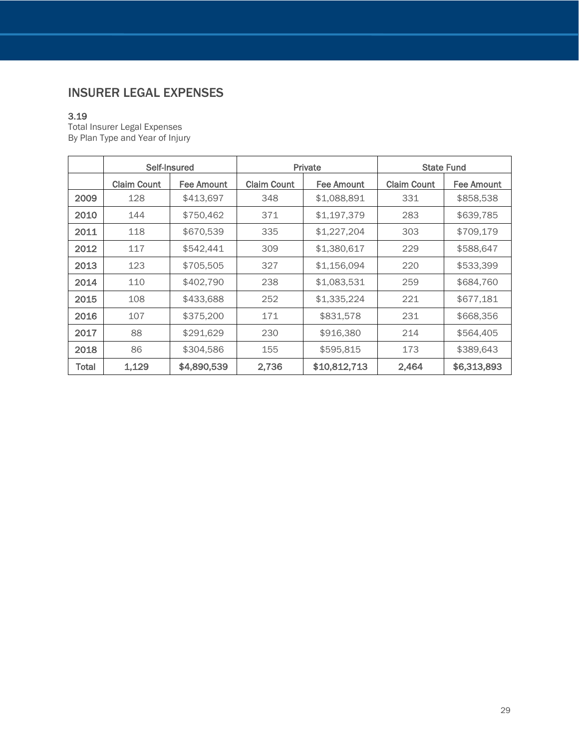## INSURER LEGAL EXPENSES

3.19
Total Insurer Legal Expenses
By Plan Type and Year of Injury

| | Self-Insured | | Private | | State Fund | |
|---|---|---|---|---|---|---|
| | Claim Count | Fee Amount | Claim Count | Fee Amount | Claim Count | Fee Amount |
| **2009** | 128 | $413,697 | 348 | $1,088,891 | 331 | $858,538 |
| **2010** | 144 | $750,462 | 371 | $1,197,379 | 283 | $639,785 |
| **2011** | 118 | $670,539 | 335 | $1,227,204 | 303 | $709,179 |
| **2012** | 117 | $542,441 | 309 | $1,380,617 | 229 | $588,647 |
| **2013** | 123 | $705,505 | 327 | $1,156,094 | 220 | $533,399 |
| **2014** | 110 | $402,790 | 238 | $1,083,531 | 259 | $684,760 |
| **2015** | 108 | $433,688 | 252 | $1,335,224 | 221 | $677,181 |
| **2016** | 107 | $375,200 | 171 | $831,578 | 231 | $668,356 |
| **2017** | 88 | $291,629 | 230 | $916,380 | 214 | $564,405 |
| **2018** | 86 | $304,586 | 155 | $595,815 | 173 | $389,643 |
| **Total** | **1,129** | **$4,890,539** | **2,736** | **$10,812,713** | **2,464** | **$6,313,893** |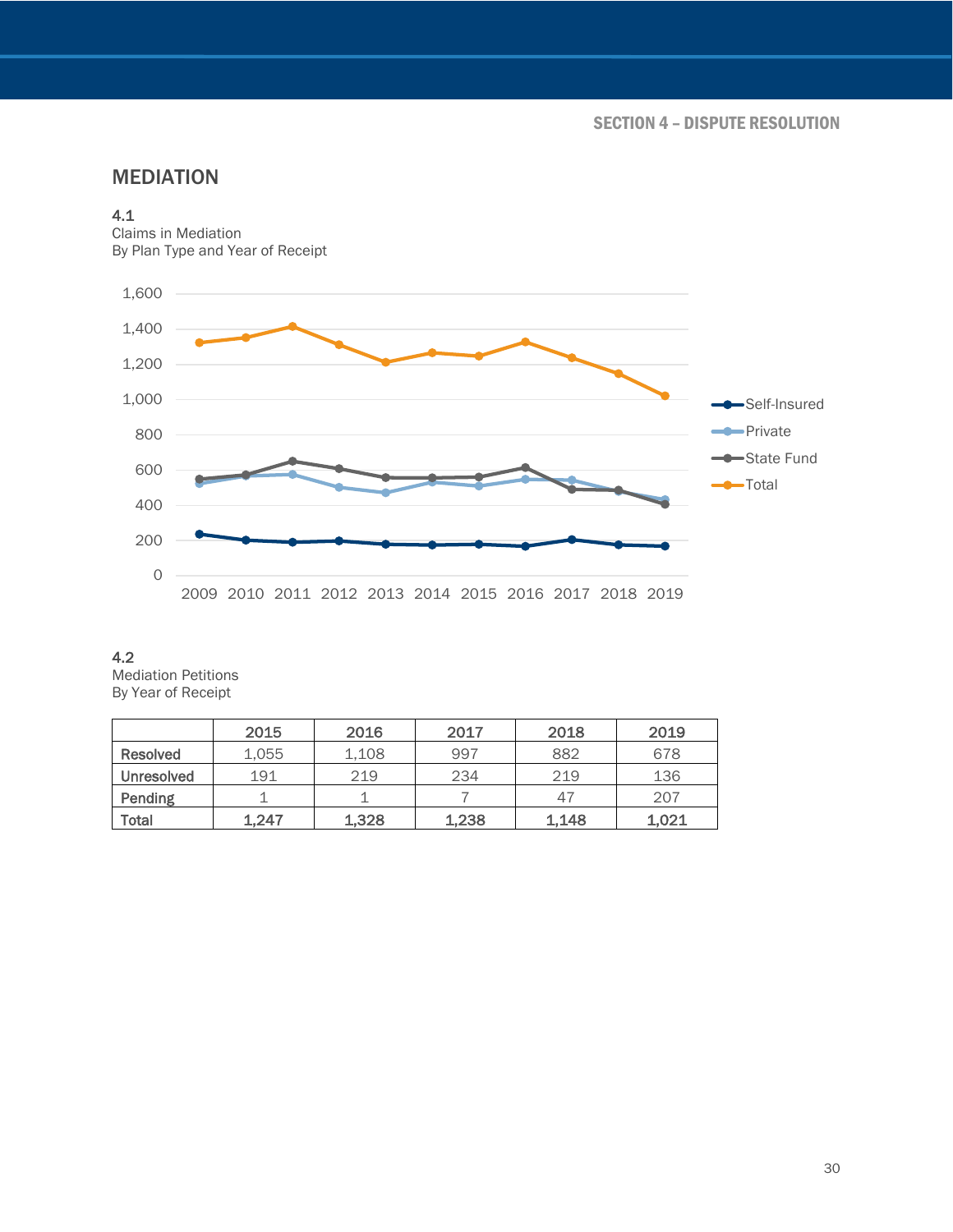## MEDIATION

4.1
Claims in Mediation
By Plan Type and Year of Receipt

4.2
Mediation Petitions
By Year of Receipt

| | 2015 | 2016 | 2017 | 2018 | 2019 |
|---|---|---|---|---|---|
| Resolved | 1,055 | 1,108 | 997 | 882 | 678 |
| Unresolved | 191 | 219 | 234 | 219 | 136 |
| Pending | 1 | 1 | 7 | 47 | 207 |
| **Total** | **1,247** | **1,328** | **1,238** | **1,148** | **1,021** |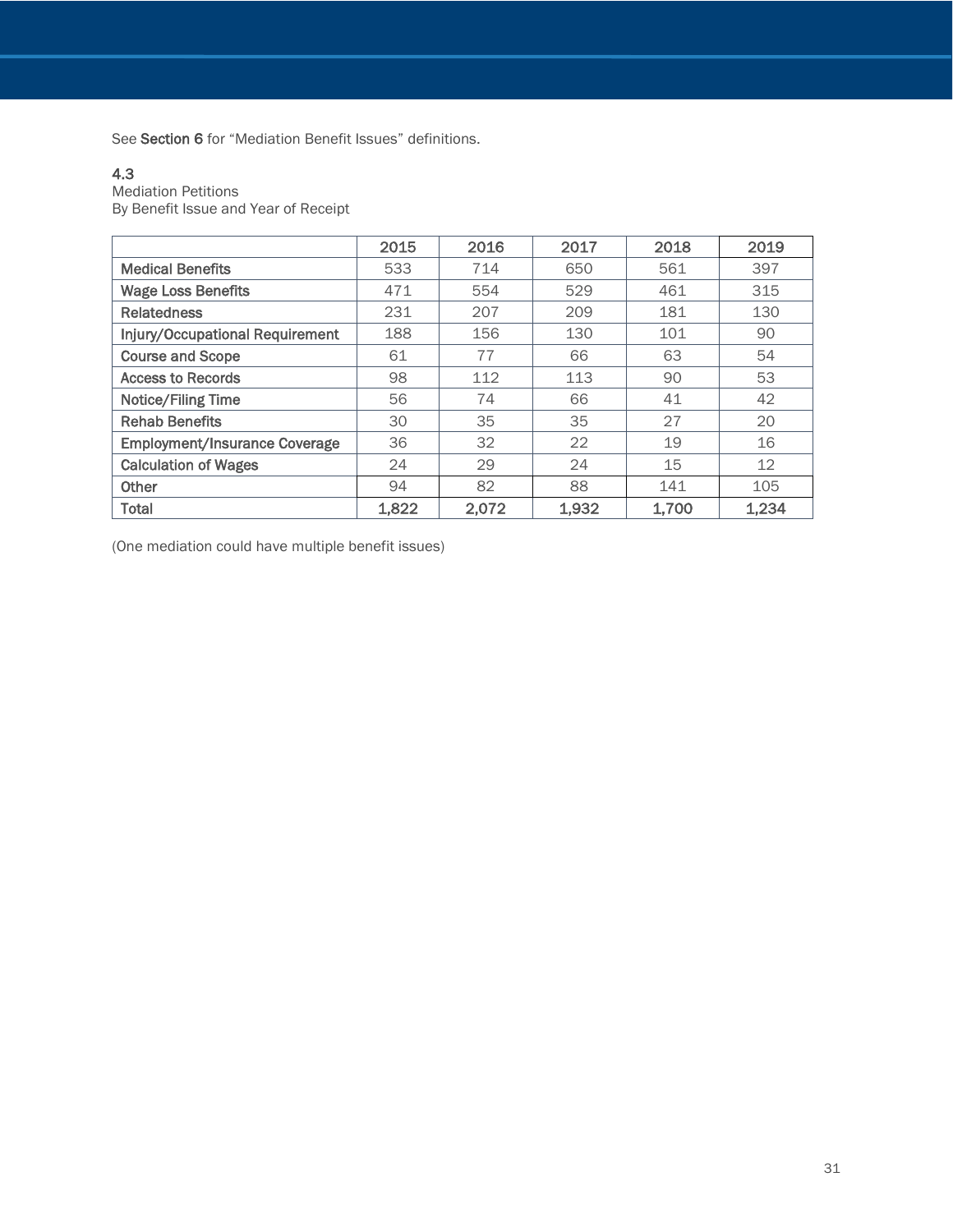See **Section 6** for "Mediation Benefit Issues" definitions.

### 4.3

Mediation Petitions
By Benefit Issue and Year of Receipt

| | 2015 | 2016 | 2017 | 2018 | 2019 |
|---|---|---|---|---|---|
| Medical Benefits | 533 | 714 | 650 | 561 | 397 |
| Wage Loss Benefits | 471 | 554 | 529 | 461 | 315 |
| Relatedness | 231 | 207 | 209 | 181 | 130 |
| Injury/Occupational Requirement | 188 | 156 | 130 | 101 | 90 |
| Course and Scope | 61 | 77 | 66 | 63 | 54 |
| Access to Records | 98 | 112 | 113 | 90 | 53 |
| Notice/Filing Time | 56 | 74 | 66 | 41 | 42 |
| Rehab Benefits | 30 | 35 | 35 | 27 | 20 |
| Employment/Insurance Coverage | 36 | 32 | 22 | 19 | 16 |
| Calculation of Wages | 24 | 29 | 24 | 15 | 12 |
| Other | 94 | 82 | 88 | 141 | 105 |
| Total | **1,822** | **2,072** | **1,932** | **1,700** | **1,234** |

(One mediation could have multiple benefit issues)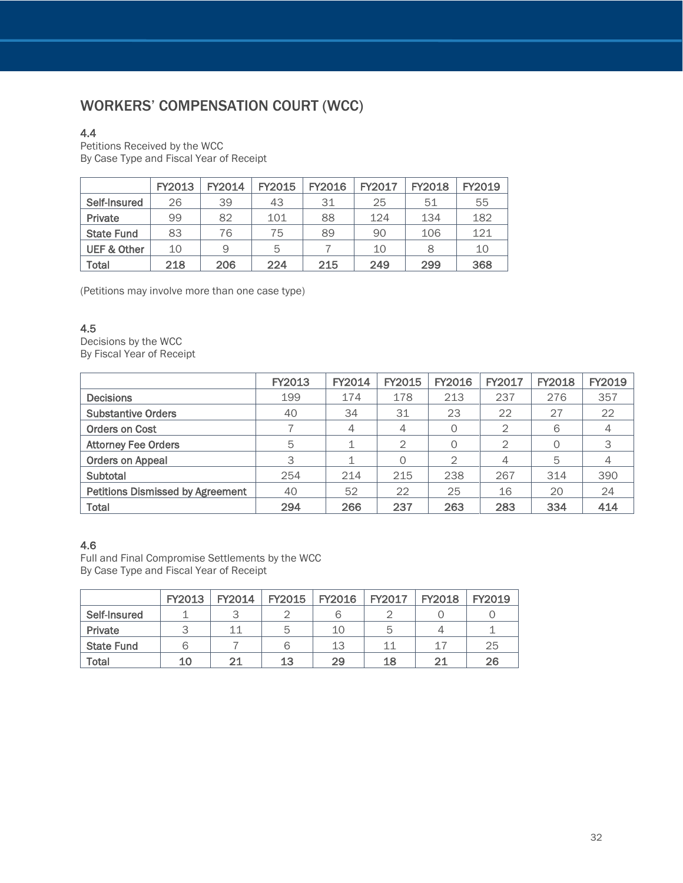## WORKERS' COMPENSATION COURT (WCC)

4.4
Petitions Received by the WCC
By Case Type and Fiscal Year of Receipt

| | FY2013 | FY2014 | FY2015 | FY2016 | FY2017 | FY2018 | FY2019 |
|---|---|---|---|---|---|---|---|
| **Self-Insured** | 26 | 39 | 43 | 31 | 25 | 51 | 55 |
| **Private** | 99 | 82 | 101 | 88 | 124 | 134 | 182 |
| **State Fund** | 83 | 76 | 75 | 89 | 90 | 106 | 121 |
| **UEF & Other** | 10 | 9 | 5 | 7 | 10 | 8 | 10 |
| **Total** | **218** | **206** | **224** | **215** | **249** | **299** | **368** |

(Petitions may involve more than one case type)

4.5
Decisions by the WCC
By Fiscal Year of Receipt

| | FY2013 | FY2014 | FY2015 | FY2016 | FY2017 | FY2018 | FY2019 |
|---|---|---|---|---|---|---|---|
| **Decisions** | 199 | 174 | 178 | 213 | 237 | 276 | 357 |
| **Substantive Orders** | 40 | 34 | 31 | 23 | 22 | 27 | 22 |
| **Orders on Cost** | 7 | 4 | 4 | 0 | 2 | 6 | 4 |
| **Attorney Fee Orders** | 5 | 1 | 2 | 0 | 2 | 0 | 3 |
| **Orders on Appeal** | 3 | 1 | 0 | 2 | 4 | 5 | 4 |
| **Subtotal** | 254 | 214 | 215 | 238 | 267 | 314 | 390 |
| **Petitions Dismissed by Agreement** | 40 | 52 | 22 | 25 | 16 | 20 | 24 |
| **Total** | **294** | **266** | **237** | **263** | **283** | **334** | **414** |

4.6
Full and Final Compromise Settlements by the WCC
By Case Type and Fiscal Year of Receipt

| | FY2013 | FY2014 | FY2015 | FY2016 | FY2017 | FY2018 | FY2019 |
|---|---|---|---|---|---|---|---|
| **Self-Insured** | 1 | 3 | 2 | 6 | 2 | 0 | 0 |
| **Private** | 3 | 11 | 5 | 10 | 5 | 4 | 1 |
| **State Fund** | 6 | 7 | 6 | 13 | 11 | 17 | 25 |
| **Total** | **10** | **21** | **13** | **29** | **18** | **21** | **26** |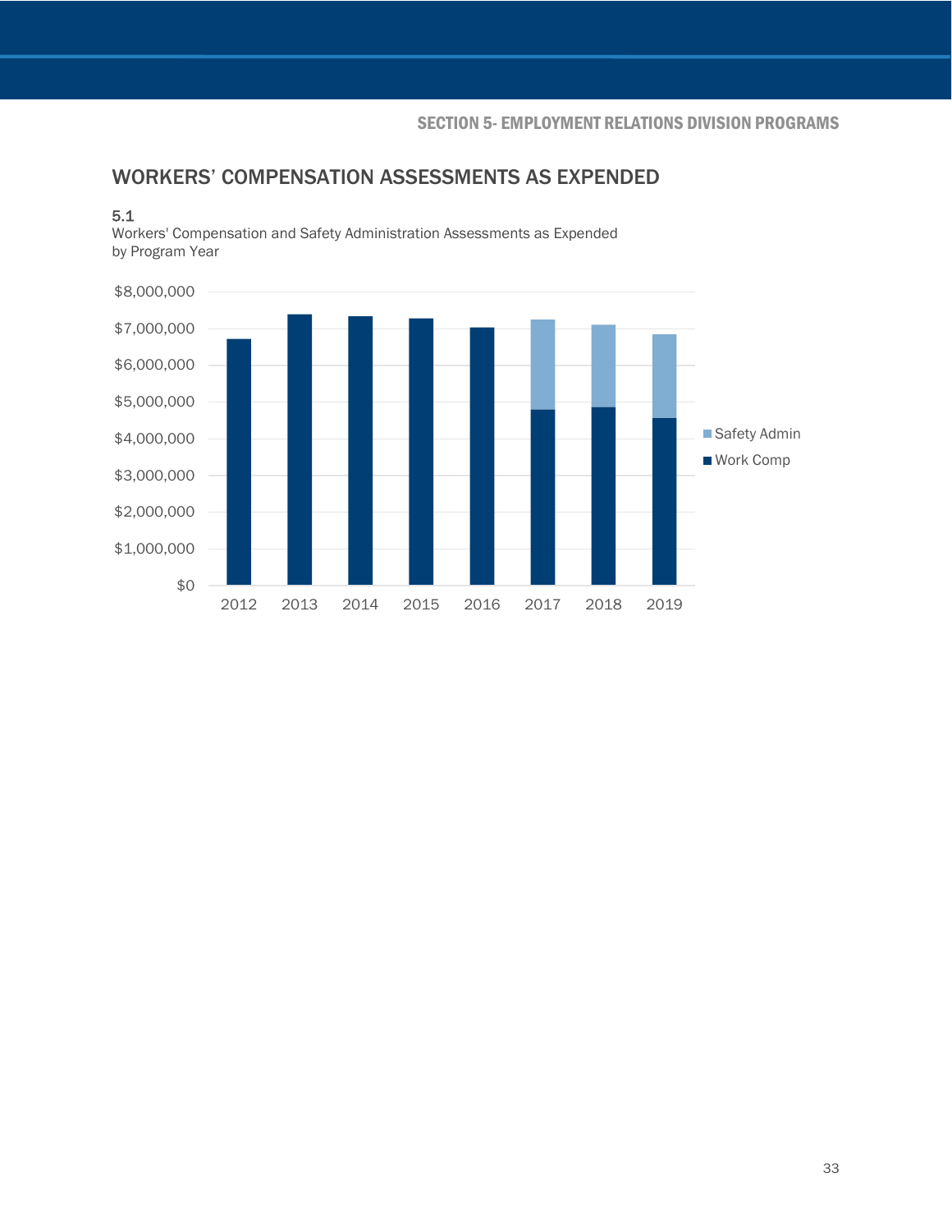## WORKERS' COMPENSATION ASSESSMENTS AS EXPENDED

5.1
Workers' Compensation and Safety Administration Assessments as Expended by Program Year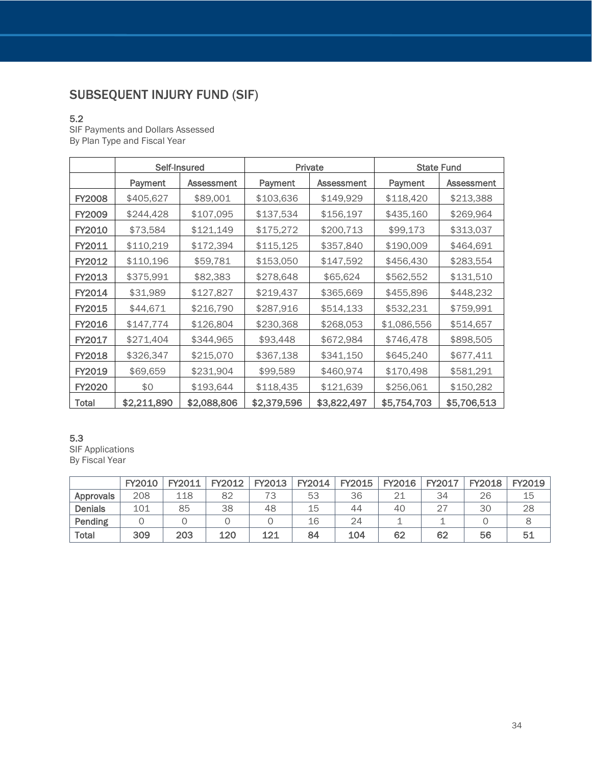## SUBSEQUENT INJURY FUND (SIF)

5.2
SIF Payments and Dollars Assessed
By Plan Type and Fiscal Year

| | Self-Insured | | Private | | State Fund | |
|---|---|---|---|---|---|---|
| | Payment | Assessment | Payment | Assessment | Payment | Assessment |
| FY2008 | $405,627 | $89,001 | $103,636 | $149,929 | $118,420 | $213,388 |
| FY2009 | $244,428 | $107,095 | $137,534 | $156,197 | $435,160 | $269,964 |
| FY2010 | $73,584 | $121,149 | $175,272 | $200,713 | $99,173 | $313,037 |
| FY2011 | $110,219 | $172,394 | $115,125 | $357,840 | $190,009 | $464,691 |
| FY2012 | $110,196 | $59,781 | $153,050 | $147,592 | $456,430 | $283,554 |
| FY2013 | $375,991 | $82,383 | $278,648 | $65,624 | $562,552 | $131,510 |
| FY2014 | $31,989 | $127,827 | $219,437 | $365,669 | $455,896 | $448,232 |
| FY2015 | $44,671 | $216,790 | $287,916 | $514,133 | $532,231 | $759,991 |
| FY2016 | $147,774 | $126,804 | $230,368 | $268,053 | $1,086,556 | $514,657 |
| FY2017 | $271,404 | $344,965 | $93,448 | $672,984 | $746,478 | $898,505 |
| FY2018 | $326,347 | $215,070 | $367,138 | $341,150 | $645,240 | $677,411 |
| FY2019 | $69,659 | $231,904 | $99,589 | $460,974 | $170,498 | $581,291 |
| FY2020 | $0 | $193,644 | $118,435 | $121,639 | $256,061 | $150,282 |
| **Total** | **$2,211,890** | **$2,088,806** | **$2,379,596** | **$3,822,497** | **$5,754,703** | **$5,706,513** |

5.3
SIF Applications
By Fiscal Year

| | FY2010 | FY2011 | FY2012 | FY2013 | FY2014 | FY2015 | FY2016 | FY2017 | FY2018 | FY2019 |
|---|---|---|---|---|---|---|---|---|---|---|
| Approvals | 208 | 118 | 82 | 73 | 53 | 36 | 21 | 34 | 26 | 15 |
| Denials | 101 | 85 | 38 | 48 | 15 | 44 | 40 | 27 | 30 | 28 |
| Pending | 0 | 0 | 0 | 0 | 16 | 24 | 1 | 1 | 0 | 8 |
| **Total** | **309** | **203** | **120** | **121** | **84** | **104** | **62** | **62** | **56** | **51** |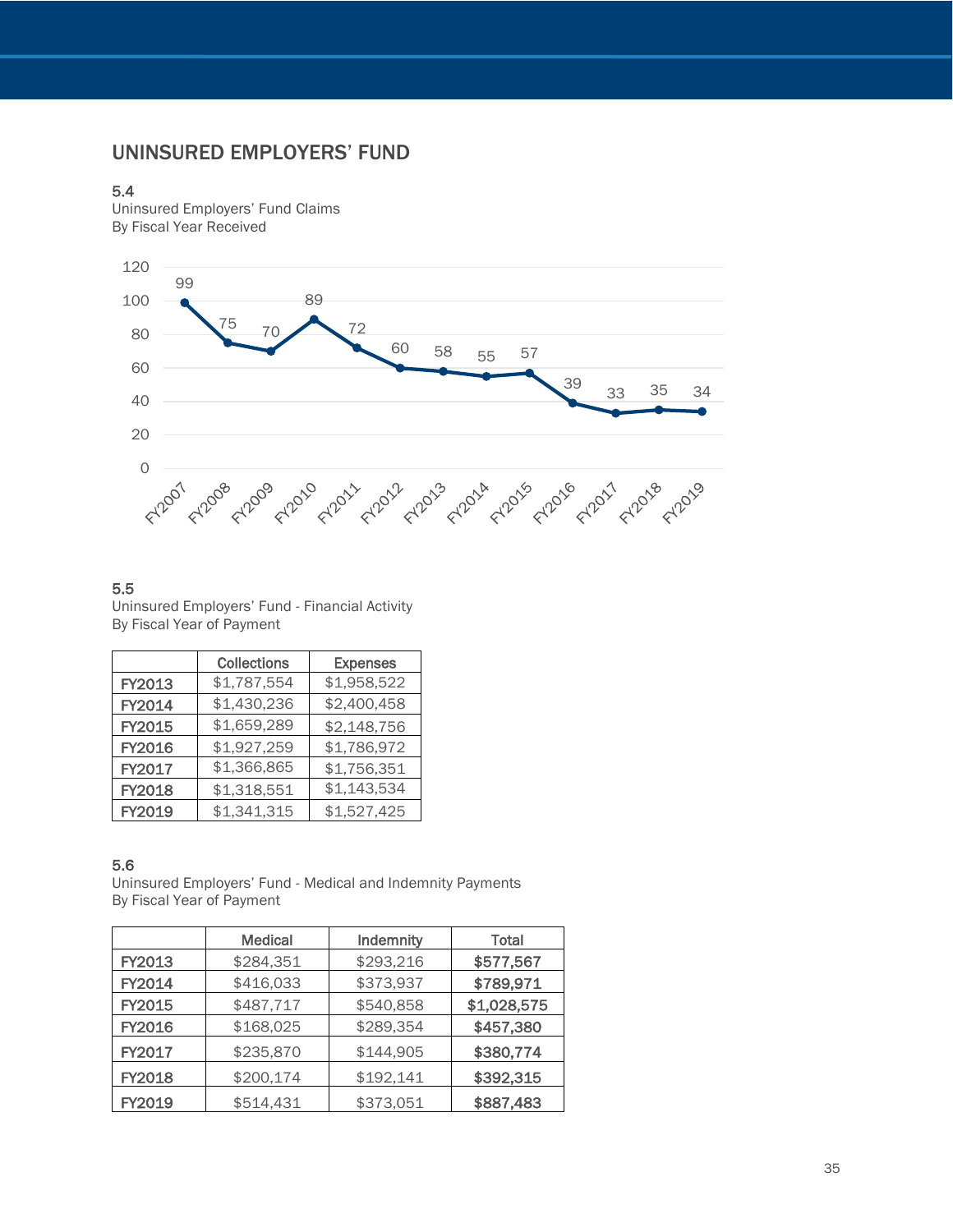## UNINSURED EMPLOYERS' FUND

5.4
Uninsured Employers' Fund Claims
By Fiscal Year Received

| Fiscal Year | Claims |
|---|---|
| FY2007 | 99 |
| FY2008 | 75 |
| FY2009 | 70 |
| FY2010 | 89 |
| FY2011 | 72 |
| FY2012 | 60 |
| FY2013 | 58 |
| FY2014 | 55 |
| FY2015 | 57 |
| FY2016 | 39 |
| FY2017 | 33 |
| FY2018 | 35 |
| FY2019 | 34 |

5.5
Uninsured Employers' Fund - Financial Activity
By Fiscal Year of Payment

| | Collections | Expenses |
|---|---|---|
| FY2013 | $1,787,554 | $1,958,522 |
| FY2014 | $1,430,236 | $2,400,458 |
| FY2015 | $1,659,289 | $2,148,756 |
| FY2016 | $1,927,259 | $1,786,972 |
| FY2017 | $1,366,865 | $1,756,351 |
| FY2018 | $1,318,551 | $1,143,534 |
| FY2019 | $1,341,315 | $1,527,425 |

5.6
Uninsured Employers' Fund - Medical and Indemnity Payments
By Fiscal Year of Payment

| | Medical | Indemnity | Total |
|---|---|---|---|
| FY2013 | $284,351 | $293,216 | **$577,567** |
| FY2014 | $416,033 | $373,937 | **$789,971** |
| FY2015 | $487,717 | $540,858 | **$1,028,575** |
| FY2016 | $168,025 | $289,354 | **$457,380** |
| FY2017 | $235,870 | $144,905 | **$380,774** |
| FY2018 | $200,174 | $192,141 | **$392,315** |
| FY2019 | $514,431 | $373,051 | **$887,483** |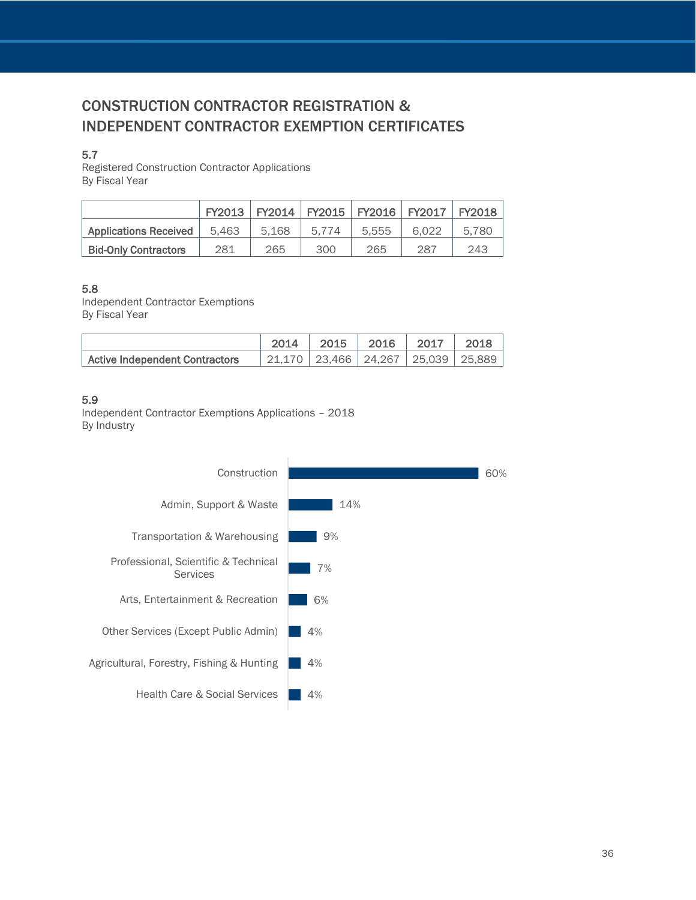# CONSTRUCTION CONTRACTOR REGISTRATION & INDEPENDENT CONTRACTOR EXEMPTION CERTIFICATES

### 5.7

Registered Construction Contractor Applications
By Fiscal Year

| | FY2013 | FY2014 | FY2015 | FY2016 | FY2017 | FY2018 |
|---|---|---|---|---|---|---|
| **Applications Received** | 5,463 | 5,168 | 5,774 | 5,555 | 6,022 | 5,780 |
| **Bid-Only Contractors** | 281 | 265 | 300 | 265 | 287 | 243 |

### 5.8

Independent Contractor Exemptions
By Fiscal Year

| | 2014 | 2015 | 2016 | 2017 | 2018 |
|---|---|---|---|---|---|
| **Active Independent Contractors** | 21,170 | 23,466 | 24,267 | 25,039 | 25,889 |

### 5.9

Independent Contractor Exemptions Applications – 2018
By Industry

| Industry | Percent |
|---|---|
| Construction | 60% |
| Admin, Support & Waste | 14% |
| Transportation & Warehousing | 9% |
| Professional, Scientific & Technical Services | 7% |
| Arts, Entertainment & Recreation | 6% |
| Other Services (Except Public Admin) | 4% |
| Agricultural, Forestry, Fishing & Hunting | 4% |
| Health Care & Social Services | 4% |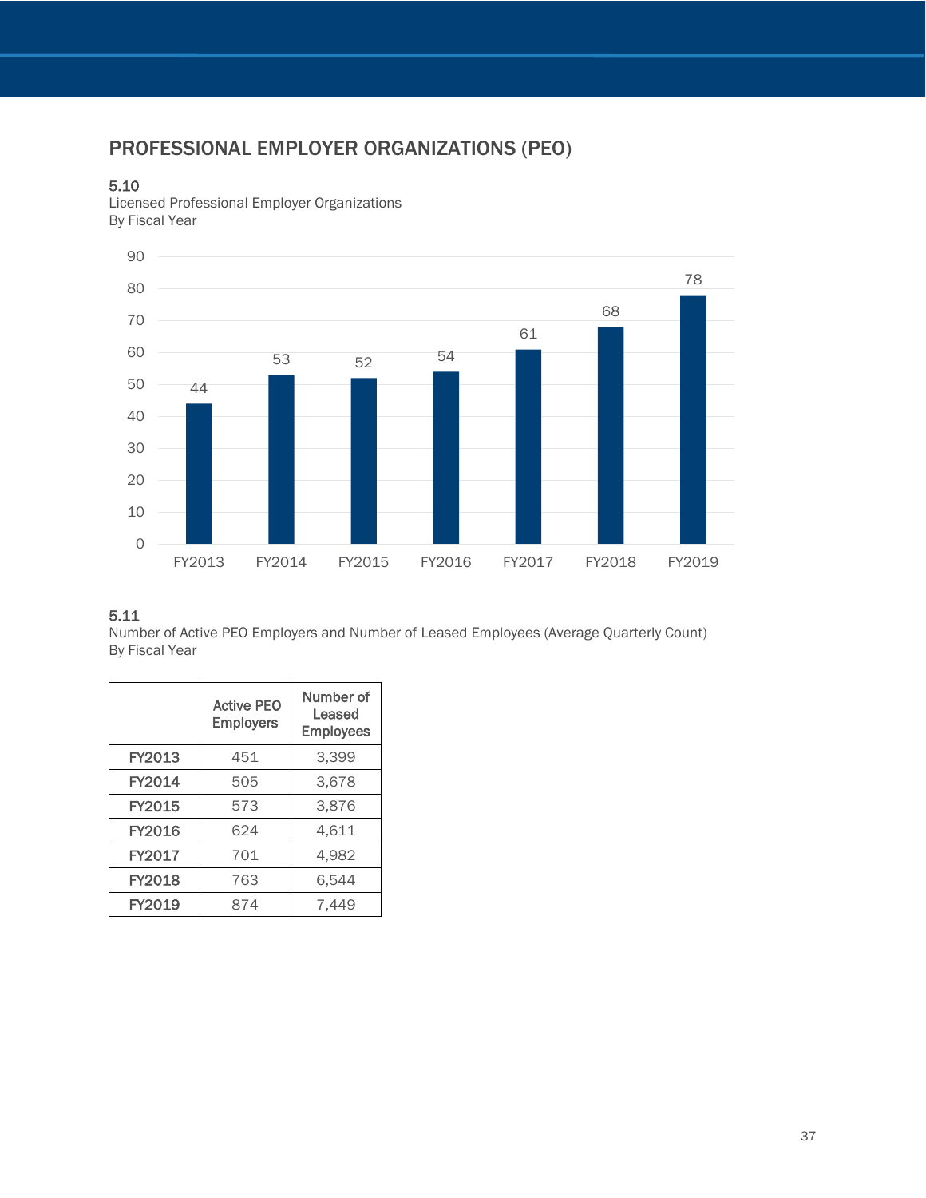## PROFESSIONAL EMPLOYER ORGANIZATIONS (PEO)

### 5.10

Licensed Professional Employer Organizations
By Fiscal Year

| Fiscal Year | Licensed PEOs |
|---|---|
| FY2013 | 44 |
| FY2014 | 53 |
| FY2015 | 52 |
| FY2016 | 54 |
| FY2017 | 61 |
| FY2018 | 68 |
| FY2019 | 78 |

### 5.11

Number of Active PEO Employers and Number of Leased Employees (Average Quarterly Count)
By Fiscal Year

| | Active PEO Employers | Number of Leased Employees |
|---|---|---|
| **FY2013** | 451 | 3,399 |
| **FY2014** | 505 | 3,678 |
| **FY2015** | 573 | 3,876 |
| **FY2016** | 624 | 4,611 |
| **FY2017** | 701 | 4,982 |
| **FY2018** | 763 | 6,544 |
| **FY2019** | 874 | 7,449 |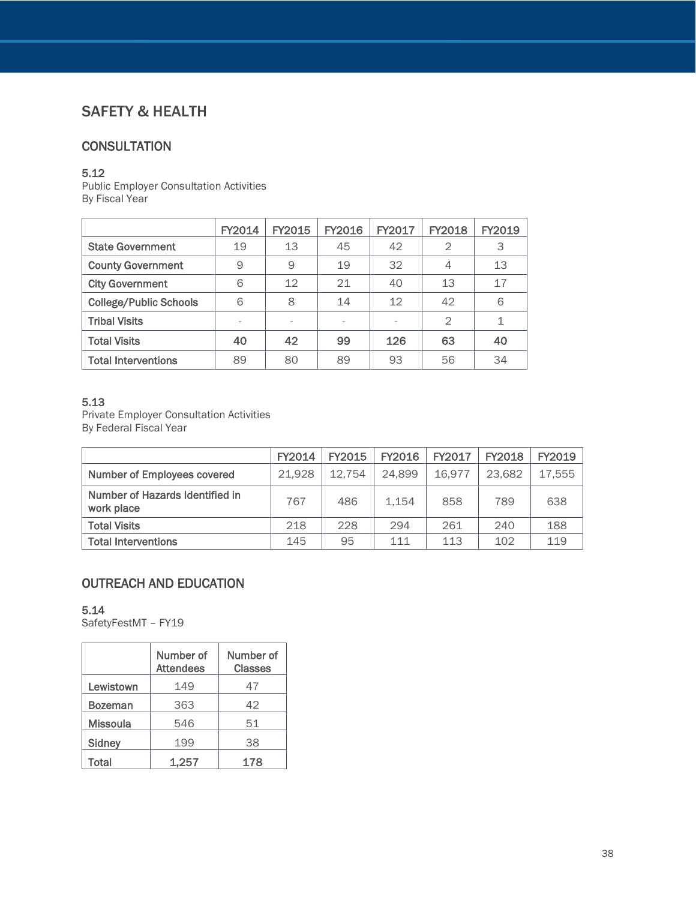## SAFETY & HEALTH

### CONSULTATION

**5.12**
Public Employer Consultation Activities
By Fiscal Year

| | FY2014 | FY2015 | FY2016 | FY2017 | FY2018 | FY2019 |
|---|---|---|---|---|---|---|
| State Government | 19 | 13 | 45 | 42 | 2 | 3 |
| County Government | 9 | 9 | 19 | 32 | 4 | 13 |
| City Government | 6 | 12 | 21 | 40 | 13 | 17 |
| College/Public Schools | 6 | 8 | 14 | 12 | 42 | 6 |
| Tribal Visits | - | - | - | - | 2 | 1 |
| Total Visits | **40** | **42** | **99** | **126** | **63** | **40** |
| Total Interventions | 89 | 80 | 89 | 93 | 56 | 34 |

**5.13**
Private Employer Consultation Activities
By Federal Fiscal Year

| | FY2014 | FY2015 | FY2016 | FY2017 | FY2018 | FY2019 |
|---|---|---|---|---|---|---|
| Number of Employees covered | 21,928 | 12,754 | 24,899 | 16,977 | 23,682 | 17,555 |
| Number of Hazards Identified in work place | 767 | 486 | 1,154 | 858 | 789 | 638 |
| Total Visits | 218 | 228 | 294 | 261 | 240 | 188 |
| Total Interventions | 145 | 95 | 111 | 113 | 102 | 119 |

### OUTREACH AND EDUCATION

**5.14**
SafetyFestMT – FY19

| | Number of Attendees | Number of Classes |
|---|---|---|
| Lewistown | 149 | 47 |
| Bozeman | 363 | 42 |
| Missoula | 546 | 51 |
| Sidney | 199 | 38 |
| Total | **1,257** | **178** |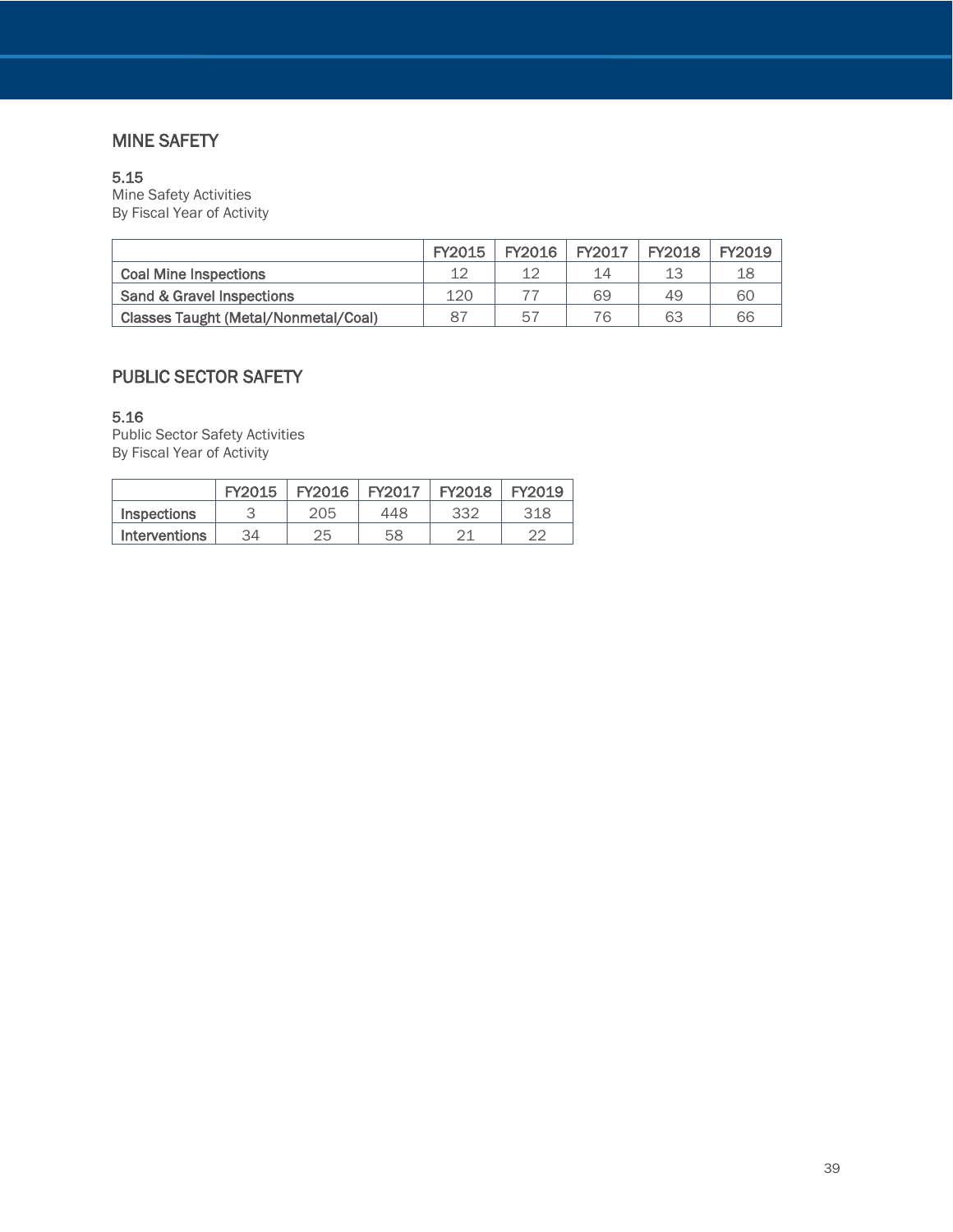## MINE SAFETY

5.15
Mine Safety Activities
By Fiscal Year of Activity

| | FY2015 | FY2016 | FY2017 | FY2018 | FY2019 |
|---|---|---|---|---|---|
| Coal Mine Inspections | 12 | 12 | 14 | 13 | 18 |
| Sand & Gravel Inspections | 120 | 77 | 69 | 49 | 60 |
| Classes Taught (Metal/Nonmetal/Coal) | 87 | 57 | 76 | 63 | 66 |

## PUBLIC SECTOR SAFETY

5.16
Public Sector Safety Activities
By Fiscal Year of Activity

| | FY2015 | FY2016 | FY2017 | FY2018 | FY2019 |
|---|---|---|---|---|---|
| Inspections | 3 | 205 | 448 | 332 | 318 |
| Interventions | 34 | 25 | 58 | 21 | 22 |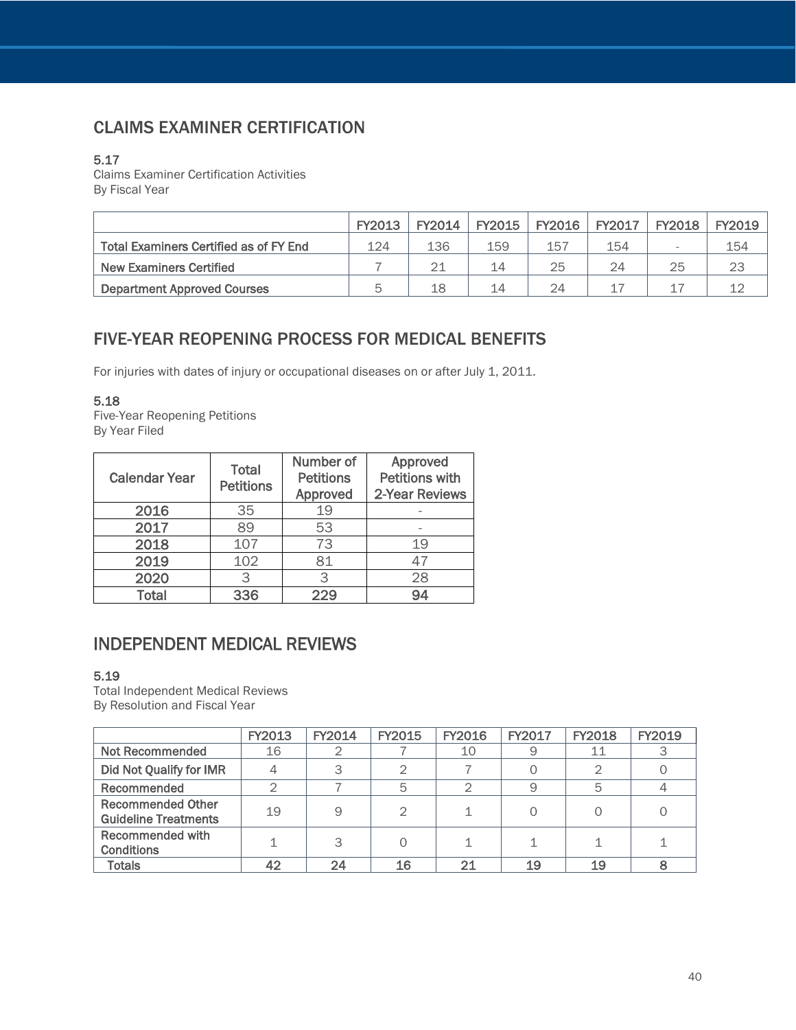## CLAIMS EXAMINER CERTIFICATION

**5.17**
Claims Examiner Certification Activities
By Fiscal Year

| | FY2013 | FY2014 | FY2015 | FY2016 | FY2017 | FY2018 | FY2019 |
|---|---|---|---|---|---|---|---|
| Total Examiners Certified as of FY End | 124 | 136 | 159 | 157 | 154 | - | 154 |
| New Examiners Certified | 7 | 21 | 14 | 25 | 24 | 25 | 23 |
| Department Approved Courses | 5 | 18 | 14 | 24 | 17 | 17 | 12 |

## FIVE-YEAR REOPENING PROCESS FOR MEDICAL BENEFITS

For injuries with dates of injury or occupational diseases on or after July 1, 2011.

**5.18**
Five-Year Reopening Petitions
By Year Filed

| Calendar Year | Total Petitions | Number of Petitions Approved | Approved Petitions with 2-Year Reviews |
|---|---|---|---|
| 2016 | 35 | 19 | - |
| 2017 | 89 | 53 | - |
| 2018 | 107 | 73 | 19 |
| 2019 | 102 | 81 | 47 |
| 2020 | 3 | 3 | 28 |
| **Total** | **336** | **229** | **94** |

## INDEPENDENT MEDICAL REVIEWS

**5.19**
Total Independent Medical Reviews
By Resolution and Fiscal Year

| | FY2013 | FY2014 | FY2015 | FY2016 | FY2017 | FY2018 | FY2019 |
|---|---|---|---|---|---|---|---|
| Not Recommended | 16 | 2 | 7 | 10 | 9 | 11 | 3 |
| Did Not Qualify for IMR | 4 | 3 | 2 | 7 | 0 | 2 | 0 |
| Recommended | 2 | 7 | 5 | 2 | 9 | 5 | 4 |
| Recommended Other Guideline Treatments | 19 | 9 | 2 | 1 | 0 | 0 | 0 |
| Recommended with Conditions | 1 | 3 | 0 | 1 | 1 | 1 | 1 |
| Totals | **42** | **24** | **16** | **21** | **19** | **19** | **8** |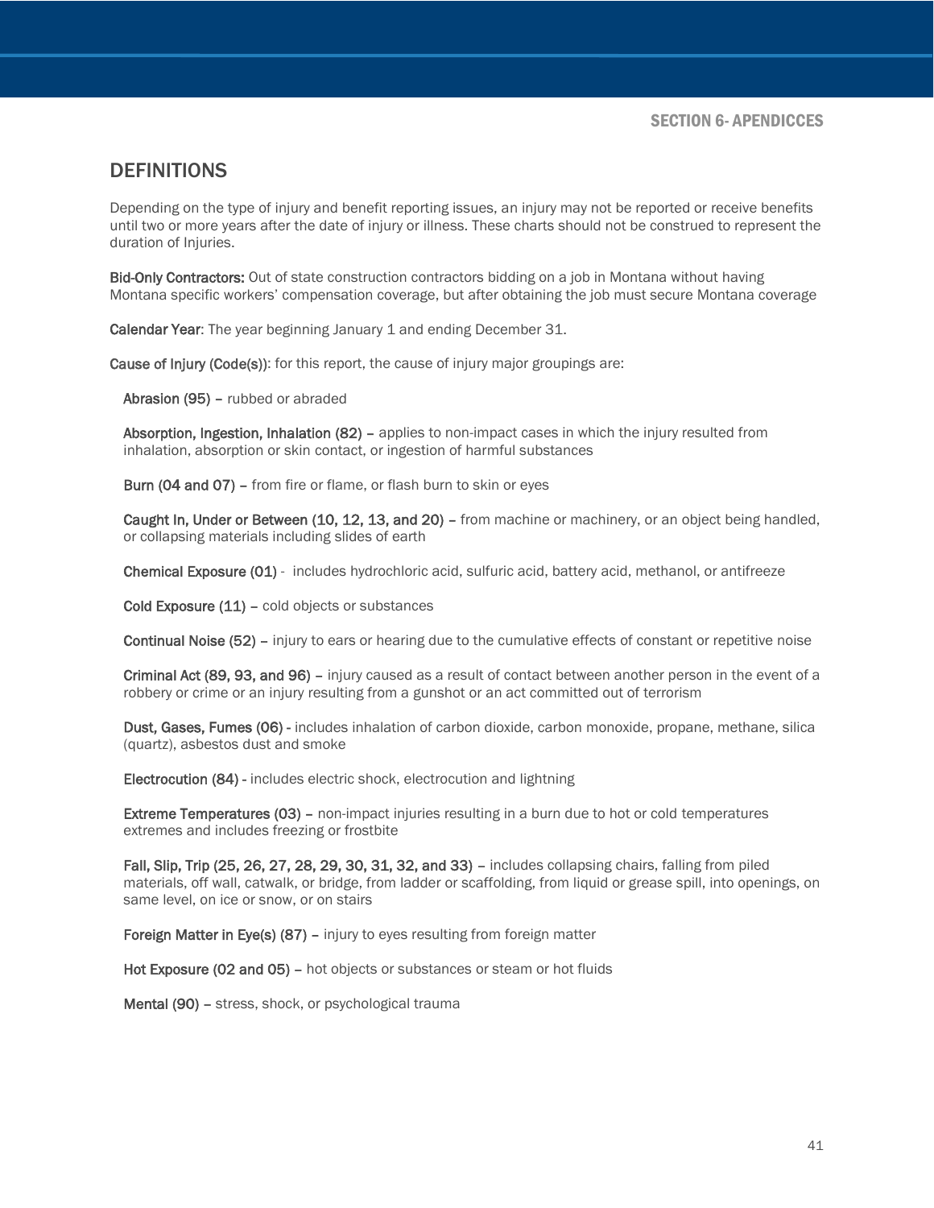SECTION 6- APENDICCES

## DEFINITIONS

Depending on the type of injury and benefit reporting issues, an injury may not be reported or receive benefits until two or more years after the date of injury or illness. These charts should not be construed to represent the duration of Injuries.

**Bid-Only Contractors:** Out of state construction contractors bidding on a job in Montana without having Montana specific workers' compensation coverage, but after obtaining the job must secure Montana coverage

**Calendar Year**: The year beginning January 1 and ending December 31.

**Cause of Injury (Code(s))**: for this report, the cause of injury major groupings are:

**Abrasion (95)** – rubbed or abraded

**Absorption, Ingestion, Inhalation (82)** – applies to non-impact cases in which the injury resulted from inhalation, absorption or skin contact, or ingestion of harmful substances

**Burn (04 and 07)** – from fire or flame, or flash burn to skin or eyes

**Caught In, Under or Between (10, 12, 13, and 20)** – from machine or machinery, or an object being handled, or collapsing materials including slides of earth

**Chemical Exposure (01)** - includes hydrochloric acid, sulfuric acid, battery acid, methanol, or antifreeze

**Cold Exposure (11)** – cold objects or substances

**Continual Noise (52)** – injury to ears or hearing due to the cumulative effects of constant or repetitive noise

**Criminal Act (89, 93, and 96)** – injury caused as a result of contact between another person in the event of a robbery or crime or an injury resulting from a gunshot or an act committed out of terrorism

**Dust, Gases, Fumes (06)** - includes inhalation of carbon dioxide, carbon monoxide, propane, methane, silica (quartz), asbestos dust and smoke

**Electrocution (84)** - includes electric shock, electrocution and lightning

**Extreme Temperatures (03)** – non-impact injuries resulting in a burn due to hot or cold temperatures extremes and includes freezing or frostbite

**Fall, Slip, Trip (25, 26, 27, 28, 29, 30, 31, 32, and 33)** – includes collapsing chairs, falling from piled materials, off wall, catwalk, or bridge, from ladder or scaffolding, from liquid or grease spill, into openings, on same level, on ice or snow, or on stairs

**Foreign Matter in Eye(s) (87)** – injury to eyes resulting from foreign matter

**Hot Exposure (02 and 05)** – hot objects or substances or steam or hot fluids

**Mental (90)** – stress, shock, or psychological trauma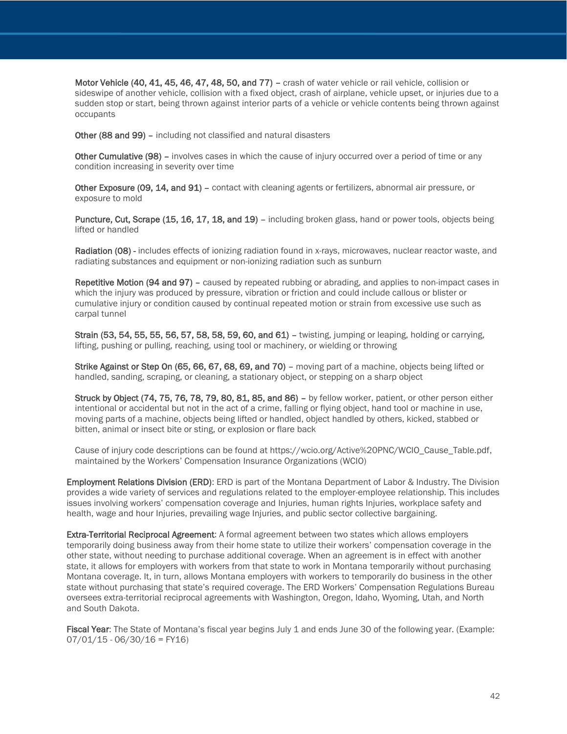**Motor Vehicle (40, 41, 45, 46, 47, 48, 50, and 77)** – crash of water vehicle or rail vehicle, collision or sideswipe of another vehicle, collision with a fixed object, crash of airplane, vehicle upset, or injuries due to a sudden stop or start, being thrown against interior parts of a vehicle or vehicle contents being thrown against occupants

**Other (88 and 99)** – including not classified and natural disasters

**Other Cumulative (98)** – involves cases in which the cause of injury occurred over a period of time or any condition increasing in severity over time

**Other Exposure (09, 14, and 91)** – contact with cleaning agents or fertilizers, abnormal air pressure, or exposure to mold

**Puncture, Cut, Scrape (15, 16, 17, 18, and 19)** – including broken glass, hand or power tools, objects being lifted or handled

**Radiation (08)** - includes effects of ionizing radiation found in x-rays, microwaves, nuclear reactor waste, and radiating substances and equipment or non-ionizing radiation such as sunburn

**Repetitive Motion (94 and 97)** – caused by repeated rubbing or abrading, and applies to non-impact cases in which the injury was produced by pressure, vibration or friction and could include callous or blister or cumulative injury or condition caused by continual repeated motion or strain from excessive use such as carpal tunnel

**Strain (53, 54, 55, 55, 56, 57, 58, 58, 59, 60, and 61)** – twisting, jumping or leaping, holding or carrying, lifting, pushing or pulling, reaching, using tool or machinery, or wielding or throwing

**Strike Against or Step On (65, 66, 67, 68, 69, and 70)** – moving part of a machine, objects being lifted or handled, sanding, scraping, or cleaning, a stationary object, or stepping on a sharp object

**Struck by Object (74, 75, 76, 78, 79, 80, 81, 85, and 86)** – by fellow worker, patient, or other person either intentional or accidental but not in the act of a crime, falling or flying object, hand tool or machine in use, moving parts of a machine, objects being lifted or handled, object handled by others, kicked, stabbed or bitten, animal or insect bite or sting, or explosion or flare back

Cause of injury code descriptions can be found at https://wcio.org/Active%20PNC/WCIO_Cause_Table.pdf, maintained by the Workers' Compensation Insurance Organizations (WCIO)

**Employment Relations Division (ERD)**: ERD is part of the Montana Department of Labor & Industry. The Division provides a wide variety of services and regulations related to the employer-employee relationship. This includes issues involving workers' compensation coverage and Injuries, human rights Injuries, workplace safety and health, wage and hour Injuries, prevailing wage Injuries, and public sector collective bargaining.

**Extra-Territorial Reciprocal Agreement**: A formal agreement between two states which allows employers temporarily doing business away from their home state to utilize their workers' compensation coverage in the other state, without needing to purchase additional coverage. When an agreement is in effect with another state, it allows for employers with workers from that state to work in Montana temporarily without purchasing Montana coverage. It, in turn, allows Montana employers with workers to temporarily do business in the other state without purchasing that state's required coverage. The ERD Workers' Compensation Regulations Bureau oversees extra-territorial reciprocal agreements with Washington, Oregon, Idaho, Wyoming, Utah, and North and South Dakota.

**Fiscal Year**: The State of Montana's fiscal year begins July 1 and ends June 30 of the following year. (Example: 07/01/15 - 06/30/16 = FY16)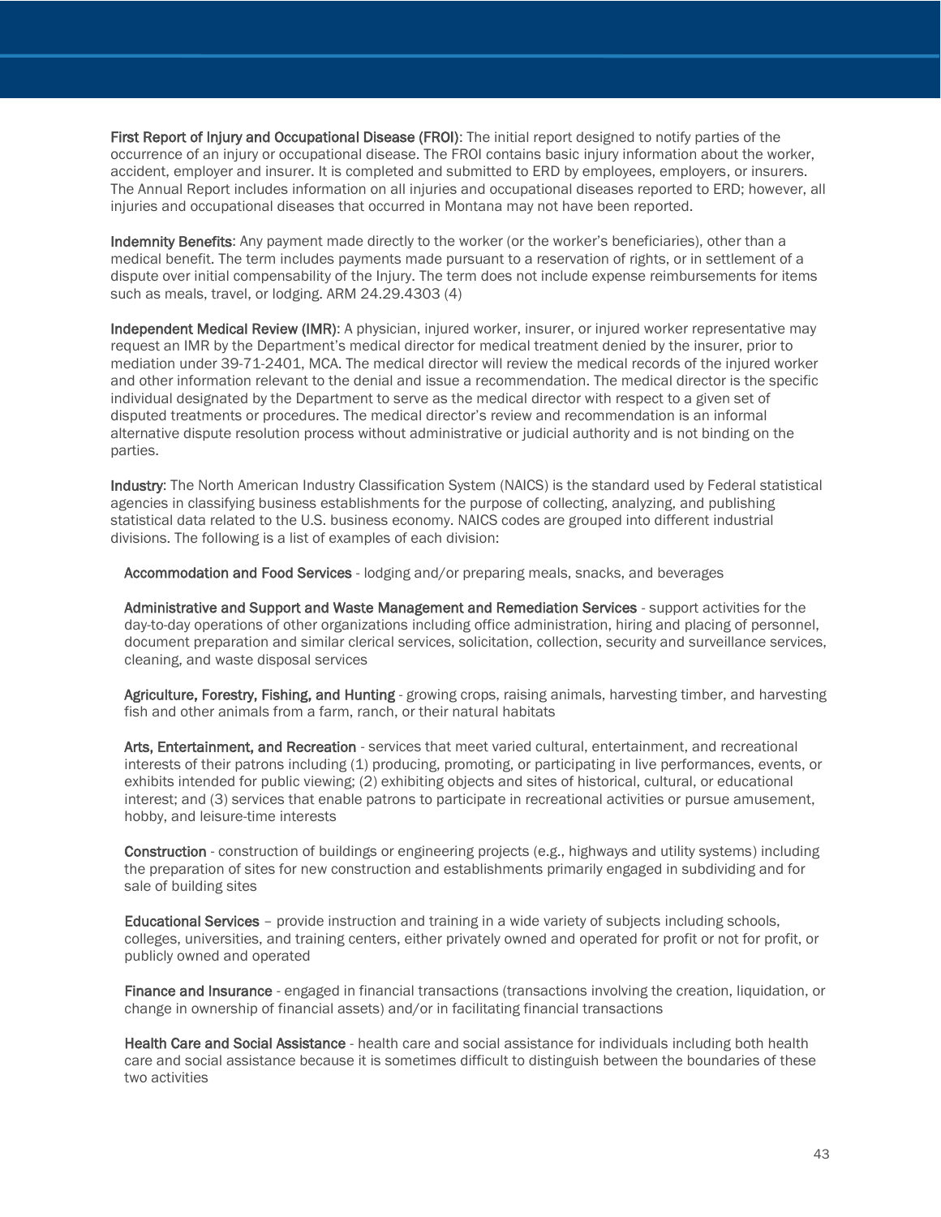**First Report of Injury and Occupational Disease (FROI)**: The initial report designed to notify parties of the occurrence of an injury or occupational disease. The FROI contains basic injury information about the worker, accident, employer and insurer. It is completed and submitted to ERD by employees, employers, or insurers. The Annual Report includes information on all injuries and occupational diseases reported to ERD; however, all injuries and occupational diseases that occurred in Montana may not have been reported.

**Indemnity Benefits**: Any payment made directly to the worker (or the worker's beneficiaries), other than a medical benefit. The term includes payments made pursuant to a reservation of rights, or in settlement of a dispute over initial compensability of the Injury. The term does not include expense reimbursements for items such as meals, travel, or lodging. ARM 24.29.4303 (4)

**Independent Medical Review (IMR)**: A physician, injured worker, insurer, or injured worker representative may request an IMR by the Department's medical director for medical treatment denied by the insurer, prior to mediation under 39-71-2401, MCA. The medical director will review the medical records of the injured worker and other information relevant to the denial and issue a recommendation. The medical director is the specific individual designated by the Department to serve as the medical director with respect to a given set of disputed treatments or procedures. The medical director's review and recommendation is an informal alternative dispute resolution process without administrative or judicial authority and is not binding on the parties.

**Industry**: The North American Industry Classification System (NAICS) is the standard used by Federal statistical agencies in classifying business establishments for the purpose of collecting, analyzing, and publishing statistical data related to the U.S. business economy. NAICS codes are grouped into different industrial divisions. The following is a list of examples of each division:

**Accommodation and Food Services** - lodging and/or preparing meals, snacks, and beverages

**Administrative and Support and Waste Management and Remediation Services** - support activities for the day-to-day operations of other organizations including office administration, hiring and placing of personnel, document preparation and similar clerical services, solicitation, collection, security and surveillance services, cleaning, and waste disposal services

**Agriculture, Forestry, Fishing, and Hunting** - growing crops, raising animals, harvesting timber, and harvesting fish and other animals from a farm, ranch, or their natural habitats

**Arts, Entertainment, and Recreation** - services that meet varied cultural, entertainment, and recreational interests of their patrons including (1) producing, promoting, or participating in live performances, events, or exhibits intended for public viewing; (2) exhibiting objects and sites of historical, cultural, or educational interest; and (3) services that enable patrons to participate in recreational activities or pursue amusement, hobby, and leisure-time interests

**Construction** - construction of buildings or engineering projects (e.g., highways and utility systems) including the preparation of sites for new construction and establishments primarily engaged in subdividing and for sale of building sites

**Educational Services** – provide instruction and training in a wide variety of subjects including schools, colleges, universities, and training centers, either privately owned and operated for profit or not for profit, or publicly owned and operated

**Finance and Insurance** - engaged in financial transactions (transactions involving the creation, liquidation, or change in ownership of financial assets) and/or in facilitating financial transactions

**Health Care and Social Assistance** - health care and social assistance for individuals including both health care and social assistance because it is sometimes difficult to distinguish between the boundaries of these two activities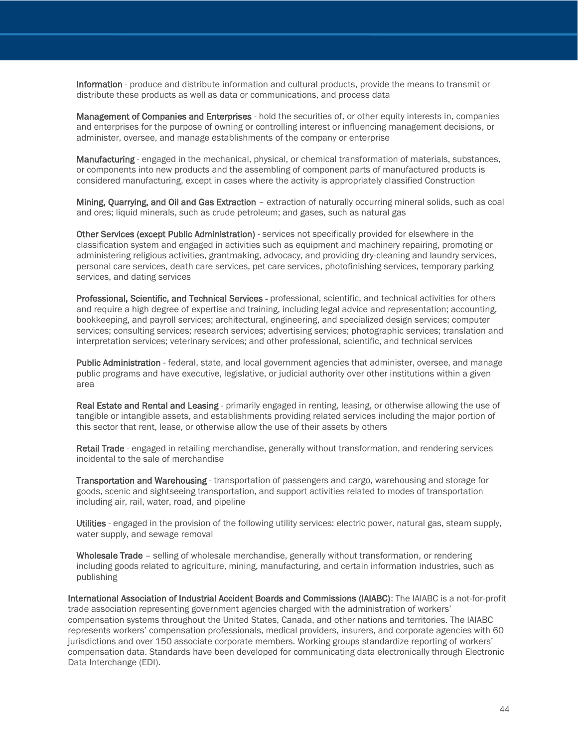**Information** - produce and distribute information and cultural products, provide the means to transmit or distribute these products as well as data or communications, and process data

**Management of Companies and Enterprises** - hold the securities of, or other equity interests in, companies and enterprises for the purpose of owning or controlling interest or influencing management decisions, or administer, oversee, and manage establishments of the company or enterprise

**Manufacturing** - engaged in the mechanical, physical, or chemical transformation of materials, substances, or components into new products and the assembling of component parts of manufactured products is considered manufacturing, except in cases where the activity is appropriately classified Construction

**Mining, Quarrying, and Oil and Gas Extraction** – extraction of naturally occurring mineral solids, such as coal and ores; liquid minerals, such as crude petroleum; and gases, such as natural gas

**Other Services (except Public Administration)** - services not specifically provided for elsewhere in the classification system and engaged in activities such as equipment and machinery repairing, promoting or administering religious activities, grantmaking, advocacy, and providing dry-cleaning and laundry services, personal care services, death care services, pet care services, photofinishing services, temporary parking services, and dating services

**Professional, Scientific, and Technical Services -** professional, scientific, and technical activities for others and require a high degree of expertise and training, including legal advice and representation; accounting, bookkeeping, and payroll services; architectural, engineering, and specialized design services; computer services; consulting services; research services; advertising services; photographic services; translation and interpretation services; veterinary services; and other professional, scientific, and technical services

**Public Administration** - federal, state, and local government agencies that administer, oversee, and manage public programs and have executive, legislative, or judicial authority over other institutions within a given area

**Real Estate and Rental and Leasing** - primarily engaged in renting, leasing, or otherwise allowing the use of tangible or intangible assets, and establishments providing related services including the major portion of this sector that rent, lease, or otherwise allow the use of their assets by others

**Retail Trade** - engaged in retailing merchandise, generally without transformation, and rendering services incidental to the sale of merchandise

**Transportation and Warehousing** - transportation of passengers and cargo, warehousing and storage for goods, scenic and sightseeing transportation, and support activities related to modes of transportation including air, rail, water, road, and pipeline

**Utilities** - engaged in the provision of the following utility services: electric power, natural gas, steam supply, water supply, and sewage removal

**Wholesale Trade** – selling of wholesale merchandise, generally without transformation, or rendering including goods related to agriculture, mining, manufacturing, and certain information industries, such as publishing

**International Association of Industrial Accident Boards and Commissions (IAIABC)**: The IAIABC is a not-for-profit trade association representing government agencies charged with the administration of workers' compensation systems throughout the United States, Canada, and other nations and territories. The IAIABC represents workers' compensation professionals, medical providers, insurers, and corporate agencies with 60 jurisdictions and over 150 associate corporate members. Working groups standardize reporting of workers' compensation data. Standards have been developed for communicating data electronically through Electronic Data Interchange (EDI).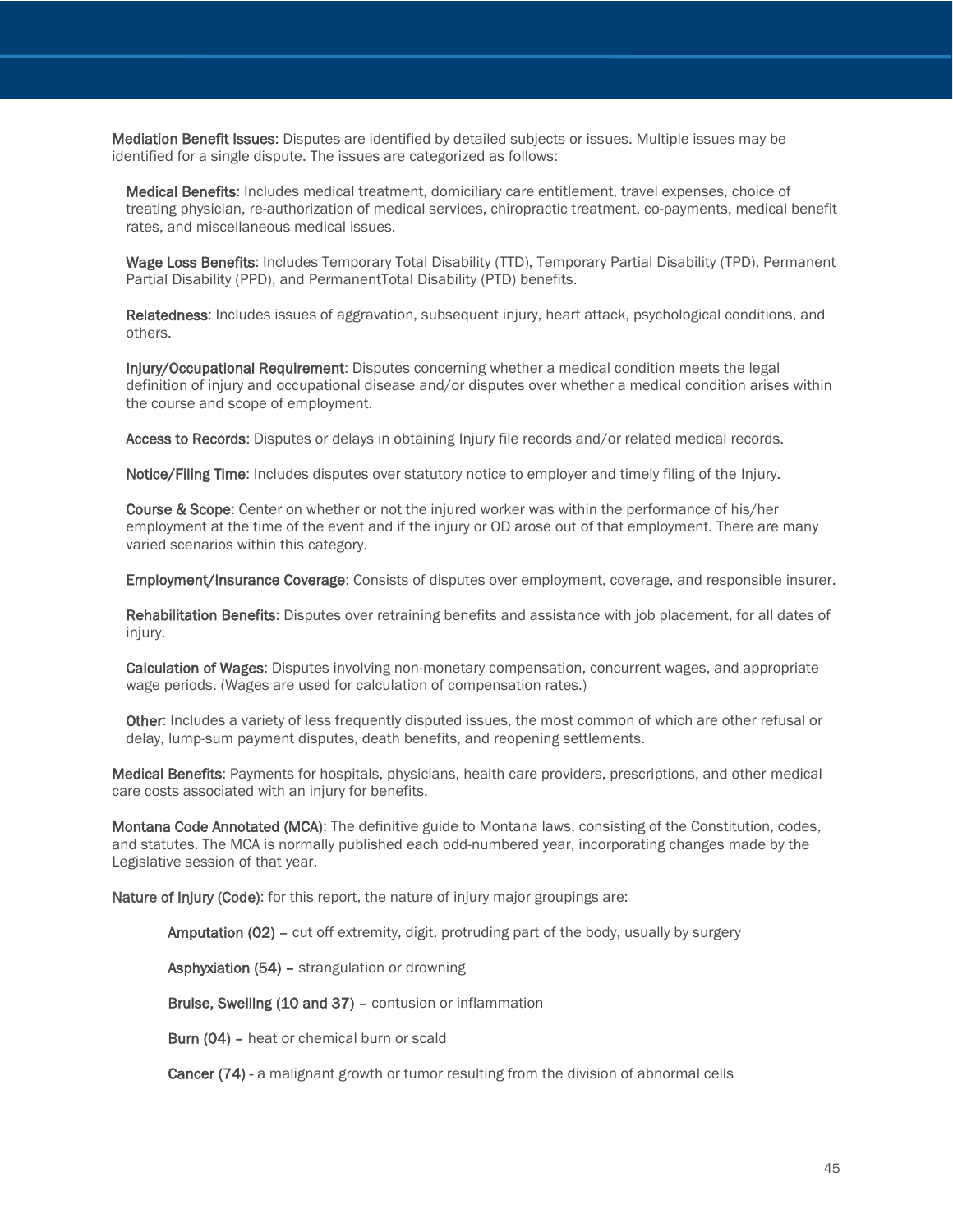**Mediation Benefit Issues**: Disputes are identified by detailed subjects or issues. Multiple issues may be identified for a single dispute. The issues are categorized as follows:

- **Medical Benefits**: Includes medical treatment, domiciliary care entitlement, travel expenses, choice of treating physician, re-authorization of medical services, chiropractic treatment, co-payments, medical benefit rates, and miscellaneous medical issues.

- **Wage Loss Benefits**: Includes Temporary Total Disability (TTD), Temporary Partial Disability (TPD), Permanent Partial Disability (PPD), and PermanentTotal Disability (PTD) benefits.

- **Relatedness**: Includes issues of aggravation, subsequent injury, heart attack, psychological conditions, and others.

- **Injury/Occupational Requirement**: Disputes concerning whether a medical condition meets the legal definition of injury and occupational disease and/or disputes over whether a medical condition arises within the course and scope of employment.

- **Access to Records**: Disputes or delays in obtaining Injury file records and/or related medical records.

- **Notice/Filing Time**: Includes disputes over statutory notice to employer and timely filing of the Injury.

- **Course & Scope**: Center on whether or not the injured worker was within the performance of his/her employment at the time of the event and if the injury or OD arose out of that employment. There are many varied scenarios within this category.

- **Employment/Insurance Coverage**: Consists of disputes over employment, coverage, and responsible insurer.

- **Rehabilitation Benefits**: Disputes over retraining benefits and assistance with job placement, for all dates of injury.

- **Calculation of Wages**: Disputes involving non-monetary compensation, concurrent wages, and appropriate wage periods. (Wages are used for calculation of compensation rates.)

- **Other**: Includes a variety of less frequently disputed issues, the most common of which are other refusal or delay, lump-sum payment disputes, death benefits, and reopening settlements.

**Medical Benefits**: Payments for hospitals, physicians, health care providers, prescriptions, and other medical care costs associated with an injury for benefits.

**Montana Code Annotated (MCA)**: The definitive guide to Montana laws, consisting of the Constitution, codes, and statutes. The MCA is normally published each odd-numbered year, incorporating changes made by the Legislative session of that year.

**Nature of Injury (Code)**: for this report, the nature of injury major groupings are:

- **Amputation (02)** – cut off extremity, digit, protruding part of the body, usually by surgery

- **Asphyxiation (54)** – strangulation or drowning

- **Bruise, Swelling (10 and 37)** – contusion or inflammation

- **Burn (04)** – heat or chemical burn or scald

- **Cancer (74)** - a malignant growth or tumor resulting from the division of abnormal cells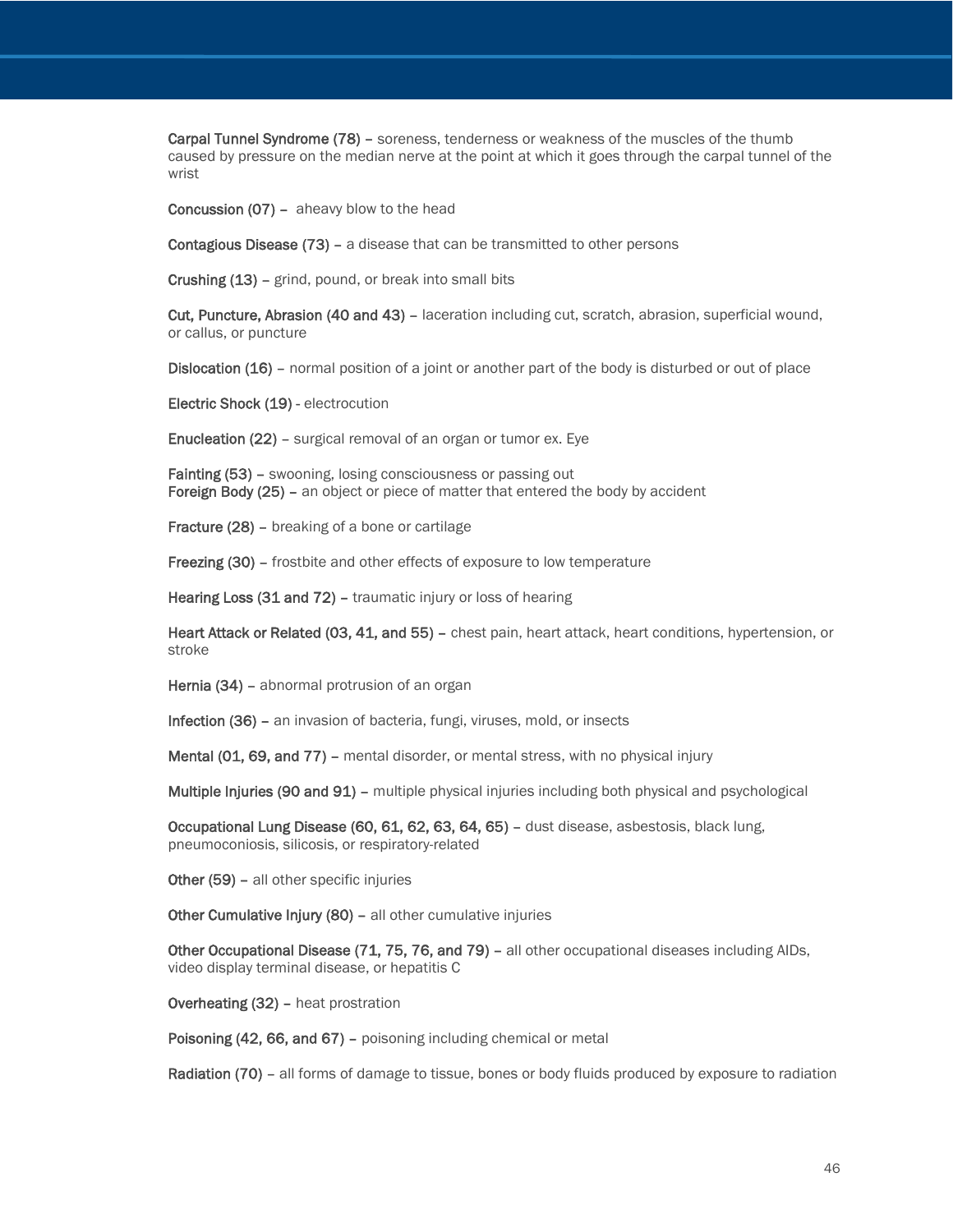**Carpal Tunnel Syndrome (78)** – soreness, tenderness or weakness of the muscles of the thumb caused by pressure on the median nerve at the point at which it goes through the carpal tunnel of the wrist

**Concussion (07)** – aheavy blow to the head

**Contagious Disease (73)** – a disease that can be transmitted to other persons

**Crushing (13)** – grind, pound, or break into small bits

**Cut, Puncture, Abrasion (40 and 43)** – laceration including cut, scratch, abrasion, superficial wound, or callus, or puncture

**Dislocation (16)** – normal position of a joint or another part of the body is disturbed or out of place

**Electric Shock (19)** - electrocution

**Enucleation (22)** – surgical removal of an organ or tumor ex. Eye

**Fainting (53)** – swooning, losing consciousness or passing out
**Foreign Body (25)** – an object or piece of matter that entered the body by accident

**Fracture (28)** – breaking of a bone or cartilage

**Freezing (30)** – frostbite and other effects of exposure to low temperature

**Hearing Loss (31 and 72)** – traumatic injury or loss of hearing

**Heart Attack or Related (03, 41, and 55)** – chest pain, heart attack, heart conditions, hypertension, or stroke

**Hernia (34)** – abnormal protrusion of an organ

**Infection (36)** – an invasion of bacteria, fungi, viruses, mold, or insects

**Mental (01, 69, and 77)** – mental disorder, or mental stress, with no physical injury

**Multiple Injuries (90 and 91)** – multiple physical injuries including both physical and psychological

**Occupational Lung Disease (60, 61, 62, 63, 64, 65)** – dust disease, asbestosis, black lung, pneumoconiosis, silicosis, or respiratory-related

**Other (59)** – all other specific injuries

**Other Cumulative Injury (80)** – all other cumulative injuries

**Other Occupational Disease (71, 75, 76, and 79)** – all other occupational diseases including AIDs, video display terminal disease, or hepatitis C

**Overheating (32)** – heat prostration

**Poisoning (42, 66, and 67)** – poisoning including chemical or metal

**Radiation (70)** – all forms of damage to tissue, bones or body fluids produced by exposure to radiation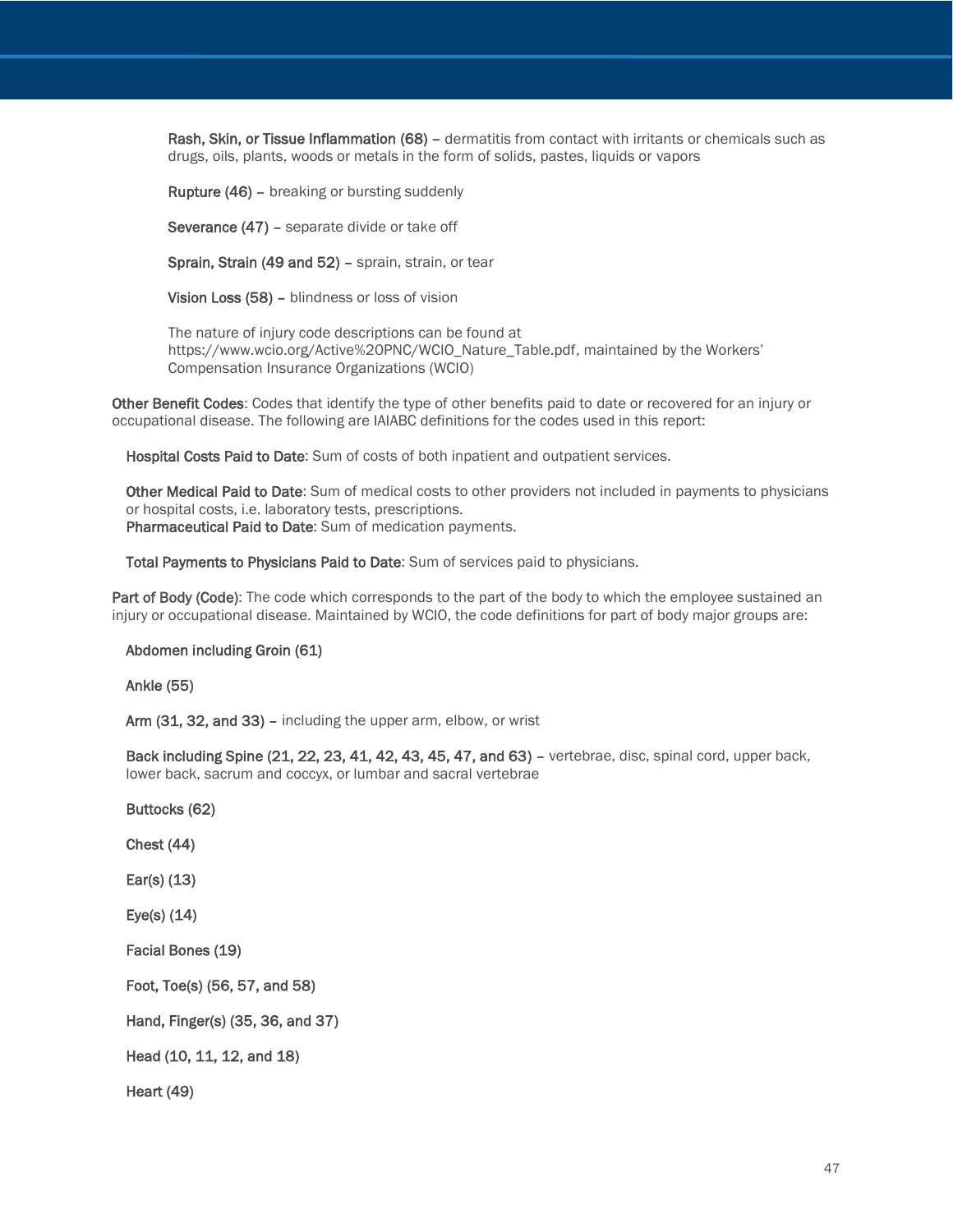**Rash, Skin, or Tissue Inflammation (68)** – dermatitis from contact with irritants or chemicals such as drugs, oils, plants, woods or metals in the form of solids, pastes, liquids or vapors

**Rupture (46)** – breaking or bursting suddenly

**Severance (47)** – separate divide or take off

**Sprain, Strain (49 and 52)** – sprain, strain, or tear

**Vision Loss (58)** – blindness or loss of vision

The nature of injury code descriptions can be found at https://www.wcio.org/Active%20PNC/WCIO_Nature_Table.pdf, maintained by the Workers' Compensation Insurance Organizations (WCIO)

**Other Benefit Codes**: Codes that identify the type of other benefits paid to date or recovered for an injury or occupational disease. The following are IAIABC definitions for the codes used in this report:

**Hospital Costs Paid to Date**: Sum of costs of both inpatient and outpatient services.

**Other Medical Paid to Date**: Sum of medical costs to other providers not included in payments to physicians or hospital costs, i.e. laboratory tests, prescriptions.
**Pharmaceutical Paid to Date**: Sum of medication payments.

**Total Payments to Physicians Paid to Date**: Sum of services paid to physicians.

**Part of Body (Code)**: The code which corresponds to the part of the body to which the employee sustained an injury or occupational disease. Maintained by WCIO, the code definitions for part of body major groups are:

**Abdomen including Groin (61)**

**Ankle (55)**

**Arm (31, 32, and 33)** – including the upper arm, elbow, or wrist

**Back including Spine (21, 22, 23, 41, 42, 43, 45, 47, and 63)** – vertebrae, disc, spinal cord, upper back, lower back, sacrum and coccyx, or lumbar and sacral vertebrae

**Buttocks (62)**

**Chest (44)**

**Ear(s) (13)**

**Eye(s) (14)**

**Facial Bones (19)**

**Foot, Toe(s) (56, 57, and 58)**

**Hand, Finger(s) (35, 36, and 37)**

**Head (10, 11, 12, and 18)**

**Heart (49)**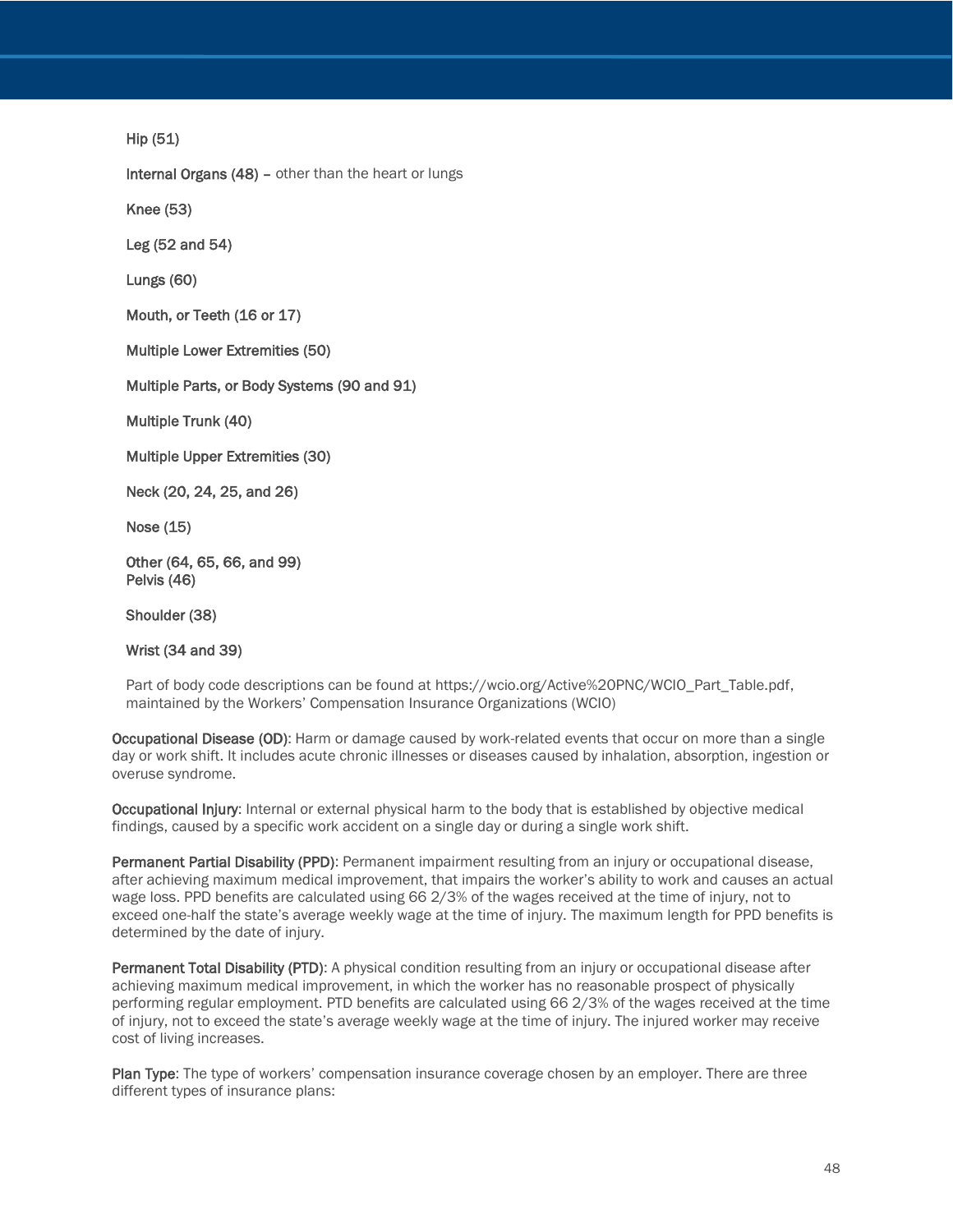**Hip (51)**

**Internal Organs (48)** – other than the heart or lungs

**Knee (53)**

**Leg (52 and 54)**

**Lungs (60)**

**Mouth, or Teeth (16 or 17)**

**Multiple Lower Extremities (50)**

**Multiple Parts, or Body Systems (90 and 91)**

**Multiple Trunk (40)**

**Multiple Upper Extremities (30)**

**Neck (20, 24, 25, and 26)**

**Nose (15)**

**Other (64, 65, 66, and 99)**
**Pelvis (46)**

**Shoulder (38)**

**Wrist (34 and 39)**

Part of body code descriptions can be found at https://wcio.org/Active%20PNC/WCIO_Part_Table.pdf, maintained by the Workers' Compensation Insurance Organizations (WCIO)

**Occupational Disease (OD)**: Harm or damage caused by work-related events that occur on more than a single day or work shift. It includes acute chronic illnesses or diseases caused by inhalation, absorption, ingestion or overuse syndrome.

**Occupational Injury**: Internal or external physical harm to the body that is established by objective medical findings, caused by a specific work accident on a single day or during a single work shift.

**Permanent Partial Disability (PPD)**: Permanent impairment resulting from an injury or occupational disease, after achieving maximum medical improvement, that impairs the worker's ability to work and causes an actual wage loss. PPD benefits are calculated using 66 2/3% of the wages received at the time of injury, not to exceed one-half the state's average weekly wage at the time of injury. The maximum length for PPD benefits is determined by the date of injury.

**Permanent Total Disability (PTD)**: A physical condition resulting from an injury or occupational disease after achieving maximum medical improvement, in which the worker has no reasonable prospect of physically performing regular employment. PTD benefits are calculated using 66 2/3% of the wages received at the time of injury, not to exceed the state's average weekly wage at the time of injury. The injured worker may receive cost of living increases.

**Plan Type**: The type of workers' compensation insurance coverage chosen by an employer. There are three different types of insurance plans: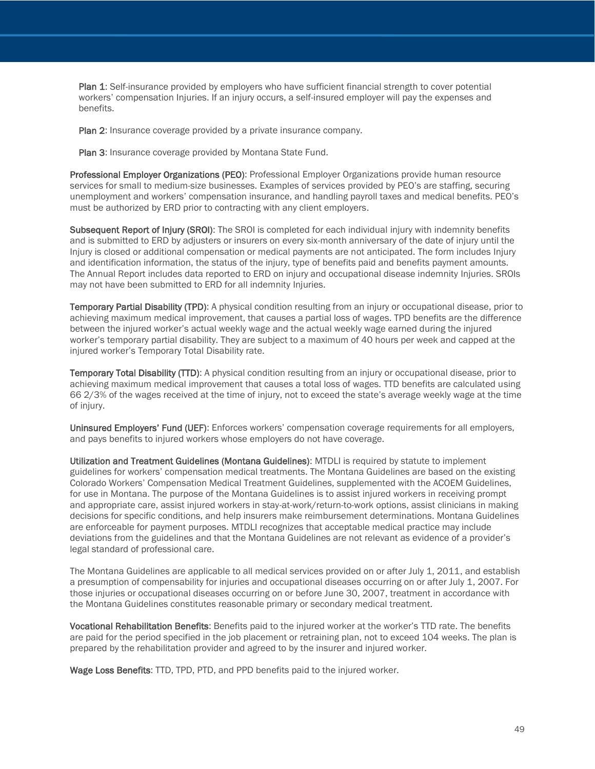**Plan 1**: Self-insurance provided by employers who have sufficient financial strength to cover potential workers' compensation Injuries. If an injury occurs, a self-insured employer will pay the expenses and benefits.

**Plan 2**: Insurance coverage provided by a private insurance company.

**Plan 3**: Insurance coverage provided by Montana State Fund.

**Professional Employer Organizations (PEO)**: Professional Employer Organizations provide human resource services for small to medium-size businesses. Examples of services provided by PEO's are staffing, securing unemployment and workers' compensation insurance, and handling payroll taxes and medical benefits. PEO's must be authorized by ERD prior to contracting with any client employers.

**Subsequent Report of Injury (SROI)**: The SROI is completed for each individual injury with indemnity benefits and is submitted to ERD by adjusters or insurers on every six-month anniversary of the date of injury until the Injury is closed or additional compensation or medical payments are not anticipated. The form includes Injury and identification information, the status of the injury, type of benefits paid and benefits payment amounts. The Annual Report includes data reported to ERD on injury and occupational disease indemnity Injuries. SROIs may not have been submitted to ERD for all indemnity Injuries.

**Temporary Partial Disability (TPD)**: A physical condition resulting from an injury or occupational disease, prior to achieving maximum medical improvement, that causes a partial loss of wages. TPD benefits are the difference between the injured worker's actual weekly wage and the actual weekly wage earned during the injured worker's temporary partial disability. They are subject to a maximum of 40 hours per week and capped at the injured worker's Temporary Total Disability rate.

**Temporary Total Disability (TTD)**: A physical condition resulting from an injury or occupational disease, prior to achieving maximum medical improvement that causes a total loss of wages. TTD benefits are calculated using 66 2/3% of the wages received at the time of injury, not to exceed the state's average weekly wage at the time of injury.

**Uninsured Employers' Fund (UEF)**: Enforces workers' compensation coverage requirements for all employers, and pays benefits to injured workers whose employers do not have coverage.

**Utilization and Treatment Guidelines (Montana Guidelines)**: MTDLI is required by statute to implement guidelines for workers' compensation medical treatments. The Montana Guidelines are based on the existing Colorado Workers' Compensation Medical Treatment Guidelines, supplemented with the ACOEM Guidelines, for use in Montana. The purpose of the Montana Guidelines is to assist injured workers in receiving prompt and appropriate care, assist injured workers in stay-at-work/return-to-work options, assist clinicians in making decisions for specific conditions, and help insurers make reimbursement determinations. Montana Guidelines are enforceable for payment purposes. MTDLI recognizes that acceptable medical practice may include deviations from the guidelines and that the Montana Guidelines are not relevant as evidence of a provider's legal standard of professional care.

The Montana Guidelines are applicable to all medical services provided on or after July 1, 2011, and establish a presumption of compensability for injuries and occupational diseases occurring on or after July 1, 2007. For those injuries or occupational diseases occurring on or before June 30, 2007, treatment in accordance with the Montana Guidelines constitutes reasonable primary or secondary medical treatment.

**Vocational Rehabilitation Benefits**: Benefits paid to the injured worker at the worker's TTD rate. The benefits are paid for the period specified in the job placement or retraining plan, not to exceed 104 weeks. The plan is prepared by the rehabilitation provider and agreed to by the insurer and injured worker.

**Wage Loss Benefits**: TTD, TPD, PTD, and PPD benefits paid to the injured worker.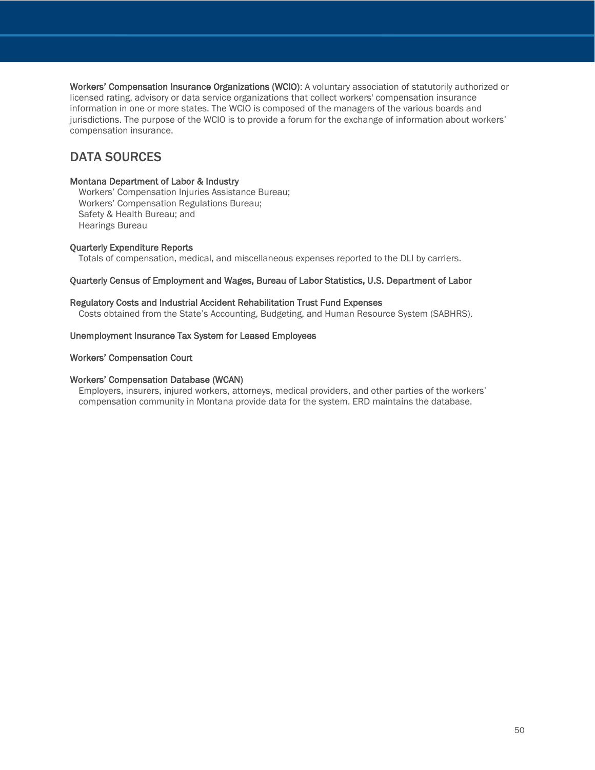**Workers' Compensation Insurance Organizations (WCIO)**: A voluntary association of statutorily authorized or licensed rating, advisory or data service organizations that collect workers' compensation insurance information in one or more states. The WCIO is composed of the managers of the various boards and jurisdictions. The purpose of the WCIO is to provide a forum for the exchange of information about workers' compensation insurance.

## DATA SOURCES

**Montana Department of Labor & Industry**

Workers' Compensation Injuries Assistance Bureau;
Workers' Compensation Regulations Bureau;
Safety & Health Bureau; and
Hearings Bureau

**Quarterly Expenditure Reports**

Totals of compensation, medical, and miscellaneous expenses reported to the DLI by carriers.

**Quarterly Census of Employment and Wages, Bureau of Labor Statistics, U.S. Department of Labor**

**Regulatory Costs and Industrial Accident Rehabilitation Trust Fund Expenses**

Costs obtained from the State's Accounting, Budgeting, and Human Resource System (SABHRS).

**Unemployment Insurance Tax System for Leased Employees**

**Workers' Compensation Court**

**Workers' Compensation Database (WCAN)**

Employers, insurers, injured workers, attorneys, medical providers, and other parties of the workers' compensation community in Montana provide data for the system. ERD maintains the database.